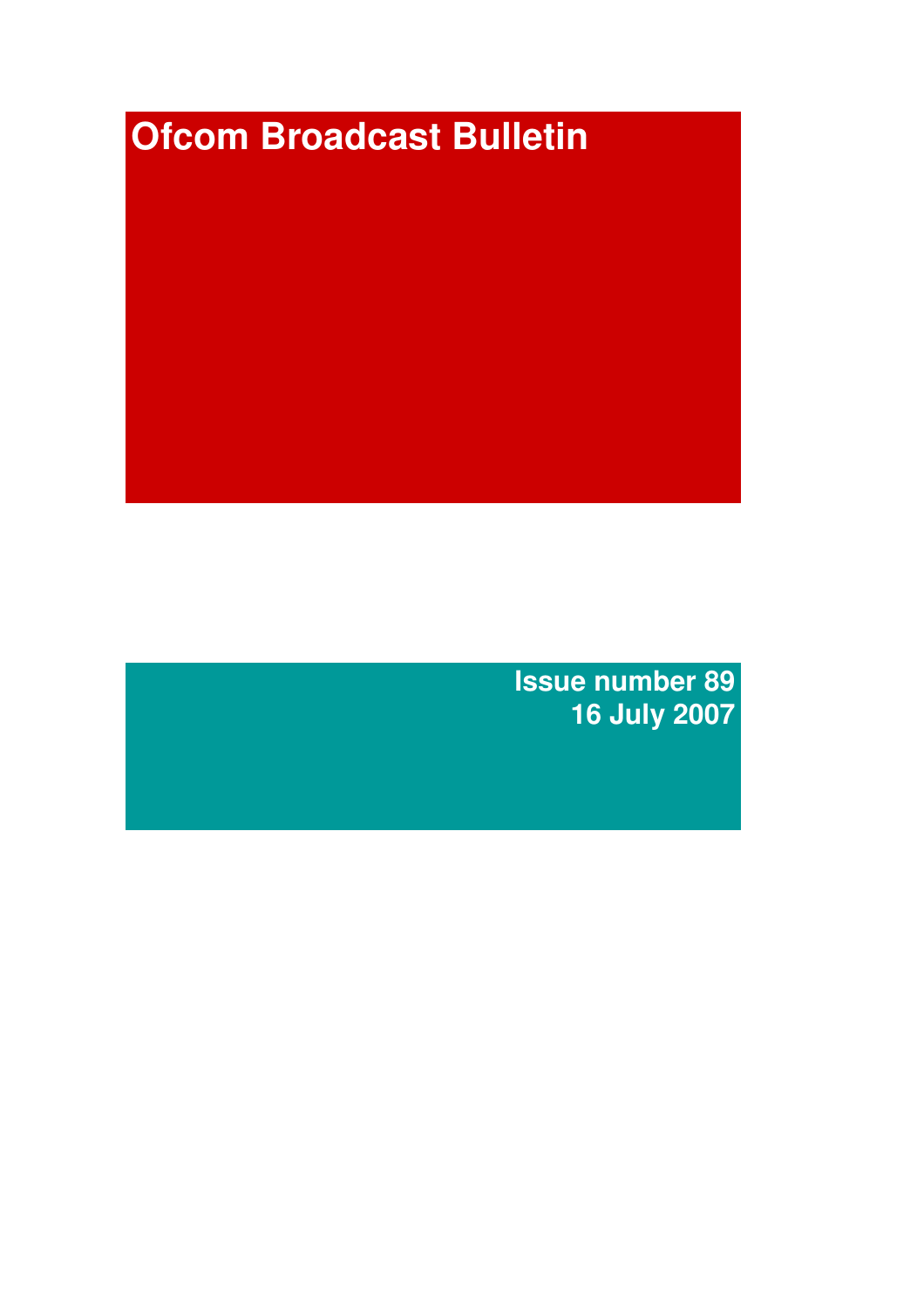# Ofcom Broadcast Bulletin

**Issue number 89**
**16 July 2007**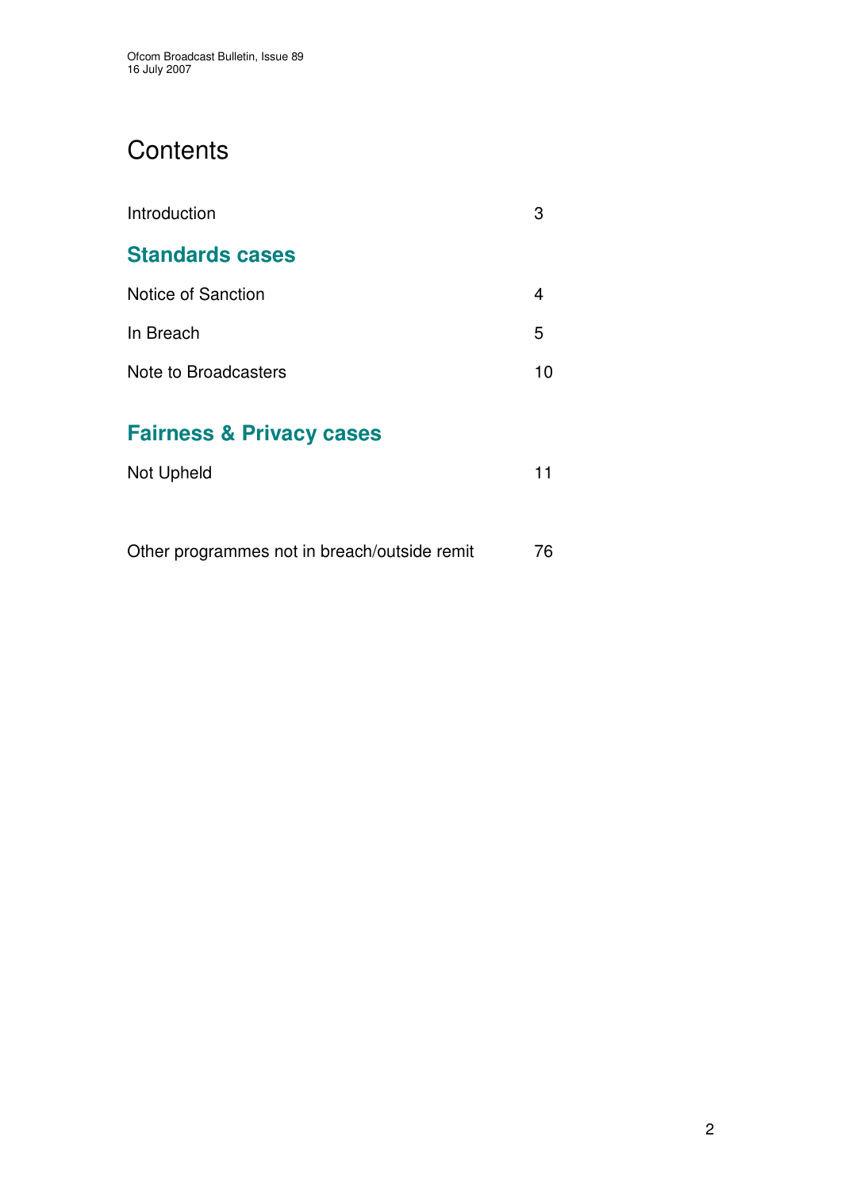# Contents

| | |
|---|---|
| Introduction | 3 |

## Standards cases

| | |
|---|---|
| Notice of Sanction | 4 |
| In Breach | 5 |
| Note to Broadcasters | 10 |

## Fairness & Privacy cases

| | |
|---|---|
| Not Upheld | 11 |

| | |
|---|---|
| Other programmes not in breach/outside remit | 76 |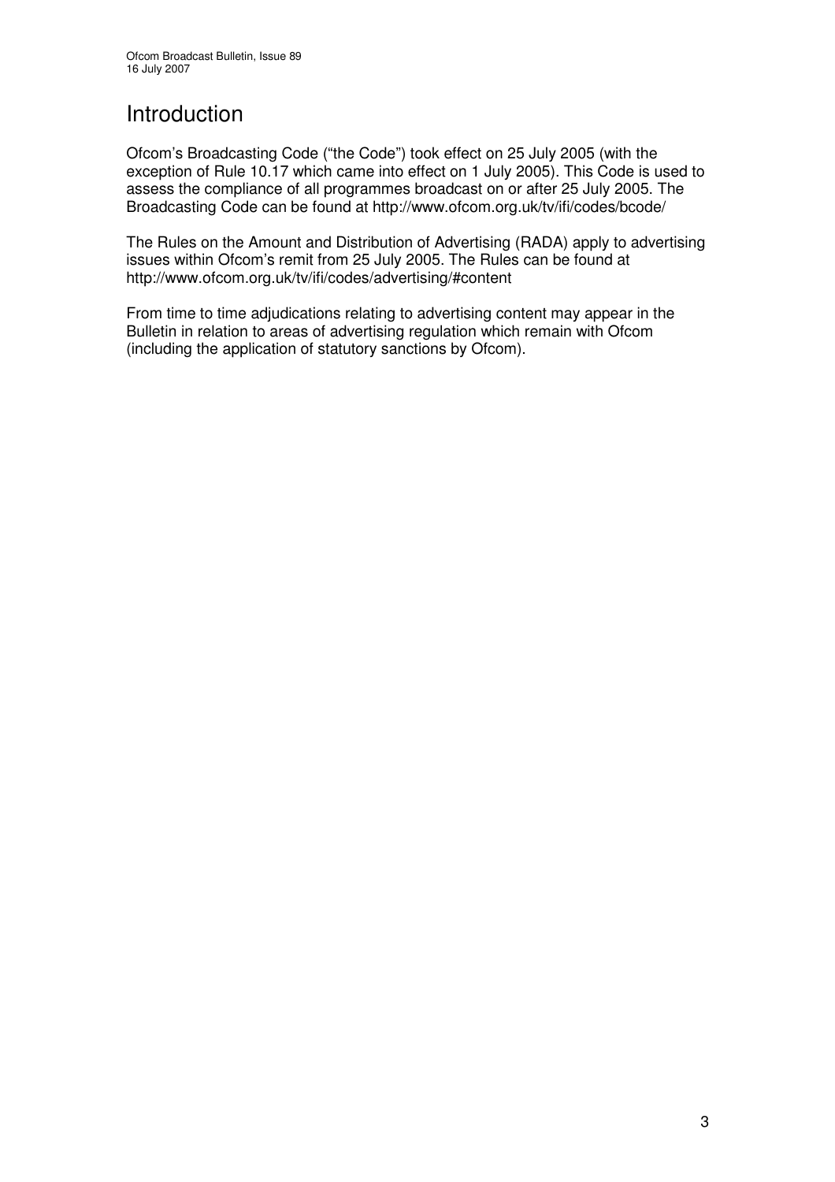# Introduction

Ofcom's Broadcasting Code ("the Code") took effect on 25 July 2005 (with the exception of Rule 10.17 which came into effect on 1 July 2005). This Code is used to assess the compliance of all programmes broadcast on or after 25 July 2005. The Broadcasting Code can be found at http://www.ofcom.org.uk/tv/ifi/codes/bcode/

The Rules on the Amount and Distribution of Advertising (RADA) apply to advertising issues within Ofcom's remit from 25 July 2005. The Rules can be found at http://www.ofcom.org.uk/tv/ifi/codes/advertising/#content

From time to time adjudications relating to advertising content may appear in the Bulletin in relation to areas of advertising regulation which remain with Ofcom (including the application of statutory sanctions by Ofcom).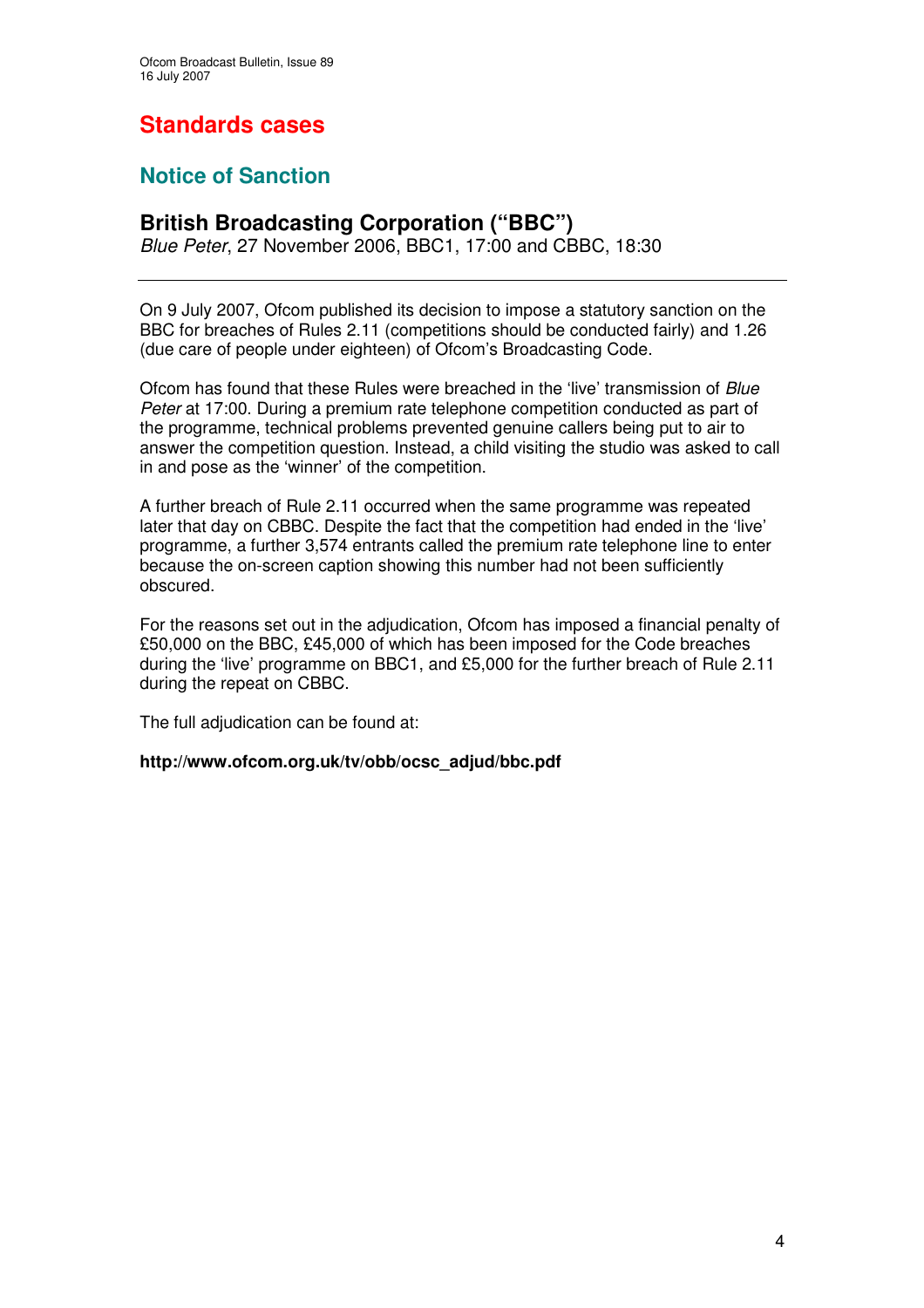# Standards cases

## Notice of Sanction

### British Broadcasting Corporation ("BBC")

*Blue Peter*, 27 November 2006, BBC1, 17:00 and CBBC, 18:30

---

On 9 July 2007, Ofcom published its decision to impose a statutory sanction on the BBC for breaches of Rules 2.11 (competitions should be conducted fairly) and 1.26 (due care of people under eighteen) of Ofcom's Broadcasting Code.

Ofcom has found that these Rules were breached in the 'live' transmission of *Blue Peter* at 17:00. During a premium rate telephone competition conducted as part of the programme, technical problems prevented genuine callers being put to air to answer the competition question. Instead, a child visiting the studio was asked to call in and pose as the 'winner' of the competition.

A further breach of Rule 2.11 occurred when the same programme was repeated later that day on CBBC. Despite the fact that the competition had ended in the 'live' programme, a further 3,574 entrants called the premium rate telephone line to enter because the on-screen caption showing this number had not been sufficiently obscured.

For the reasons set out in the adjudication, Ofcom has imposed a financial penalty of £50,000 on the BBC, £45,000 of which has been imposed for the Code breaches during the 'live' programme on BBC1, and £5,000 for the further breach of Rule 2.11 during the repeat on CBBC.

The full adjudication can be found at:

**http://www.ofcom.org.uk/tv/obb/ocsc_adjud/bbc.pdf**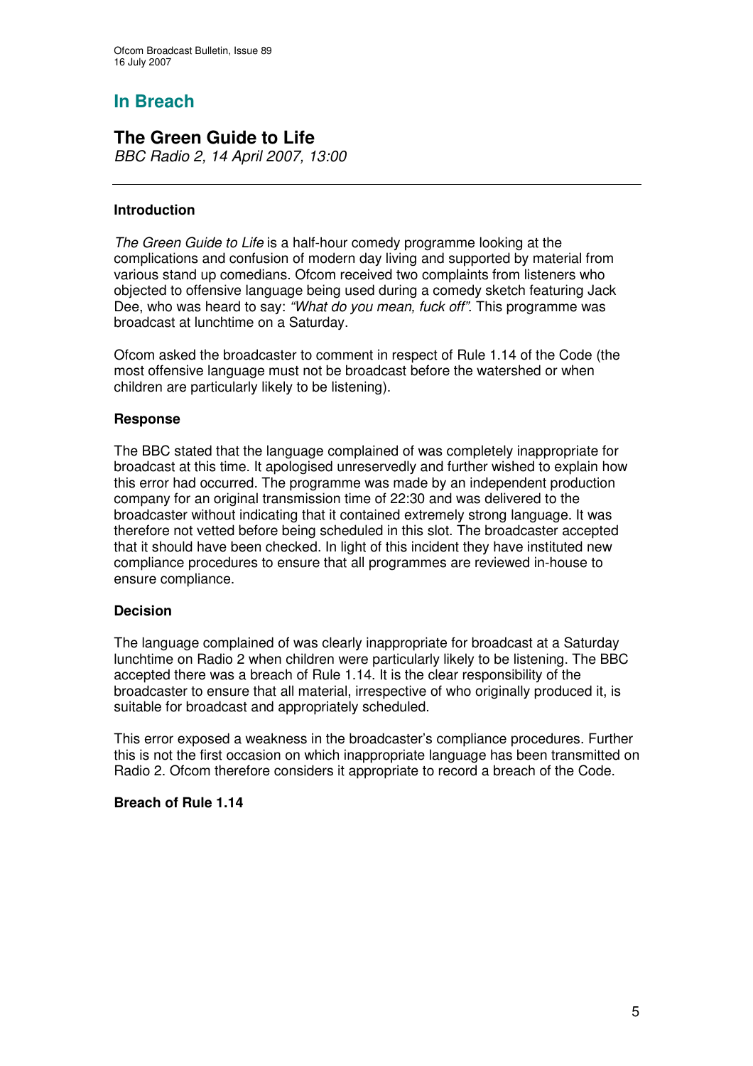# In Breach

## The Green Guide to Life

*BBC Radio 2, 14 April 2007, 13:00*

---

### Introduction

*The Green Guide to Life* is a half-hour comedy programme looking at the complications and confusion of modern day living and supported by material from various stand up comedians. Ofcom received two complaints from listeners who objected to offensive language being used during a comedy sketch featuring Jack Dee, who was heard to say: *"What do you mean, fuck off"*. This programme was broadcast at lunchtime on a Saturday.

Ofcom asked the broadcaster to comment in respect of Rule 1.14 of the Code (the most offensive language must not be broadcast before the watershed or when children are particularly likely to be listening).

### Response

The BBC stated that the language complained of was completely inappropriate for broadcast at this time. It apologised unreservedly and further wished to explain how this error had occurred. The programme was made by an independent production company for an original transmission time of 22:30 and was delivered to the broadcaster without indicating that it contained extremely strong language. It was therefore not vetted before being scheduled in this slot. The broadcaster accepted that it should have been checked. In light of this incident they have instituted new compliance procedures to ensure that all programmes are reviewed in-house to ensure compliance.

### Decision

The language complained of was clearly inappropriate for broadcast at a Saturday lunchtime on Radio 2 when children were particularly likely to be listening. The BBC accepted there was a breach of Rule 1.14. It is the clear responsibility of the broadcaster to ensure that all material, irrespective of who originally produced it, is suitable for broadcast and appropriately scheduled.

This error exposed a weakness in the broadcaster's compliance procedures. Further this is not the first occasion on which inappropriate language has been transmitted on Radio 2. Ofcom therefore considers it appropriate to record a breach of the Code.

**Breach of Rule 1.14**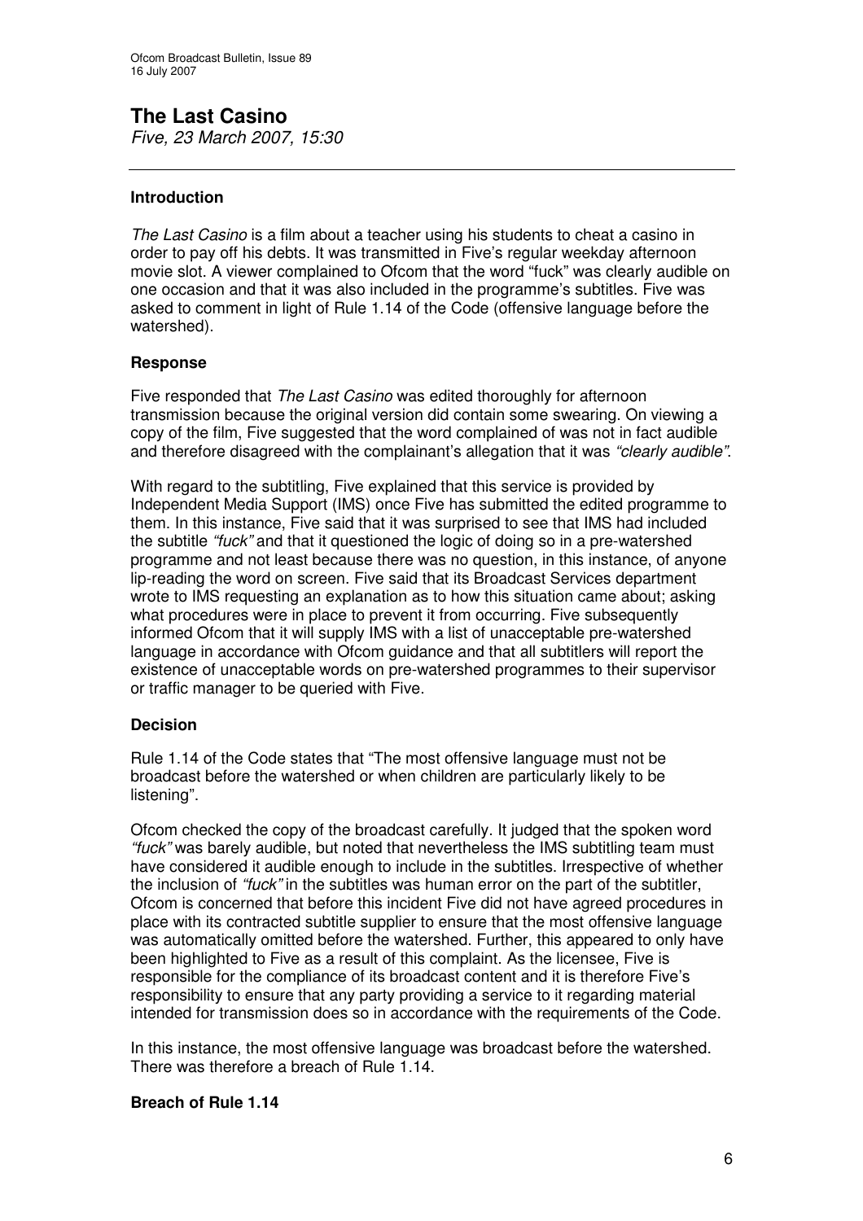# The Last Casino

*Five, 23 March 2007, 15:30*

---

**Introduction**

*The Last Casino* is a film about a teacher using his students to cheat a casino in order to pay off his debts. It was transmitted in Five's regular weekday afternoon movie slot. A viewer complained to Ofcom that the word "fuck" was clearly audible on one occasion and that it was also included in the programme's subtitles. Five was asked to comment in light of Rule 1.14 of the Code (offensive language before the watershed).

**Response**

Five responded that *The Last Casino* was edited thoroughly for afternoon transmission because the original version did contain some swearing. On viewing a copy of the film, Five suggested that the word complained of was not in fact audible and therefore disagreed with the complainant's allegation that it was *"clearly audible"*.

With regard to the subtitling, Five explained that this service is provided by Independent Media Support (IMS) once Five has submitted the edited programme to them. In this instance, Five said that it was surprised to see that IMS had included the subtitle *"fuck"* and that it questioned the logic of doing so in a pre-watershed programme and not least because there was no question, in this instance, of anyone lip-reading the word on screen. Five said that its Broadcast Services department wrote to IMS requesting an explanation as to how this situation came about; asking what procedures were in place to prevent it from occurring. Five subsequently informed Ofcom that it will supply IMS with a list of unacceptable pre-watershed language in accordance with Ofcom guidance and that all subtitlers will report the existence of unacceptable words on pre-watershed programmes to their supervisor or traffic manager to be queried with Five.

**Decision**

Rule 1.14 of the Code states that "The most offensive language must not be broadcast before the watershed or when children are particularly likely to be listening".

Ofcom checked the copy of the broadcast carefully. It judged that the spoken word *"fuck"* was barely audible, but noted that nevertheless the IMS subtitling team must have considered it audible enough to include in the subtitles. Irrespective of whether the inclusion of *"fuck"* in the subtitles was human error on the part of the subtitler, Ofcom is concerned that before this incident Five did not have agreed procedures in place with its contracted subtitle supplier to ensure that the most offensive language was automatically omitted before the watershed. Further, this appeared to only have been highlighted to Five as a result of this complaint. As the licensee, Five is responsible for the compliance of its broadcast content and it is therefore Five's responsibility to ensure that any party providing a service to it regarding material intended for transmission does so in accordance with the requirements of the Code.

In this instance, the most offensive language was broadcast before the watershed. There was therefore a breach of Rule 1.14.

**Breach of Rule 1.14**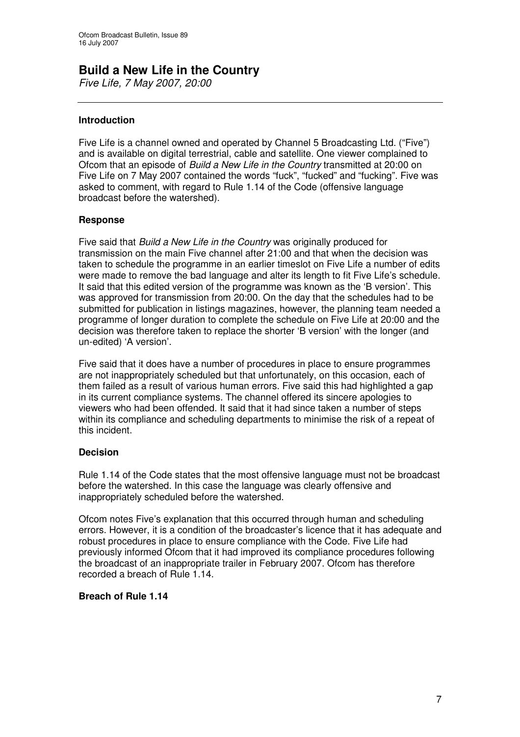# Build a New Life in the Country

*Five Life, 7 May 2007, 20:00*

---

### Introduction

Five Life is a channel owned and operated by Channel 5 Broadcasting Ltd. ("Five") and is available on digital terrestrial, cable and satellite. One viewer complained to Ofcom that an episode of *Build a New Life in the Country* transmitted at 20:00 on Five Life on 7 May 2007 contained the words "fuck", "fucked" and "fucking". Five was asked to comment, with regard to Rule 1.14 of the Code (offensive language broadcast before the watershed).

### Response

Five said that *Build a New Life in the Country* was originally produced for transmission on the main Five channel after 21:00 and that when the decision was taken to schedule the programme in an earlier timeslot on Five Life a number of edits were made to remove the bad language and alter its length to fit Five Life's schedule. It said that this edited version of the programme was known as the 'B version'. This was approved for transmission from 20:00. On the day that the schedules had to be submitted for publication in listings magazines, however, the planning team needed a programme of longer duration to complete the schedule on Five Life at 20:00 and the decision was therefore taken to replace the shorter 'B version' with the longer (and un-edited) 'A version'.

Five said that it does have a number of procedures in place to ensure programmes are not inappropriately scheduled but that unfortunately, on this occasion, each of them failed as a result of various human errors. Five said this had highlighted a gap in its current compliance systems. The channel offered its sincere apologies to viewers who had been offended. It said that it had since taken a number of steps within its compliance and scheduling departments to minimise the risk of a repeat of this incident.

### Decision

Rule 1.14 of the Code states that the most offensive language must not be broadcast before the watershed. In this case the language was clearly offensive and inappropriately scheduled before the watershed.

Ofcom notes Five's explanation that this occurred through human and scheduling errors. However, it is a condition of the broadcaster's licence that it has adequate and robust procedures in place to ensure compliance with the Code. Five Life had previously informed Ofcom that it had improved its compliance procedures following the broadcast of an inappropriate trailer in February 2007. Ofcom has therefore recorded a breach of Rule 1.14.

### Breach of Rule 1.14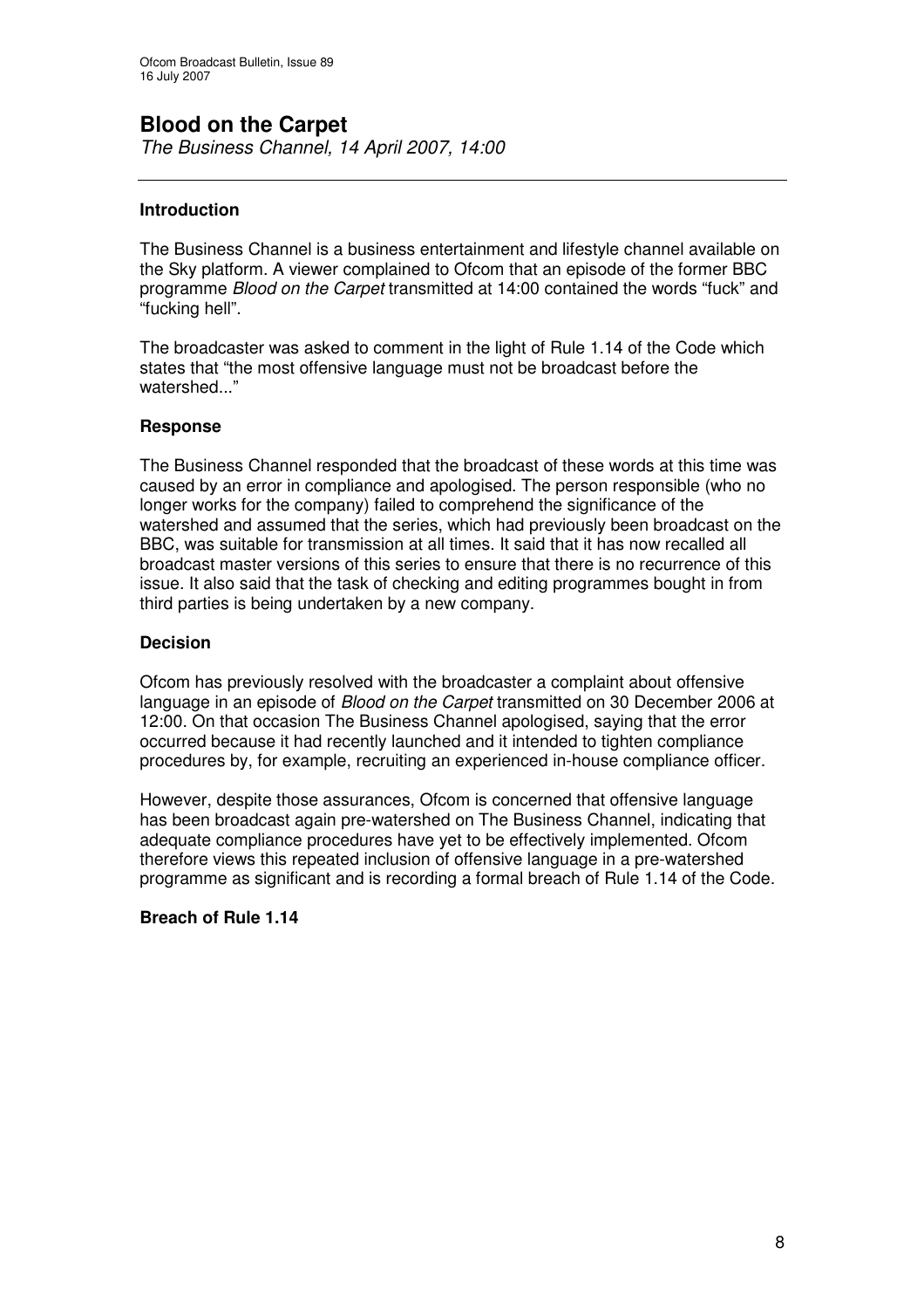## Blood on the Carpet

*The Business Channel, 14 April 2007, 14:00*

---

### Introduction

The Business Channel is a business entertainment and lifestyle channel available on the Sky platform. A viewer complained to Ofcom that an episode of the former BBC programme *Blood on the Carpet* transmitted at 14:00 contained the words "fuck" and "fucking hell".

The broadcaster was asked to comment in the light of Rule 1.14 of the Code which states that "the most offensive language must not be broadcast before the watershed..."

### Response

The Business Channel responded that the broadcast of these words at this time was caused by an error in compliance and apologised. The person responsible (who no longer works for the company) failed to comprehend the significance of the watershed and assumed that the series, which had previously been broadcast on the BBC, was suitable for transmission at all times. It said that it has now recalled all broadcast master versions of this series to ensure that there is no recurrence of this issue. It also said that the task of checking and editing programmes bought in from third parties is being undertaken by a new company.

### Decision

Ofcom has previously resolved with the broadcaster a complaint about offensive language in an episode of *Blood on the Carpet* transmitted on 30 December 2006 at 12:00. On that occasion The Business Channel apologised, saying that the error occurred because it had recently launched and it intended to tighten compliance procedures by, for example, recruiting an experienced in-house compliance officer.

However, despite those assurances, Ofcom is concerned that offensive language has been broadcast again pre-watershed on The Business Channel, indicating that adequate compliance procedures have yet to be effectively implemented. Ofcom therefore views this repeated inclusion of offensive language in a pre-watershed programme as significant and is recording a formal breach of Rule 1.14 of the Code.

**Breach of Rule 1.14**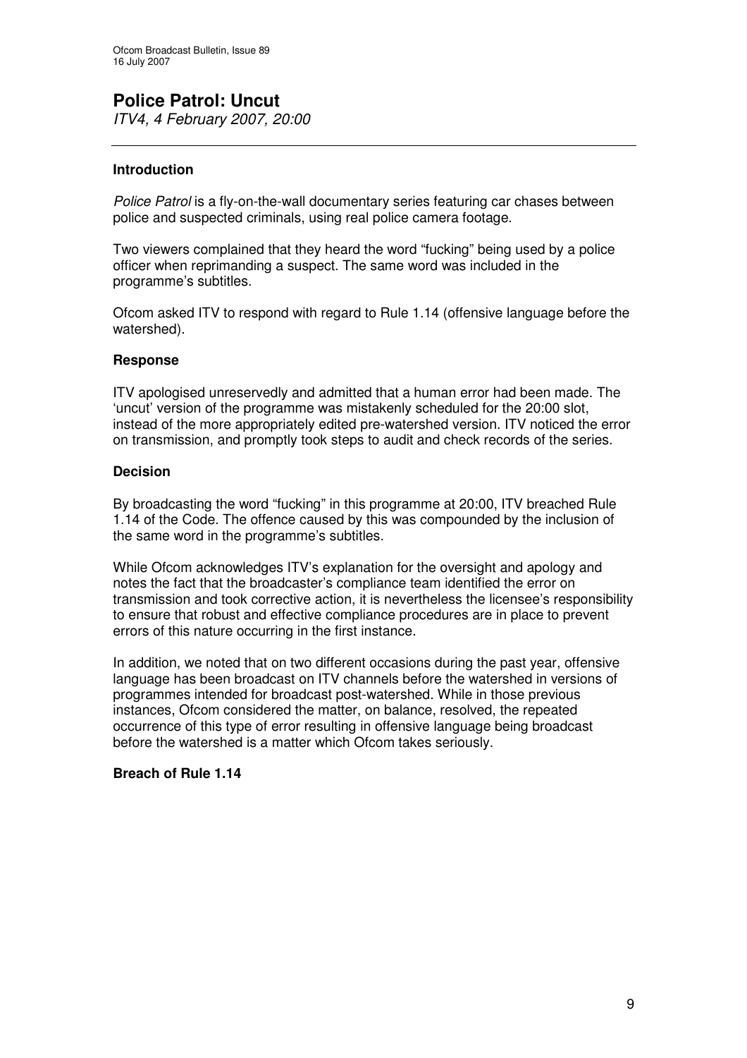## Police Patrol: Uncut

*ITV4, 4 February 2007, 20:00*

---

### Introduction

*Police Patrol* is a fly-on-the-wall documentary series featuring car chases between police and suspected criminals, using real police camera footage.

Two viewers complained that they heard the word "fucking" being used by a police officer when reprimanding a suspect. The same word was included in the programme's subtitles.

Ofcom asked ITV to respond with regard to Rule 1.14 (offensive language before the watershed).

### Response

ITV apologised unreservedly and admitted that a human error had been made. The 'uncut' version of the programme was mistakenly scheduled for the 20:00 slot, instead of the more appropriately edited pre-watershed version. ITV noticed the error on transmission, and promptly took steps to audit and check records of the series.

### Decision

By broadcasting the word "fucking" in this programme at 20:00, ITV breached Rule 1.14 of the Code. The offence caused by this was compounded by the inclusion of the same word in the programme's subtitles.

While Ofcom acknowledges ITV's explanation for the oversight and apology and notes the fact that the broadcaster's compliance team identified the error on transmission and took corrective action, it is nevertheless the licensee's responsibility to ensure that robust and effective compliance procedures are in place to prevent errors of this nature occurring in the first instance.

In addition, we noted that on two different occasions during the past year, offensive language has been broadcast on ITV channels before the watershed in versions of programmes intended for broadcast post-watershed. While in those previous instances, Ofcom considered the matter, on balance, resolved, the repeated occurrence of this type of error resulting in offensive language being broadcast before the watershed is a matter which Ofcom takes seriously.

**Breach of Rule 1.14**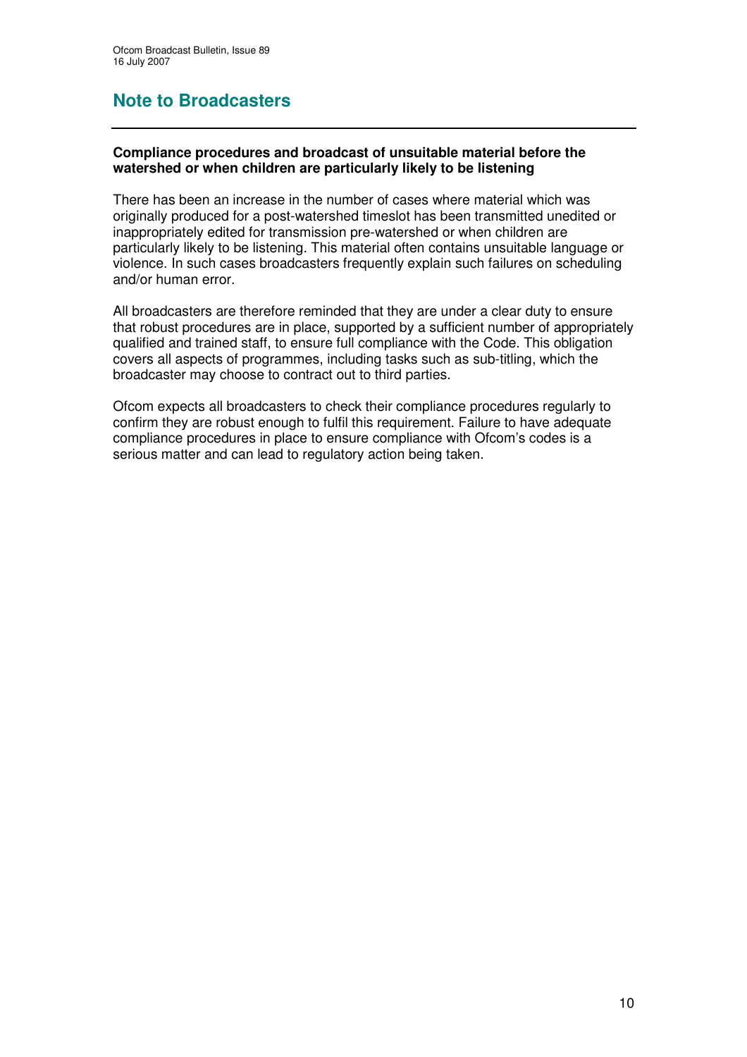# Note to Broadcasters

**Compliance procedures and broadcast of unsuitable material before the watershed or when children are particularly likely to be listening**

There has been an increase in the number of cases where material which was originally produced for a post-watershed timeslot has been transmitted unedited or inappropriately edited for transmission pre-watershed or when children are particularly likely to be listening. This material often contains unsuitable language or violence. In such cases broadcasters frequently explain such failures on scheduling and/or human error.

All broadcasters are therefore reminded that they are under a clear duty to ensure that robust procedures are in place, supported by a sufficient number of appropriately qualified and trained staff, to ensure full compliance with the Code. This obligation covers all aspects of programmes, including tasks such as sub-titling, which the broadcaster may choose to contract out to third parties.

Ofcom expects all broadcasters to check their compliance procedures regularly to confirm they are robust enough to fulfil this requirement. Failure to have adequate compliance procedures in place to ensure compliance with Ofcom's codes is a serious matter and can lead to regulatory action being taken.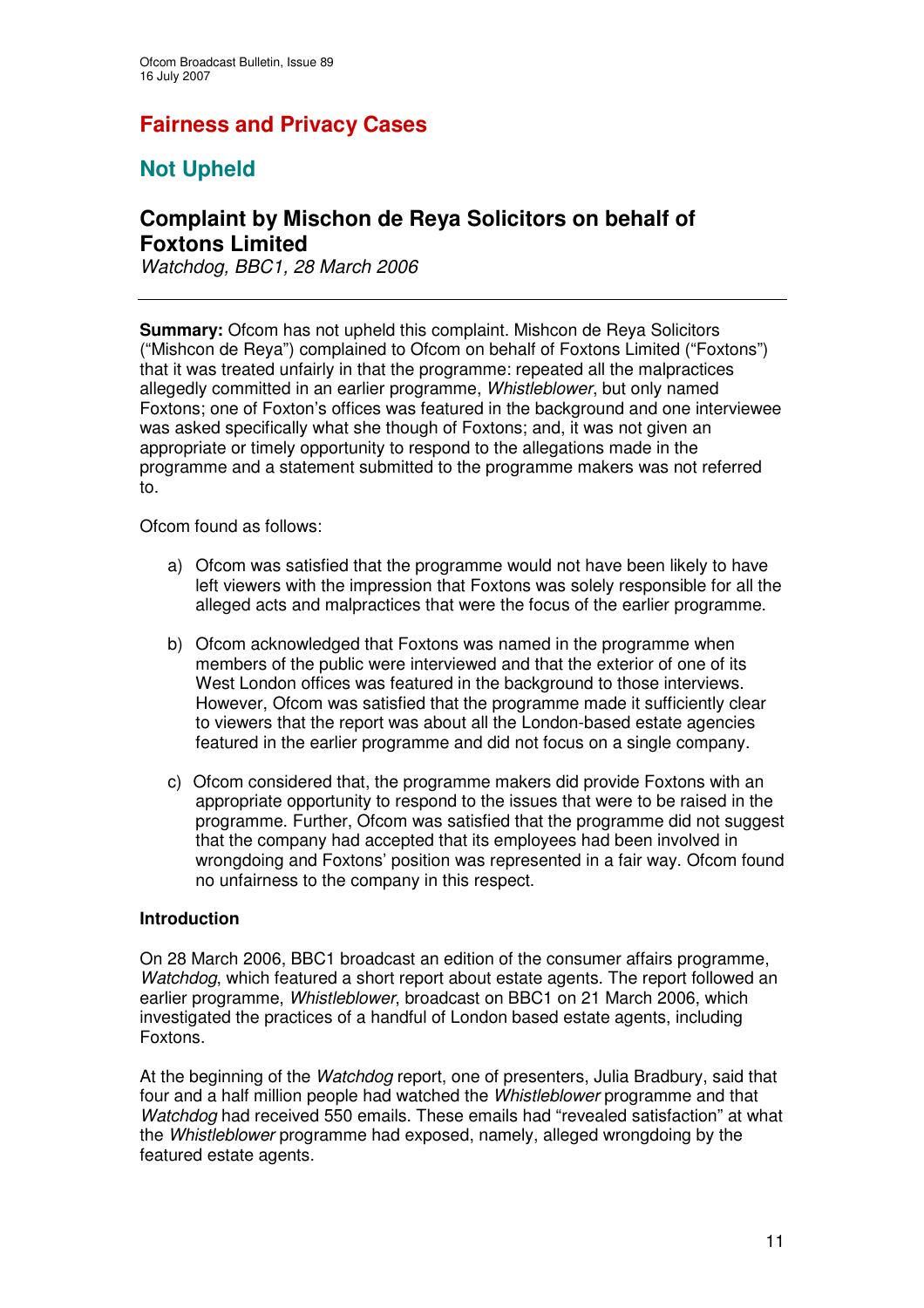## Fairness and Privacy Cases

## Not Upheld

### Complaint by Mischon de Reya Solicitors on behalf of Foxtons Limited

*Watchdog, BBC1, 28 March 2006*

---

**Summary:** Ofcom has not upheld this complaint. Mishcon de Reya Solicitors ("Mishcon de Reya") complained to Ofcom on behalf of Foxtons Limited ("Foxtons") that it was treated unfairly in that the programme: repeated all the malpractices allegedly committed in an earlier programme, *Whistleblower*, but only named Foxtons; one of Foxton's offices was featured in the background and one interviewee was asked specifically what she though of Foxtons; and, it was not given an appropriate or timely opportunity to respond to the allegations made in the programme and a statement submitted to the programme makers was not referred to.

Ofcom found as follows:

a) Ofcom was satisfied that the programme would not have been likely to have left viewers with the impression that Foxtons was solely responsible for all the alleged acts and malpractices that were the focus of the earlier programme.

b) Ofcom acknowledged that Foxtons was named in the programme when members of the public were interviewed and that the exterior of one of its West London offices was featured in the background to those interviews. However, Ofcom was satisfied that the programme made it sufficiently clear to viewers that the report was about all the London-based estate agencies featured in the earlier programme and did not focus on a single company.

c) Ofcom considered that, the programme makers did provide Foxtons with an appropriate opportunity to respond to the issues that were to be raised in the programme. Further, Ofcom was satisfied that the programme did not suggest that the company had accepted that its employees had been involved in wrongdoing and Foxtons' position was represented in a fair way. Ofcom found no unfairness to the company in this respect.

**Introduction**

On 28 March 2006, BBC1 broadcast an edition of the consumer affairs programme, *Watchdog*, which featured a short report about estate agents. The report followed an earlier programme, *Whistleblower*, broadcast on BBC1 on 21 March 2006, which investigated the practices of a handful of London based estate agents, including Foxtons.

At the beginning of the *Watchdog* report, one of presenters, Julia Bradbury, said that four and a half million people had watched the *Whistleblower* programme and that *Watchdog* had received 550 emails. These emails had "revealed satisfaction" at what the *Whistleblower* programme had exposed, namely, alleged wrongdoing by the featured estate agents.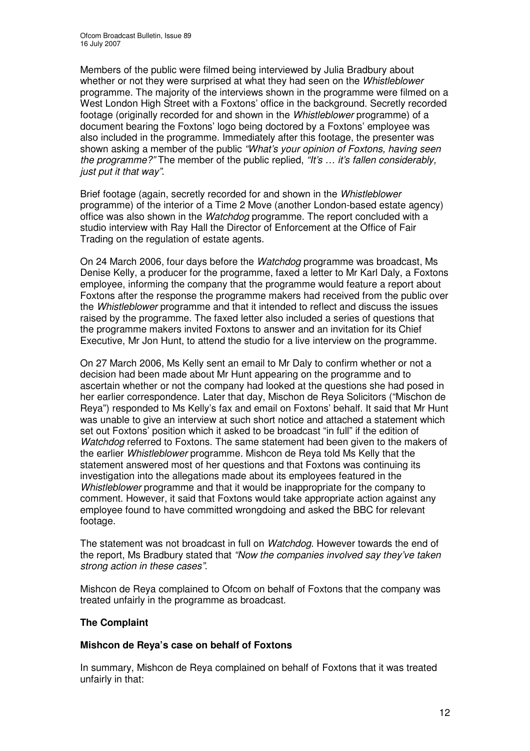Members of the public were filmed being interviewed by Julia Bradbury about whether or not they were surprised at what they had seen on the *Whistleblower* programme. The majority of the interviews shown in the programme were filmed on a West London High Street with a Foxtons' office in the background. Secretly recorded footage (originally recorded for and shown in the *Whistleblower* programme) of a document bearing the Foxtons' logo being doctored by a Foxtons' employee was also included in the programme. Immediately after this footage, the presenter was shown asking a member of the public *"What's your opinion of Foxtons, having seen the programme?"* The member of the public replied, *"It's … it's fallen considerably, just put it that way"*.

Brief footage (again, secretly recorded for and shown in the *Whistleblower* programme) of the interior of a Time 2 Move (another London-based estate agency) office was also shown in the *Watchdog* programme. The report concluded with a studio interview with Ray Hall the Director of Enforcement at the Office of Fair Trading on the regulation of estate agents.

On 24 March 2006, four days before the *Watchdog* programme was broadcast, Ms Denise Kelly, a producer for the programme, faxed a letter to Mr Karl Daly, a Foxtons employee, informing the company that the programme would feature a report about Foxtons after the response the programme makers had received from the public over the *Whistleblower* programme and that it intended to reflect and discuss the issues raised by the programme. The faxed letter also included a series of questions that the programme makers invited Foxtons to answer and an invitation for its Chief Executive, Mr Jon Hunt, to attend the studio for a live interview on the programme.

On 27 March 2006, Ms Kelly sent an email to Mr Daly to confirm whether or not a decision had been made about Mr Hunt appearing on the programme and to ascertain whether or not the company had looked at the questions she had posed in her earlier correspondence. Later that day, Mishcon de Reya Solicitors ("Mishcon de Reya") responded to Ms Kelly's fax and email on Foxtons' behalf. It said that Mr Hunt was unable to give an interview at such short notice and attached a statement which set out Foxtons' position which it asked to be broadcast "in full" if the edition of *Watchdog* referred to Foxtons. The same statement had been given to the makers of the earlier *Whistleblower* programme. Mishcon de Reya told Ms Kelly that the statement answered most of her questions and that Foxtons was continuing its investigation into the allegations made about its employees featured in the *Whistleblower* programme and that it would be inappropriate for the company to comment. However, it said that Foxtons would take appropriate action against any employee found to have committed wrongdoing and asked the BBC for relevant footage.

The statement was not broadcast in full on *Watchdog*. However towards the end of the report, Ms Bradbury stated that *"Now the companies involved say they've taken strong action in these cases"*.

Mishcon de Reya complained to Ofcom on behalf of Foxtons that the company was treated unfairly in the programme as broadcast.

## The Complaint

### Mishcon de Reya's case on behalf of Foxtons

In summary, Mishcon de Reya complained on behalf of Foxtons that it was treated unfairly in that: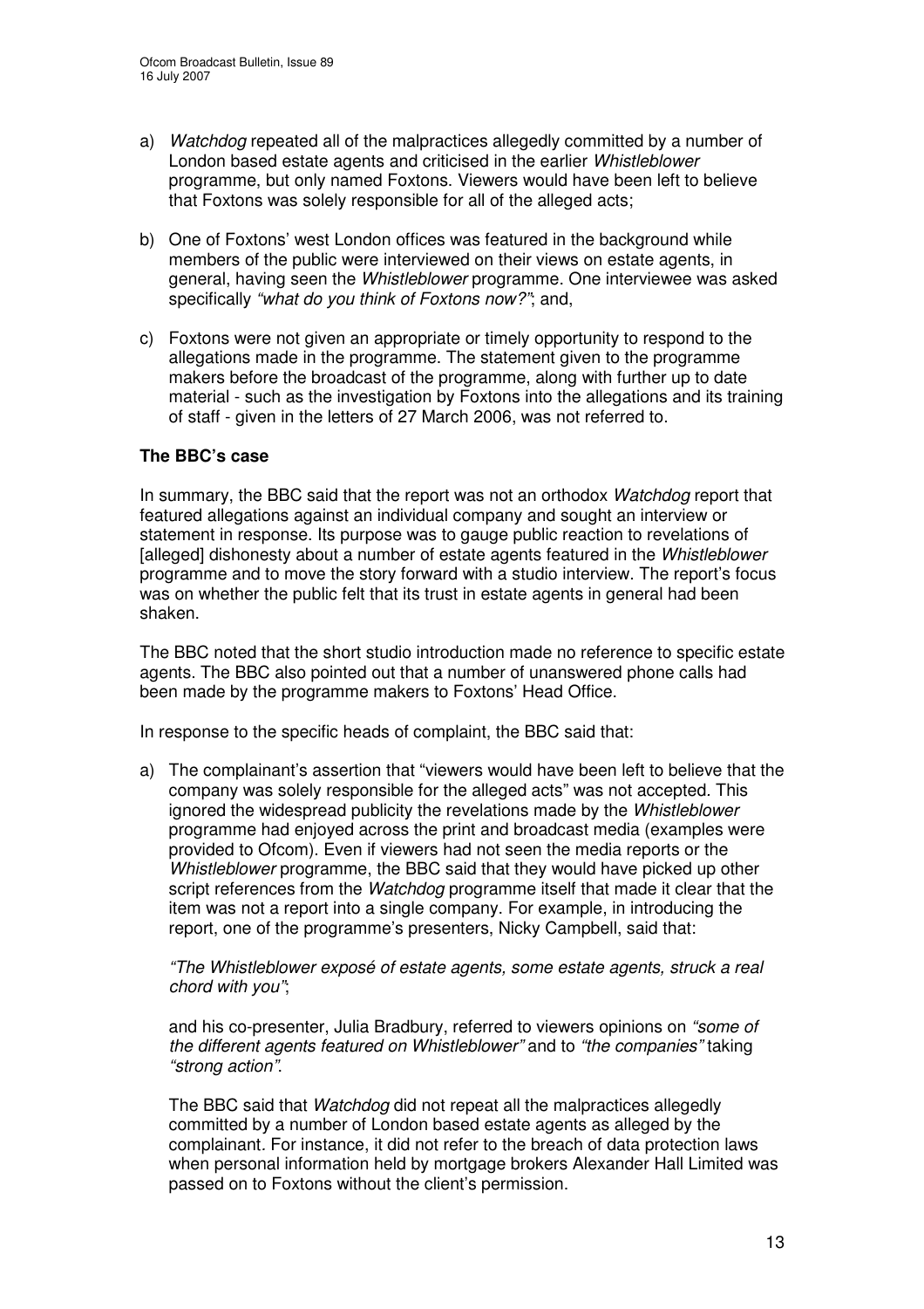a) *Watchdog* repeated all of the malpractices allegedly committed by a number of London based estate agents and criticised in the earlier *Whistleblower* programme, but only named Foxtons. Viewers would have been left to believe that Foxtons was solely responsible for all of the alleged acts;

b) One of Foxtons' west London offices was featured in the background while members of the public were interviewed on their views on estate agents, in general, having seen the *Whistleblower* programme. One interviewee was asked specifically *"what do you think of Foxtons now?"*; and,

c) Foxtons were not given an appropriate or timely opportunity to respond to the allegations made in the programme. The statement given to the programme makers before the broadcast of the programme, along with further up to date material - such as the investigation by Foxtons into the allegations and its training of staff - given in the letters of 27 March 2006, was not referred to.

**The BBC's case**

In summary, the BBC said that the report was not an orthodox *Watchdog* report that featured allegations against an individual company and sought an interview or statement in response. Its purpose was to gauge public reaction to revelations of [alleged] dishonesty about a number of estate agents featured in the *Whistleblower* programme and to move the story forward with a studio interview. The report's focus was on whether the public felt that its trust in estate agents in general had been shaken.

The BBC noted that the short studio introduction made no reference to specific estate agents. The BBC also pointed out that a number of unanswered phone calls had been made by the programme makers to Foxtons' Head Office.

In response to the specific heads of complaint, the BBC said that:

a) The complainant's assertion that "viewers would have been left to believe that the company was solely responsible for the alleged acts" was not accepted. This ignored the widespread publicity the revelations made by the *Whistleblower* programme had enjoyed across the print and broadcast media (examples were provided to Ofcom). Even if viewers had not seen the media reports or the *Whistleblower* programme, the BBC said that they would have picked up other script references from the *Watchdog* programme itself that made it clear that the item was not a report into a single company. For example, in introducing the report, one of the programme's presenters, Nicky Campbell, said that:

   *"The Whistleblower exposé of estate agents, some estate agents, struck a real chord with you"*;

   and his co-presenter, Julia Bradbury, referred to viewers opinions on *"some of the different agents featured on Whistleblower"* and to *"the companies"* taking *"strong action"*.

   The BBC said that *Watchdog* did not repeat all the malpractices allegedly committed by a number of London based estate agents as alleged by the complainant. For instance, it did not refer to the breach of data protection laws when personal information held by mortgage brokers Alexander Hall Limited was passed on to Foxtons without the client's permission.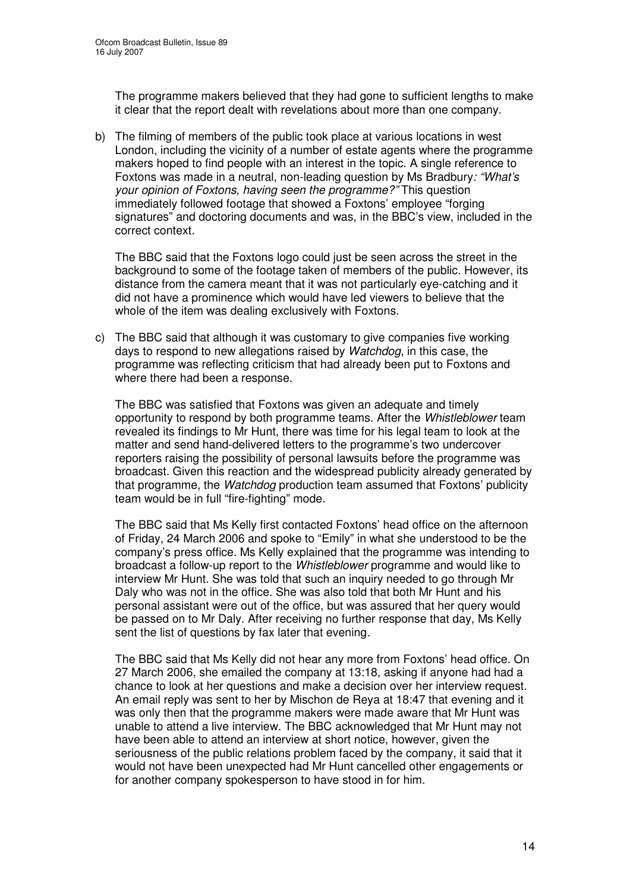The programme makers believed that they had gone to sufficient lengths to make it clear that the report dealt with revelations about more than one company.

b) The filming of members of the public took place at various locations in west London, including the vicinity of a number of estate agents where the programme makers hoped to find people with an interest in the topic. A single reference to Foxtons was made in a neutral, non-leading question by Ms Bradbury*: "What's your opinion of Foxtons, having seen the programme?"* This question immediately followed footage that showed a Foxtons' employee "forging signatures" and doctoring documents and was, in the BBC's view, included in the correct context.

   The BBC said that the Foxtons logo could just be seen across the street in the background to some of the footage taken of members of the public. However, its distance from the camera meant that it was not particularly eye-catching and it did not have a prominence which would have led viewers to believe that the whole of the item was dealing exclusively with Foxtons.

c) The BBC said that although it was customary to give companies five working days to respond to new allegations raised by *Watchdog*, in this case, the programme was reflecting criticism that had already been put to Foxtons and where there had been a response.

   The BBC was satisfied that Foxtons was given an adequate and timely opportunity to respond by both programme teams. After the *Whistleblower* team revealed its findings to Mr Hunt, there was time for his legal team to look at the matter and send hand-delivered letters to the programme's two undercover reporters raising the possibility of personal lawsuits before the programme was broadcast. Given this reaction and the widespread publicity already generated by that programme, the *Watchdog* production team assumed that Foxtons' publicity team would be in full "fire-fighting" mode.

   The BBC said that Ms Kelly first contacted Foxtons' head office on the afternoon of Friday, 24 March 2006 and spoke to "Emily" in what she understood to be the company's press office. Ms Kelly explained that the programme was intending to broadcast a follow-up report to the *Whistleblower* programme and would like to interview Mr Hunt. She was told that such an inquiry needed to go through Mr Daly who was not in the office. She was also told that both Mr Hunt and his personal assistant were out of the office, but was assured that her query would be passed on to Mr Daly. After receiving no further response that day, Ms Kelly sent the list of questions by fax later that evening.

   The BBC said that Ms Kelly did not hear any more from Foxtons' head office. On 27 March 2006, she emailed the company at 13:18, asking if anyone had had a chance to look at her questions and make a decision over her interview request. An email reply was sent to her by Mischon de Reya at 18:47 that evening and it was only then that the programme makers were made aware that Mr Hunt was unable to attend a live interview. The BBC acknowledged that Mr Hunt may not have been able to attend an interview at short notice, however, given the seriousness of the public relations problem faced by the company, it said that it would not have been unexpected had Mr Hunt cancelled other engagements or for another company spokesperson to have stood in for him.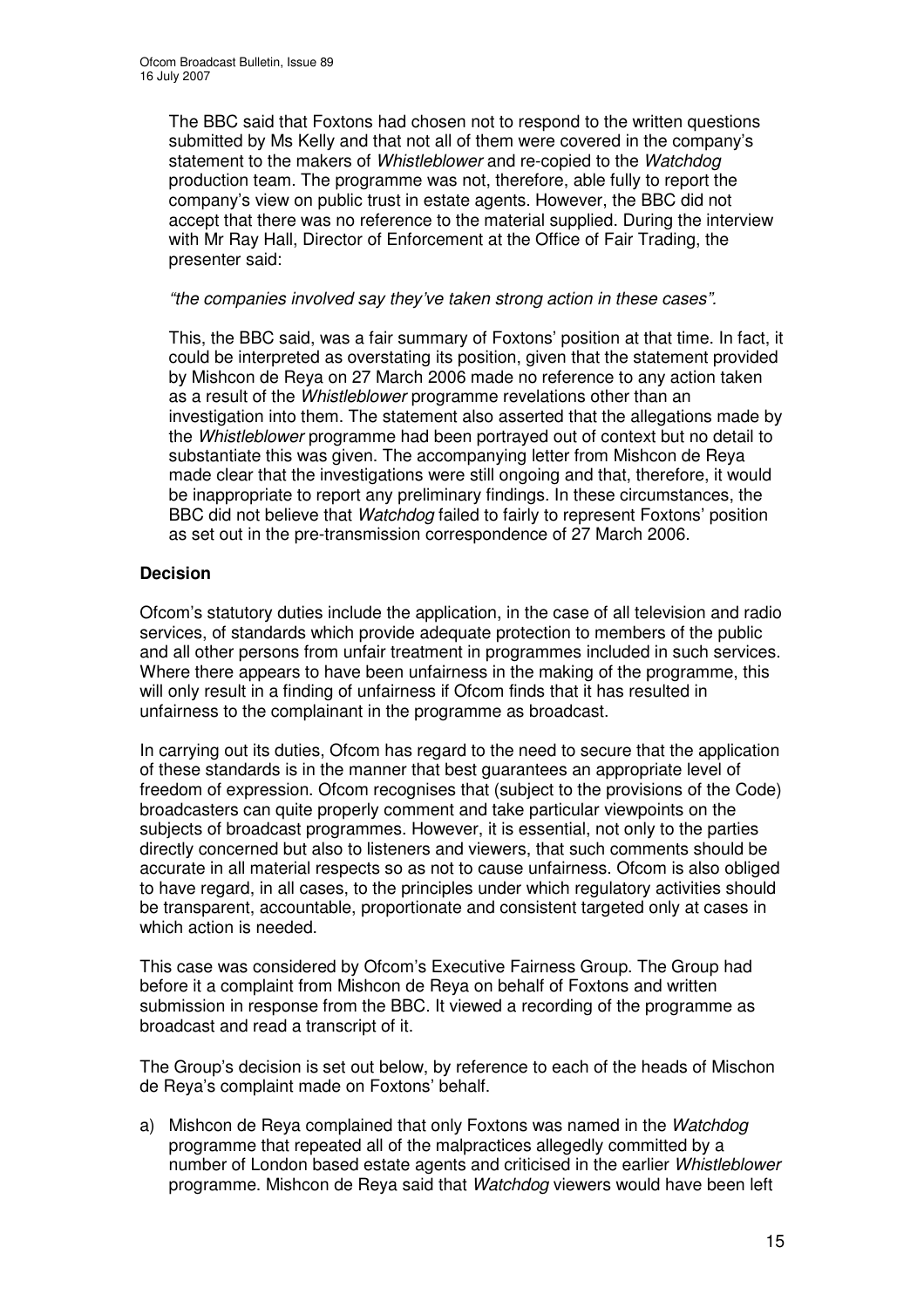The BBC said that Foxtons had chosen not to respond to the written questions submitted by Ms Kelly and that not all of them were covered in the company's statement to the makers of *Whistleblower* and re-copied to the *Watchdog* production team. The programme was not, therefore, able fully to report the company's view on public trust in estate agents. However, the BBC did not accept that there was no reference to the material supplied. During the interview with Mr Ray Hall, Director of Enforcement at the Office of Fair Trading, the presenter said:

*"the companies involved say they've taken strong action in these cases".*

This, the BBC said, was a fair summary of Foxtons' position at that time. In fact, it could be interpreted as overstating its position, given that the statement provided by Mishcon de Reya on 27 March 2006 made no reference to any action taken as a result of the *Whistleblower* programme revelations other than an investigation into them. The statement also asserted that the allegations made by the *Whistleblower* programme had been portrayed out of context but no detail to substantiate this was given. The accompanying letter from Mishcon de Reya made clear that the investigations were still ongoing and that, therefore, it would be inappropriate to report any preliminary findings. In these circumstances, the BBC did not believe that *Watchdog* failed to fairly to represent Foxtons' position as set out in the pre-transmission correspondence of 27 March 2006.

## Decision

Ofcom's statutory duties include the application, in the case of all television and radio services, of standards which provide adequate protection to members of the public and all other persons from unfair treatment in programmes included in such services. Where there appears to have been unfairness in the making of the programme, this will only result in a finding of unfairness if Ofcom finds that it has resulted in unfairness to the complainant in the programme as broadcast.

In carrying out its duties, Ofcom has regard to the need to secure that the application of these standards is in the manner that best guarantees an appropriate level of freedom of expression. Ofcom recognises that (subject to the provisions of the Code) broadcasters can quite properly comment and take particular viewpoints on the subjects of broadcast programmes. However, it is essential, not only to the parties directly concerned but also to listeners and viewers, that such comments should be accurate in all material respects so as not to cause unfairness. Ofcom is also obliged to have regard, in all cases, to the principles under which regulatory activities should be transparent, accountable, proportionate and consistent targeted only at cases in which action is needed.

This case was considered by Ofcom's Executive Fairness Group. The Group had before it a complaint from Mishcon de Reya on behalf of Foxtons and written submission in response from the BBC. It viewed a recording of the programme as broadcast and read a transcript of it.

The Group's decision is set out below, by reference to each of the heads of Mischon de Reya's complaint made on Foxtons' behalf.

a) Mishcon de Reya complained that only Foxtons was named in the *Watchdog* programme that repeated all of the malpractices allegedly committed by a number of London based estate agents and criticised in the earlier *Whistleblower* programme. Mishcon de Reya said that *Watchdog* viewers would have been left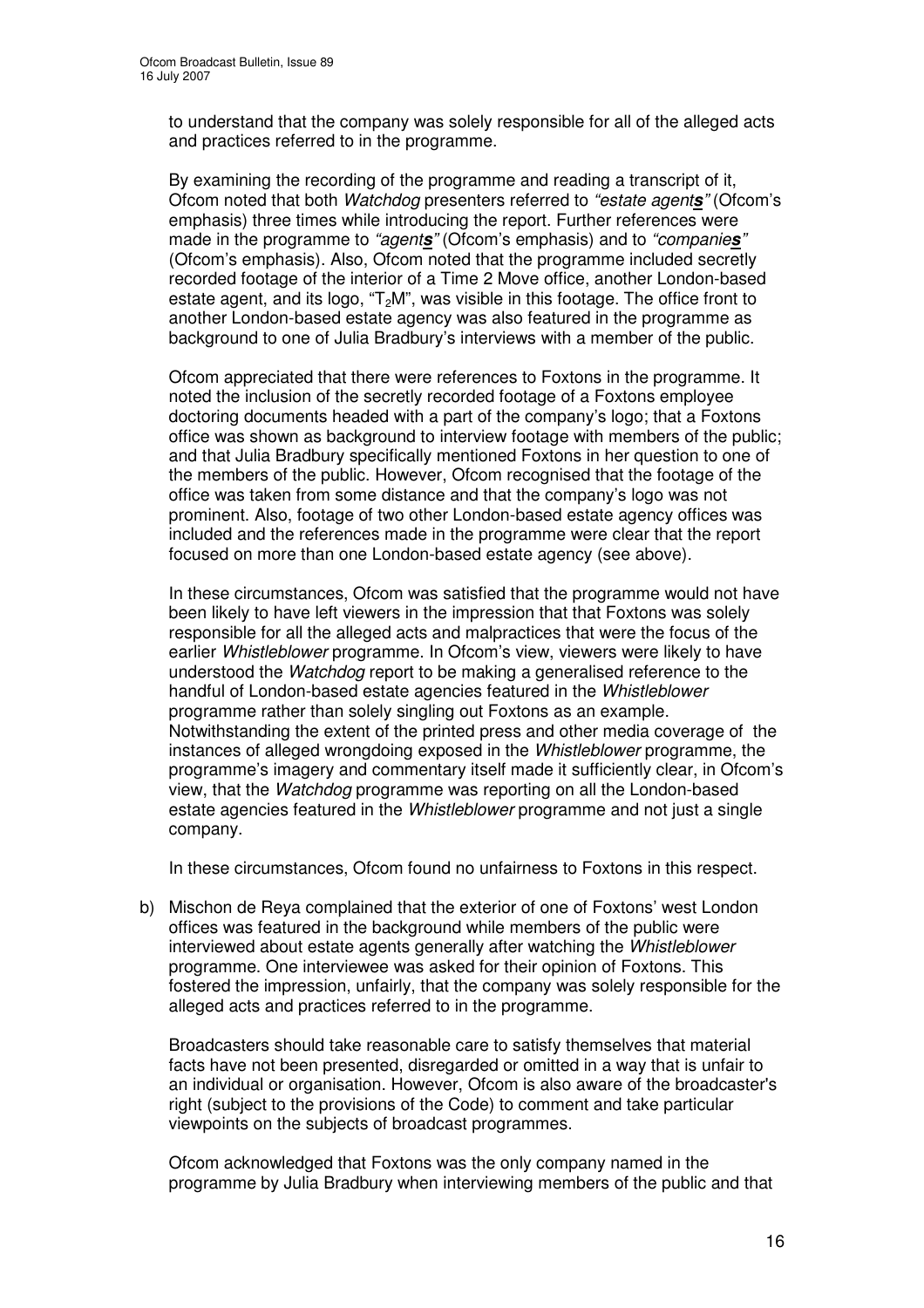to understand that the company was solely responsible for all of the alleged acts and practices referred to in the programme.

By examining the recording of the programme and reading a transcript of it, Ofcom noted that both *Watchdog* presenters referred to *"estate agents"* (Ofcom's emphasis) three times while introducing the report. Further references were made in the programme to *"agents"* (Ofcom's emphasis) and to *"companies"* (Ofcom's emphasis). Also, Ofcom noted that the programme included secretly recorded footage of the interior of a Time 2 Move office, another London-based estate agent, and its logo, "$T_2M$", was visible in this footage. The office front to another London-based estate agency was also featured in the programme as background to one of Julia Bradbury's interviews with a member of the public.

Ofcom appreciated that there were references to Foxtons in the programme. It noted the inclusion of the secretly recorded footage of a Foxtons employee doctoring documents headed with a part of the company's logo; that a Foxtons office was shown as background to interview footage with members of the public; and that Julia Bradbury specifically mentioned Foxtons in her question to one of the members of the public. However, Ofcom recognised that the footage of the office was taken from some distance and that the company's logo was not prominent. Also, footage of two other London-based estate agency offices was included and the references made in the programme were clear that the report focused on more than one London-based estate agency (see above).

In these circumstances, Ofcom was satisfied that the programme would not have been likely to have left viewers in the impression that that Foxtons was solely responsible for all the alleged acts and malpractices that were the focus of the earlier *Whistleblower* programme. In Ofcom's view, viewers were likely to have understood the *Watchdog* report to be making a generalised reference to the handful of London-based estate agencies featured in the *Whistleblower* programme rather than solely singling out Foxtons as an example. Notwithstanding the extent of the printed press and other media coverage of the instances of alleged wrongdoing exposed in the *Whistleblower* programme, the programme's imagery and commentary itself made it sufficiently clear, in Ofcom's view, that the *Watchdog* programme was reporting on all the London-based estate agencies featured in the *Whistleblower* programme and not just a single company.

In these circumstances, Ofcom found no unfairness to Foxtons in this respect.

b) Mischon de Reya complained that the exterior of one of Foxtons' west London offices was featured in the background while members of the public were interviewed about estate agents generally after watching the *Whistleblower* programme. One interviewee was asked for their opinion of Foxtons. This fostered the impression, unfairly, that the company was solely responsible for the alleged acts and practices referred to in the programme.

   Broadcasters should take reasonable care to satisfy themselves that material facts have not been presented, disregarded or omitted in a way that is unfair to an individual or organisation. However, Ofcom is also aware of the broadcaster's right (subject to the provisions of the Code) to comment and take particular viewpoints on the subjects of broadcast programmes.

   Ofcom acknowledged that Foxtons was the only company named in the programme by Julia Bradbury when interviewing members of the public and that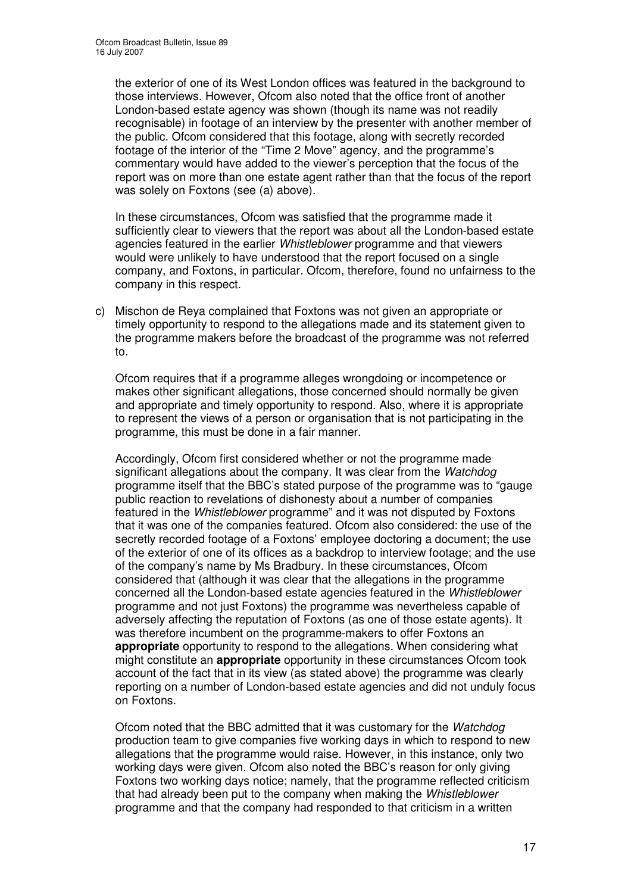the exterior of one of its West London offices was featured in the background to those interviews. However, Ofcom also noted that the office front of another London-based estate agency was shown (though its name was not readily recognisable) in footage of an interview by the presenter with another member of the public. Ofcom considered that this footage, along with secretly recorded footage of the interior of the "Time 2 Move" agency, and the programme's commentary would have added to the viewer's perception that the focus of the report was on more than one estate agent rather than that the focus of the report was solely on Foxtons (see (a) above).

In these circumstances, Ofcom was satisfied that the programme made it sufficiently clear to viewers that the report was about all the London-based estate agencies featured in the earlier *Whistleblower* programme and that viewers would were unlikely to have understood that the report focused on a single company, and Foxtons, in particular. Ofcom, therefore, found no unfairness to the company in this respect.

c) Mischon de Reya complained that Foxtons was not given an appropriate or timely opportunity to respond to the allegations made and its statement given to the programme makers before the broadcast of the programme was not referred to.

   Ofcom requires that if a programme alleges wrongdoing or incompetence or makes other significant allegations, those concerned should normally be given and appropriate and timely opportunity to respond. Also, where it is appropriate to represent the views of a person or organisation that is not participating in the programme, this must be done in a fair manner.

   Accordingly, Ofcom first considered whether or not the programme made significant allegations about the company. It was clear from the *Watchdog* programme itself that the BBC's stated purpose of the programme was to "gauge public reaction to revelations of dishonesty about a number of companies featured in the *Whistleblower* programme" and it was not disputed by Foxtons that it was one of the companies featured. Ofcom also considered: the use of the secretly recorded footage of a Foxtons' employee doctoring a document; the use of the exterior of one of its offices as a backdrop to interview footage; and the use of the company's name by Ms Bradbury. In these circumstances, Ofcom considered that (although it was clear that the allegations in the programme concerned all the London-based estate agencies featured in the *Whistleblower* programme and not just Foxtons) the programme was nevertheless capable of adversely affecting the reputation of Foxtons (as one of those estate agents). It was therefore incumbent on the programme-makers to offer Foxtons an **appropriate** opportunity to respond to the allegations. When considering what might constitute an **appropriate** opportunity in these circumstances Ofcom took account of the fact that in its view (as stated above) the programme was clearly reporting on a number of London-based estate agencies and did not unduly focus on Foxtons.

   Ofcom noted that the BBC admitted that it was customary for the *Watchdog* production team to give companies five working days in which to respond to new allegations that the programme would raise. However, in this instance, only two working days were given. Ofcom also noted the BBC's reason for only giving Foxtons two working days notice; namely, that the programme reflected criticism that had already been put to the company when making the *Whistleblower* programme and that the company had responded to that criticism in a written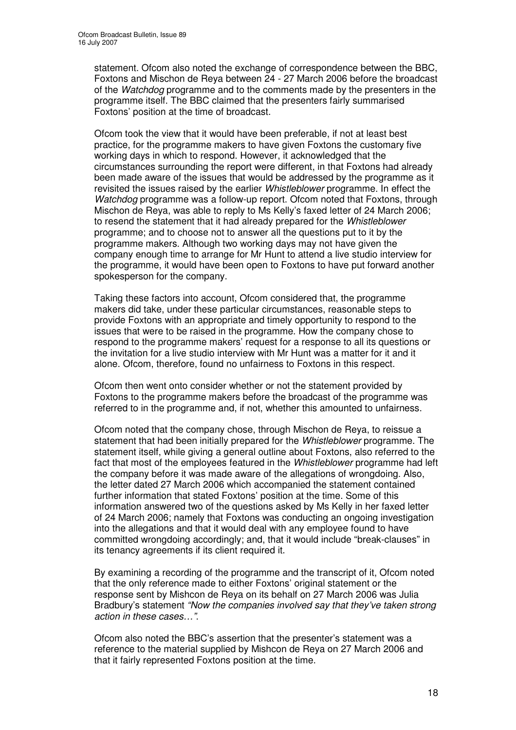statement. Ofcom also noted the exchange of correspondence between the BBC, Foxtons and Mischon de Reya between 24 - 27 March 2006 before the broadcast of the *Watchdog* programme and to the comments made by the presenters in the programme itself. The BBC claimed that the presenters fairly summarised Foxtons' position at the time of broadcast.

Ofcom took the view that it would have been preferable, if not at least best practice, for the programme makers to have given Foxtons the customary five working days in which to respond. However, it acknowledged that the circumstances surrounding the report were different, in that Foxtons had already been made aware of the issues that would be addressed by the programme as it revisited the issues raised by the earlier *Whistleblower* programme. In effect the *Watchdog* programme was a follow-up report. Ofcom noted that Foxtons, through Mischon de Reya, was able to reply to Ms Kelly's faxed letter of 24 March 2006; to resend the statement that it had already prepared for the *Whistleblower* programme; and to choose not to answer all the questions put to it by the programme makers. Although two working days may not have given the company enough time to arrange for Mr Hunt to attend a live studio interview for the programme, it would have been open to Foxtons to have put forward another spokesperson for the company.

Taking these factors into account, Ofcom considered that, the programme makers did take, under these particular circumstances, reasonable steps to provide Foxtons with an appropriate and timely opportunity to respond to the issues that were to be raised in the programme. How the company chose to respond to the programme makers' request for a response to all its questions or the invitation for a live studio interview with Mr Hunt was a matter for it and it alone. Ofcom, therefore, found no unfairness to Foxtons in this respect.

Ofcom then went onto consider whether or not the statement provided by Foxtons to the programme makers before the broadcast of the programme was referred to in the programme and, if not, whether this amounted to unfairness.

Ofcom noted that the company chose, through Mischon de Reya, to reissue a statement that had been initially prepared for the *Whistleblower* programme. The statement itself, while giving a general outline about Foxtons, also referred to the fact that most of the employees featured in the *Whistleblower* programme had left the company before it was made aware of the allegations of wrongdoing. Also, the letter dated 27 March 2006 which accompanied the statement contained further information that stated Foxtons' position at the time. Some of this information answered two of the questions asked by Ms Kelly in her faxed letter of 24 March 2006; namely that Foxtons was conducting an ongoing investigation into the allegations and that it would deal with any employee found to have committed wrongdoing accordingly; and, that it would include "break-clauses" in its tenancy agreements if its client required it.

By examining a recording of the programme and the transcript of it, Ofcom noted that the only reference made to either Foxtons' original statement or the response sent by Mishcon de Reya on its behalf on 27 March 2006 was Julia Bradbury's statement *"Now the companies involved say that they've taken strong action in these cases…"*.

Ofcom also noted the BBC's assertion that the presenter's statement was a reference to the material supplied by Mishcon de Reya on 27 March 2006 and that it fairly represented Foxtons position at the time.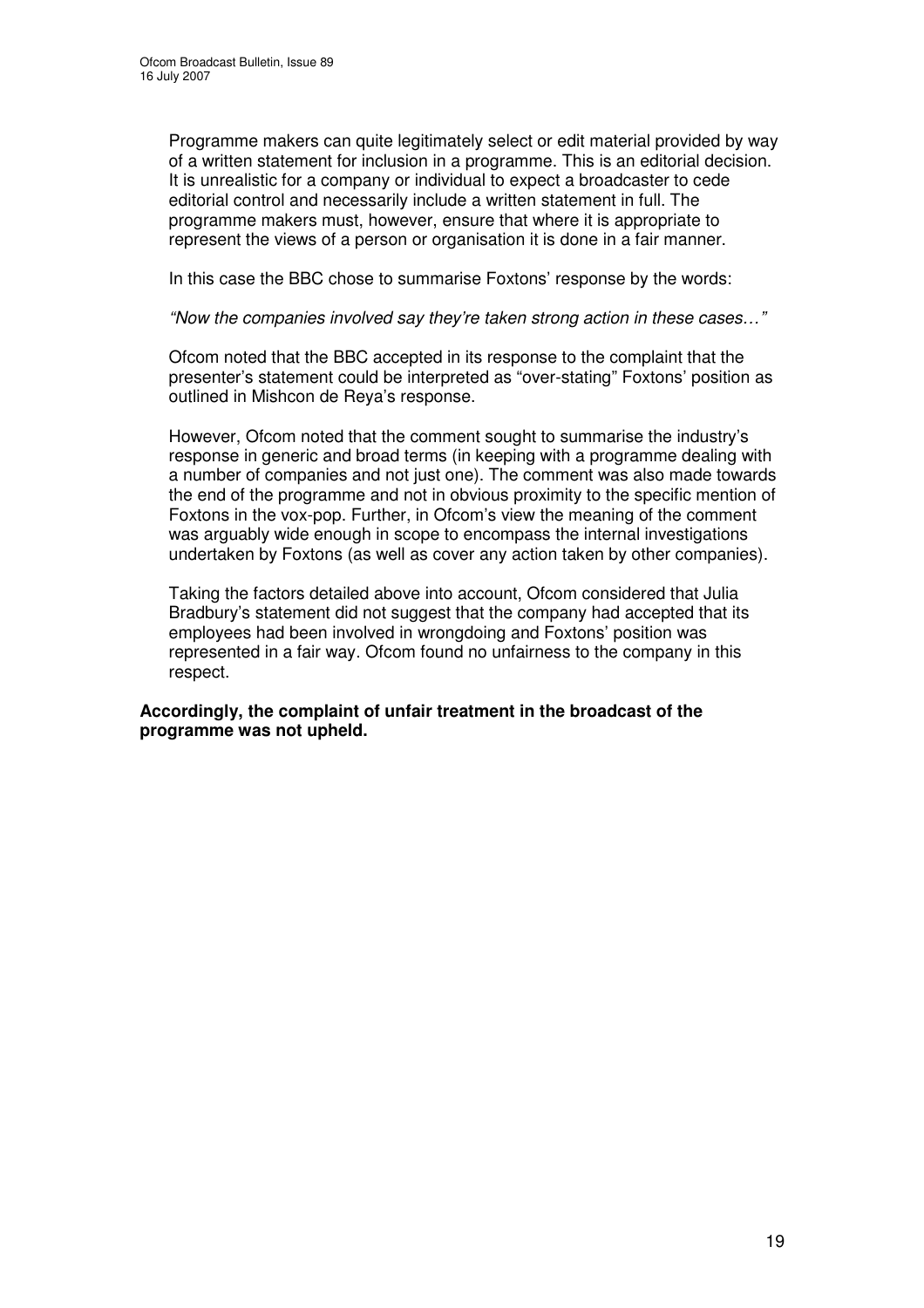Programme makers can quite legitimately select or edit material provided by way of a written statement for inclusion in a programme. This is an editorial decision. It is unrealistic for a company or individual to expect a broadcaster to cede editorial control and necessarily include a written statement in full. The programme makers must, however, ensure that where it is appropriate to represent the views of a person or organisation it is done in a fair manner.

In this case the BBC chose to summarise Foxtons' response by the words:

*"Now the companies involved say they're taken strong action in these cases…"*

Ofcom noted that the BBC accepted in its response to the complaint that the presenter's statement could be interpreted as "over-stating" Foxtons' position as outlined in Mishcon de Reya's response.

However, Ofcom noted that the comment sought to summarise the industry's response in generic and broad terms (in keeping with a programme dealing with a number of companies and not just one). The comment was also made towards the end of the programme and not in obvious proximity to the specific mention of Foxtons in the vox-pop. Further, in Ofcom's view the meaning of the comment was arguably wide enough in scope to encompass the internal investigations undertaken by Foxtons (as well as cover any action taken by other companies).

Taking the factors detailed above into account, Ofcom considered that Julia Bradbury's statement did not suggest that the company had accepted that its employees had been involved in wrongdoing and Foxtons' position was represented in a fair way. Ofcom found no unfairness to the company in this respect.

**Accordingly, the complaint of unfair treatment in the broadcast of the programme was not upheld.**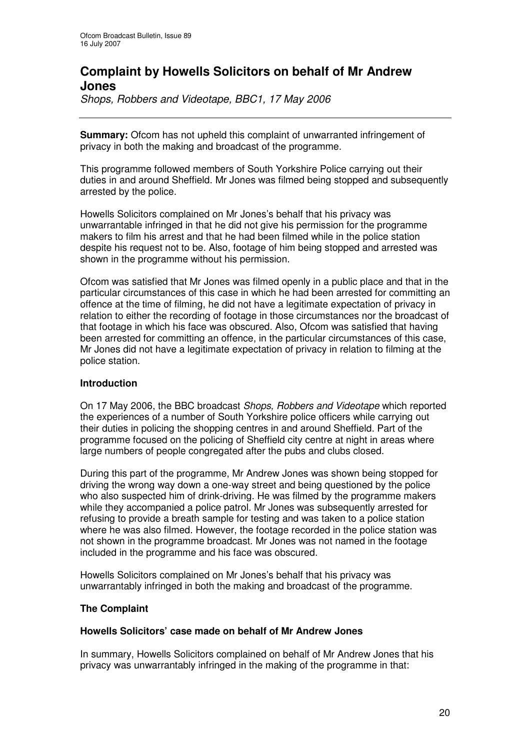# Complaint by Howells Solicitors on behalf of Mr Andrew Jones

*Shops, Robbers and Videotape, BBC1, 17 May 2006*

---

**Summary:** Ofcom has not upheld this complaint of unwarranted infringement of privacy in both the making and broadcast of the programme.

This programme followed members of South Yorkshire Police carrying out their duties in and around Sheffield. Mr Jones was filmed being stopped and subsequently arrested by the police.

Howells Solicitors complained on Mr Jones's behalf that his privacy was unwarrantable infringed in that he did not give his permission for the programme makers to film his arrest and that he had been filmed while in the police station despite his request not to be. Also, footage of him being stopped and arrested was shown in the programme without his permission.

Ofcom was satisfied that Mr Jones was filmed openly in a public place and that in the particular circumstances of this case in which he had been arrested for committing an offence at the time of filming, he did not have a legitimate expectation of privacy in relation to either the recording of footage in those circumstances nor the broadcast of that footage in which his face was obscured. Also, Ofcom was satisfied that having been arrested for committing an offence, in the particular circumstances of this case, Mr Jones did not have a legitimate expectation of privacy in relation to filming at the police station.

### Introduction

On 17 May 2006, the BBC broadcast *Shops, Robbers and Videotape* which reported the experiences of a number of South Yorkshire police officers while carrying out their duties in policing the shopping centres in and around Sheffield. Part of the programme focused on the policing of Sheffield city centre at night in areas where large numbers of people congregated after the pubs and clubs closed.

During this part of the programme, Mr Andrew Jones was shown being stopped for driving the wrong way down a one-way street and being questioned by the police who also suspected him of drink-driving. He was filmed by the programme makers while they accompanied a police patrol. Mr Jones was subsequently arrested for refusing to provide a breath sample for testing and was taken to a police station where he was also filmed. However, the footage recorded in the police station was not shown in the programme broadcast. Mr Jones was not named in the footage included in the programme and his face was obscured.

Howells Solicitors complained on Mr Jones's behalf that his privacy was unwarrantably infringed in both the making and broadcast of the programme.

### The Complaint

#### Howells Solicitors' case made on behalf of Mr Andrew Jones

In summary, Howells Solicitors complained on behalf of Mr Andrew Jones that his privacy was unwarrantably infringed in the making of the programme in that: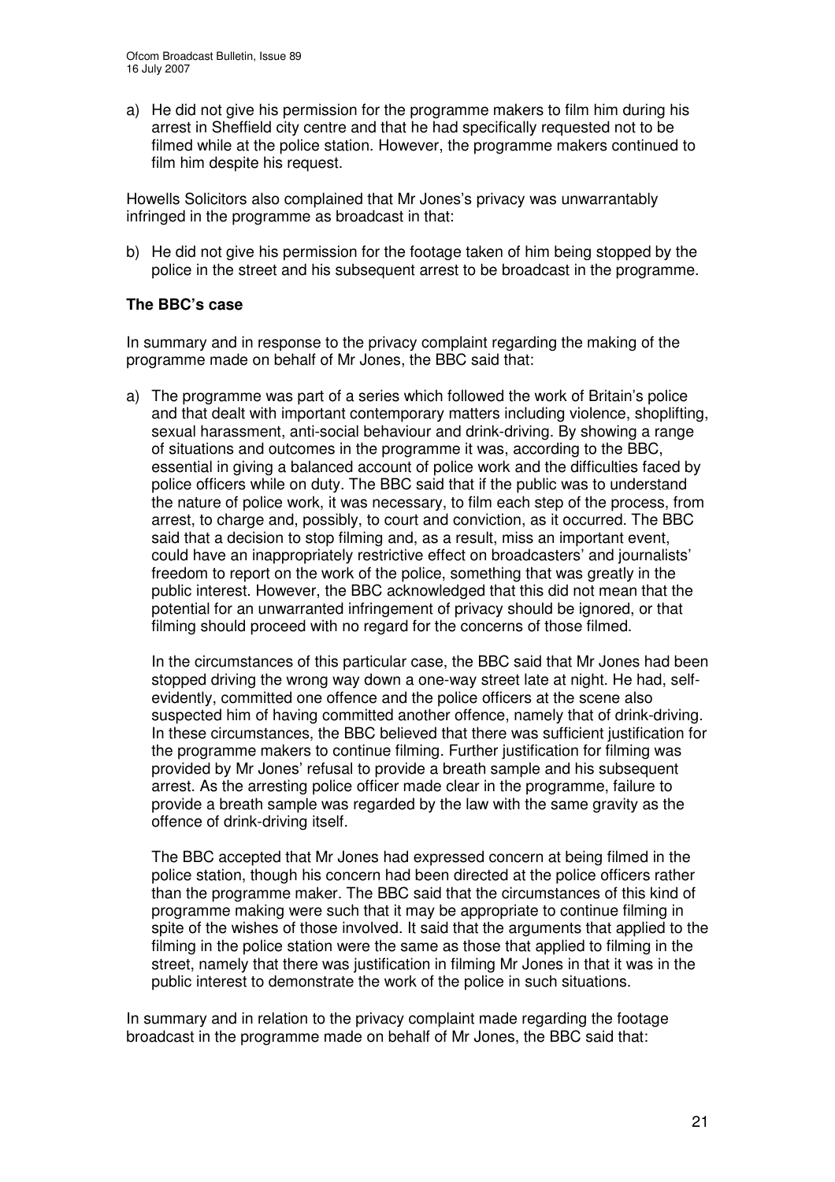a) He did not give his permission for the programme makers to film him during his arrest in Sheffield city centre and that he had specifically requested not to be filmed while at the police station. However, the programme makers continued to film him despite his request.

Howells Solicitors also complained that Mr Jones's privacy was unwarrantably infringed in the programme as broadcast in that:

b) He did not give his permission for the footage taken of him being stopped by the police in the street and his subsequent arrest to be broadcast in the programme.

**The BBC's case**

In summary and in response to the privacy complaint regarding the making of the programme made on behalf of Mr Jones, the BBC said that:

a) The programme was part of a series which followed the work of Britain's police and that dealt with important contemporary matters including violence, shoplifting, sexual harassment, anti-social behaviour and drink-driving. By showing a range of situations and outcomes in the programme it was, according to the BBC, essential in giving a balanced account of police work and the difficulties faced by police officers while on duty. The BBC said that if the public was to understand the nature of police work, it was necessary, to film each step of the process, from arrest, to charge and, possibly, to court and conviction, as it occurred. The BBC said that a decision to stop filming and, as a result, miss an important event, could have an inappropriately restrictive effect on broadcasters' and journalists' freedom to report on the work of the police, something that was greatly in the public interest. However, the BBC acknowledged that this did not mean that the potential for an unwarranted infringement of privacy should be ignored, or that filming should proceed with no regard for the concerns of those filmed.

   In the circumstances of this particular case, the BBC said that Mr Jones had been stopped driving the wrong way down a one-way street late at night. He had, self-evidently, committed one offence and the police officers at the scene also suspected him of having committed another offence, namely that of drink-driving. In these circumstances, the BBC believed that there was sufficient justification for the programme makers to continue filming. Further justification for filming was provided by Mr Jones' refusal to provide a breath sample and his subsequent arrest. As the arresting police officer made clear in the programme, failure to provide a breath sample was regarded by the law with the same gravity as the offence of drink-driving itself.

   The BBC accepted that Mr Jones had expressed concern at being filmed in the police station, though his concern had been directed at the police officers rather than the programme maker. The BBC said that the circumstances of this kind of programme making were such that it may be appropriate to continue filming in spite of the wishes of those involved. It said that the arguments that applied to the filming in the police station were the same as those that applied to filming in the street, namely that there was justification in filming Mr Jones in that it was in the public interest to demonstrate the work of the police in such situations.

In summary and in relation to the privacy complaint made regarding the footage broadcast in the programme made on behalf of Mr Jones, the BBC said that: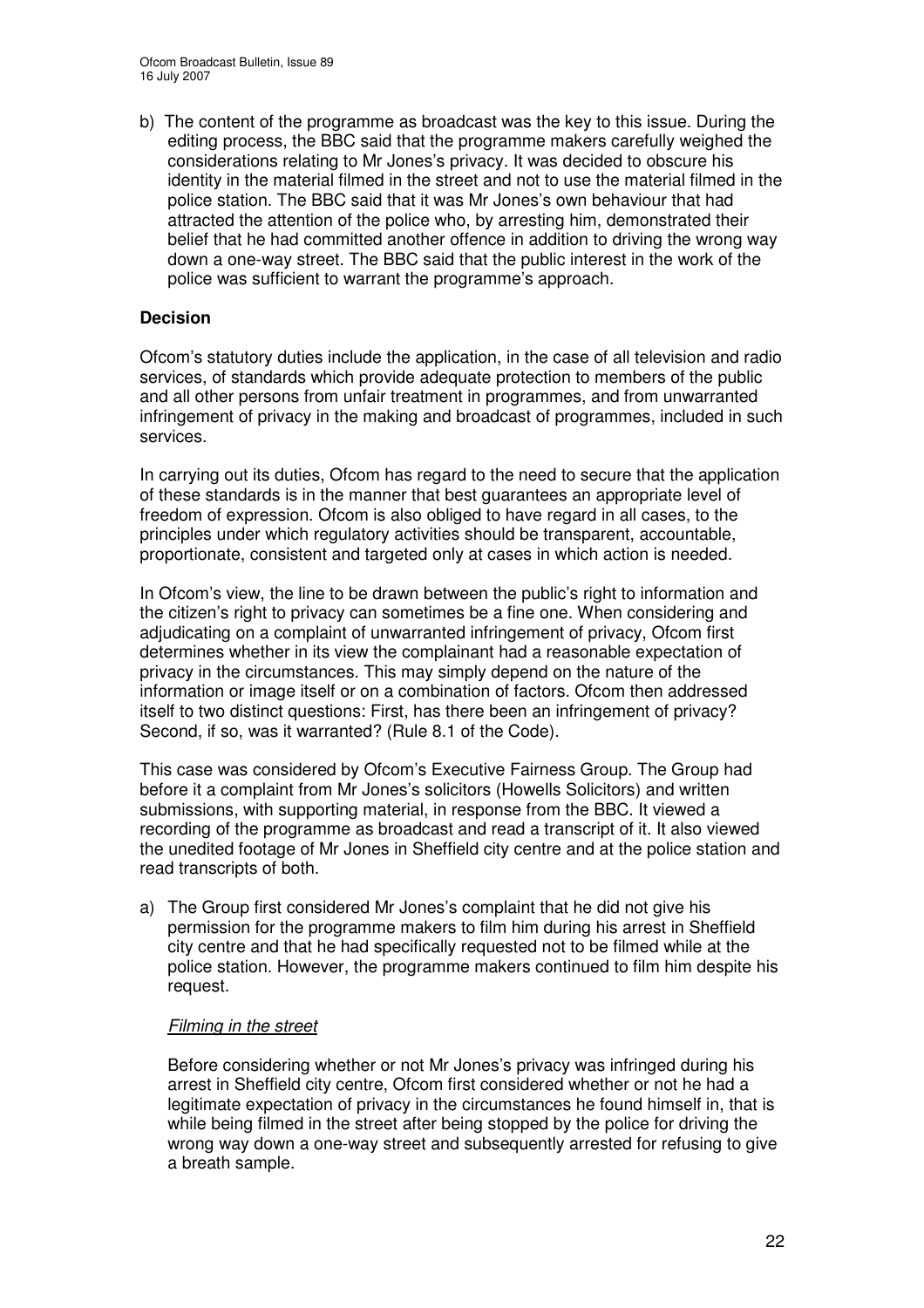b) The content of the programme as broadcast was the key to this issue. During the editing process, the BBC said that the programme makers carefully weighed the considerations relating to Mr Jones's privacy. It was decided to obscure his identity in the material filmed in the street and not to use the material filmed in the police station. The BBC said that it was Mr Jones's own behaviour that had attracted the attention of the police who, by arresting him, demonstrated their belief that he had committed another offence in addition to driving the wrong way down a one-way street. The BBC said that the public interest in the work of the police was sufficient to warrant the programme's approach.

**Decision**

Ofcom's statutory duties include the application, in the case of all television and radio services, of standards which provide adequate protection to members of the public and all other persons from unfair treatment in programmes, and from unwarranted infringement of privacy in the making and broadcast of programmes, included in such services.

In carrying out its duties, Ofcom has regard to the need to secure that the application of these standards is in the manner that best guarantees an appropriate level of freedom of expression. Ofcom is also obliged to have regard in all cases, to the principles under which regulatory activities should be transparent, accountable, proportionate, consistent and targeted only at cases in which action is needed.

In Ofcom's view, the line to be drawn between the public's right to information and the citizen's right to privacy can sometimes be a fine one. When considering and adjudicating on a complaint of unwarranted infringement of privacy, Ofcom first determines whether in its view the complainant had a reasonable expectation of privacy in the circumstances. This may simply depend on the nature of the information or image itself or on a combination of factors. Ofcom then addressed itself to two distinct questions: First, has there been an infringement of privacy? Second, if so, was it warranted? (Rule 8.1 of the Code).

This case was considered by Ofcom's Executive Fairness Group. The Group had before it a complaint from Mr Jones's solicitors (Howells Solicitors) and written submissions, with supporting material, in response from the BBC. It viewed a recording of the programme as broadcast and read a transcript of it. It also viewed the unedited footage of Mr Jones in Sheffield city centre and at the police station and read transcripts of both.

a) The Group first considered Mr Jones's complaint that he did not give his permission for the programme makers to film him during his arrest in Sheffield city centre and that he had specifically requested not to be filmed while at the police station. However, the programme makers continued to film him despite his request.

*Filming in the street*

Before considering whether or not Mr Jones's privacy was infringed during his arrest in Sheffield city centre, Ofcom first considered whether or not he had a legitimate expectation of privacy in the circumstances he found himself in, that is while being filmed in the street after being stopped by the police for driving the wrong way down a one-way street and subsequently arrested for refusing to give a breath sample.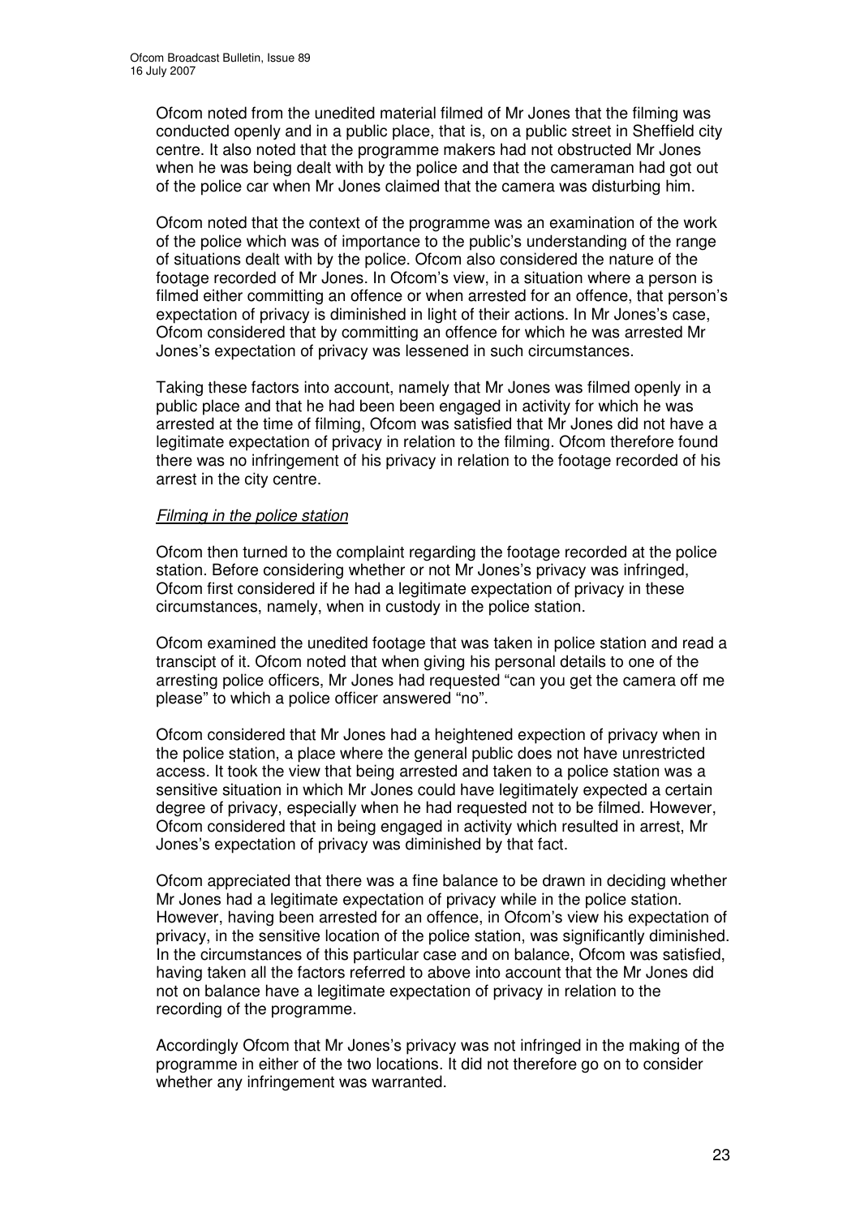Ofcom noted from the unedited material filmed of Mr Jones that the filming was conducted openly and in a public place, that is, on a public street in Sheffield city centre. It also noted that the programme makers had not obstructed Mr Jones when he was being dealt with by the police and that the cameraman had got out of the police car when Mr Jones claimed that the camera was disturbing him.

Ofcom noted that the context of the programme was an examination of the work of the police which was of importance to the public's understanding of the range of situations dealt with by the police. Ofcom also considered the nature of the footage recorded of Mr Jones. In Ofcom's view, in a situation where a person is filmed either committing an offence or when arrested for an offence, that person's expectation of privacy is diminished in light of their actions. In Mr Jones's case, Ofcom considered that by committing an offence for which he was arrested Mr Jones's expectation of privacy was lessened in such circumstances.

Taking these factors into account, namely that Mr Jones was filmed openly in a public place and that he had been been engaged in activity for which he was arrested at the time of filming, Ofcom was satisfied that Mr Jones did not have a legitimate expectation of privacy in relation to the filming. Ofcom therefore found there was no infringement of his privacy in relation to the footage recorded of his arrest in the city centre.

*Filming in the police station*

Ofcom then turned to the complaint regarding the footage recorded at the police station. Before considering whether or not Mr Jones's privacy was infringed, Ofcom first considered if he had a legitimate expectation of privacy in these circumstances, namely, when in custody in the police station.

Ofcom examined the unedited footage that was taken in police station and read a transcipt of it. Ofcom noted that when giving his personal details to one of the arresting police officers, Mr Jones had requested "can you get the camera off me please" to which a police officer answered "no".

Ofcom considered that Mr Jones had a heightened expection of privacy when in the police station, a place where the general public does not have unrestricted access. It took the view that being arrested and taken to a police station was a sensitive situation in which Mr Jones could have legitimately expected a certain degree of privacy, especially when he had requested not to be filmed. However, Ofcom considered that in being engaged in activity which resulted in arrest, Mr Jones's expectation of privacy was diminished by that fact.

Ofcom appreciated that there was a fine balance to be drawn in deciding whether Mr Jones had a legitimate expectation of privacy while in the police station. However, having been arrested for an offence, in Ofcom's view his expectation of privacy, in the sensitive location of the police station, was significantly diminished. In the circumstances of this particular case and on balance, Ofcom was satisfied, having taken all the factors referred to above into account that the Mr Jones did not on balance have a legitimate expectation of privacy in relation to the recording of the programme.

Accordingly Ofcom that Mr Jones's privacy was not infringed in the making of the programme in either of the two locations. It did not therefore go on to consider whether any infringement was warranted.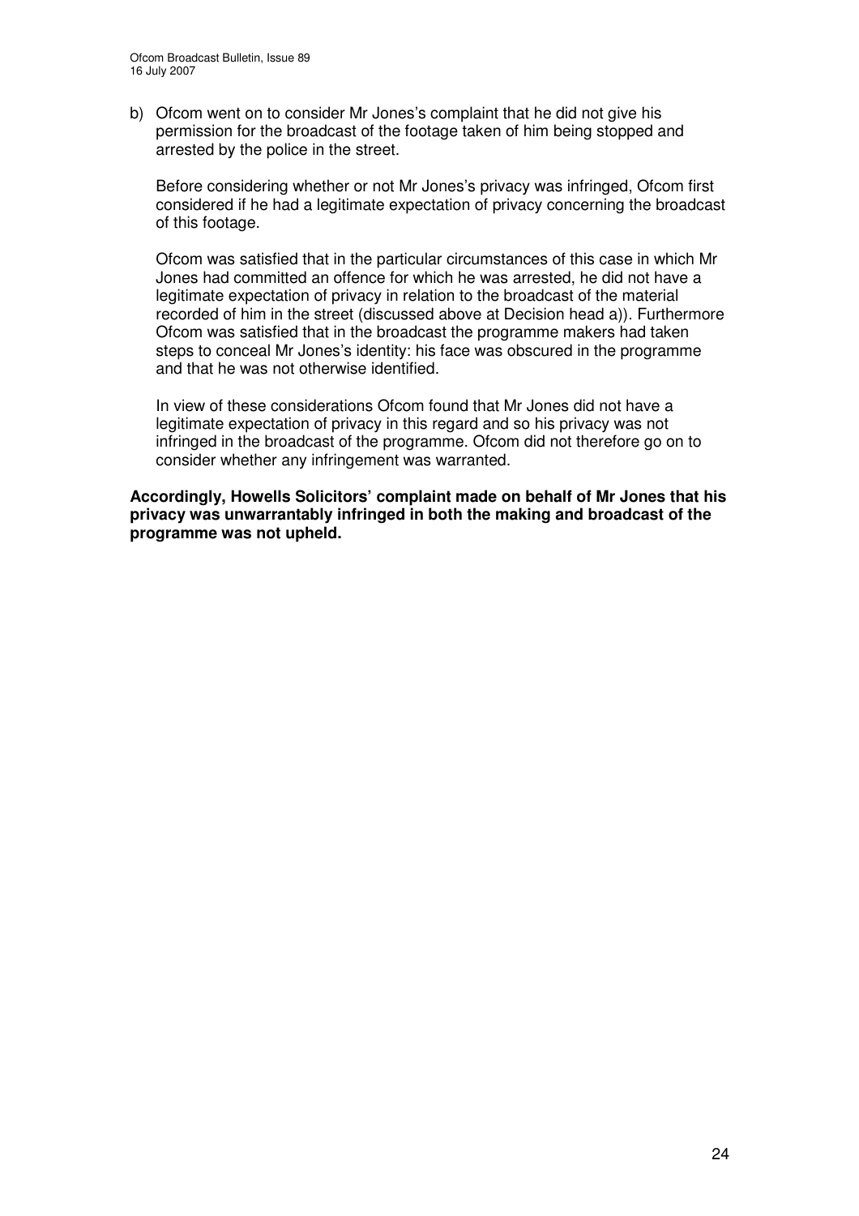b) Ofcom went on to consider Mr Jones's complaint that he did not give his permission for the broadcast of the footage taken of him being stopped and arrested by the police in the street.

   Before considering whether or not Mr Jones's privacy was infringed, Ofcom first considered if he had a legitimate expectation of privacy concerning the broadcast of this footage.

   Ofcom was satisfied that in the particular circumstances of this case in which Mr Jones had committed an offence for which he was arrested, he did not have a legitimate expectation of privacy in relation to the broadcast of the material recorded of him in the street (discussed above at Decision head a)). Furthermore Ofcom was satisfied that in the broadcast the programme makers had taken steps to conceal Mr Jones's identity: his face was obscured in the programme and that he was not otherwise identified.

   In view of these considerations Ofcom found that Mr Jones did not have a legitimate expectation of privacy in this regard and so his privacy was not infringed in the broadcast of the programme. Ofcom did not therefore go on to consider whether any infringement was warranted.

**Accordingly, Howells Solicitors' complaint made on behalf of Mr Jones that his privacy was unwarrantably infringed in both the making and broadcast of the programme was not upheld.**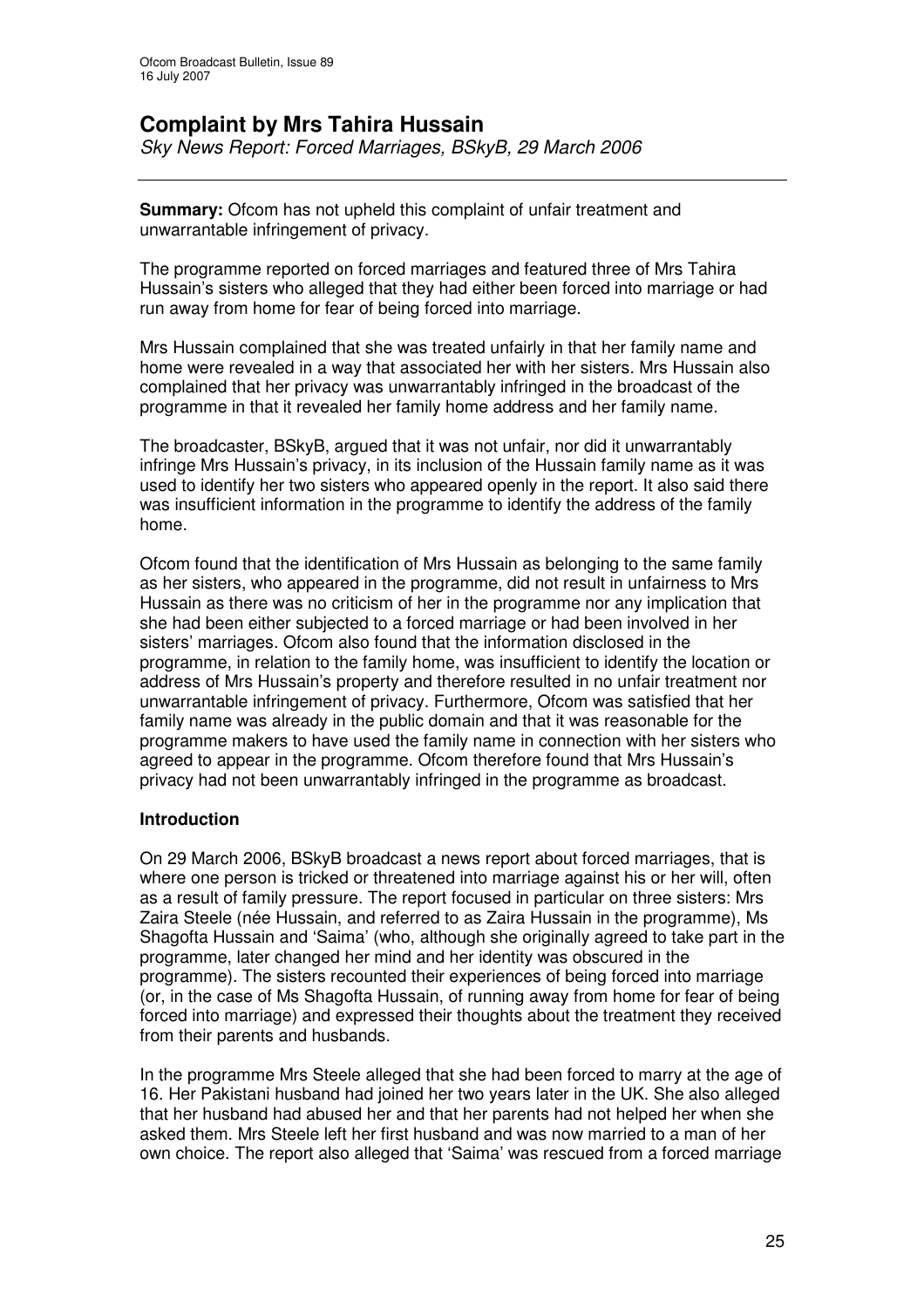# Complaint by Mrs Tahira Hussain

*Sky News Report: Forced Marriages, BSkyB, 29 March 2006*

**Summary:** Ofcom has not upheld this complaint of unfair treatment and unwarrantable infringement of privacy.

The programme reported on forced marriages and featured three of Mrs Tahira Hussain's sisters who alleged that they had either been forced into marriage or had run away from home for fear of being forced into marriage.

Mrs Hussain complained that she was treated unfairly in that her family name and home were revealed in a way that associated her with her sisters. Mrs Hussain also complained that her privacy was unwarrantably infringed in the broadcast of the programme in that it revealed her family home address and her family name.

The broadcaster, BSkyB, argued that it was not unfair, nor did it unwarrantably infringe Mrs Hussain's privacy, in its inclusion of the Hussain family name as it was used to identify her two sisters who appeared openly in the report. It also said there was insufficient information in the programme to identify the address of the family home.

Ofcom found that the identification of Mrs Hussain as belonging to the same family as her sisters, who appeared in the programme, did not result in unfairness to Mrs Hussain as there was no criticism of her in the programme nor any implication that she had been either subjected to a forced marriage or had been involved in her sisters' marriages. Ofcom also found that the information disclosed in the programme, in relation to the family home, was insufficient to identify the location or address of Mrs Hussain's property and therefore resulted in no unfair treatment nor unwarrantable infringement of privacy. Furthermore, Ofcom was satisfied that her family name was already in the public domain and that it was reasonable for the programme makers to have used the family name in connection with her sisters who agreed to appear in the programme. Ofcom therefore found that Mrs Hussain's privacy had not been unwarrantably infringed in the programme as broadcast.

## Introduction

On 29 March 2006, BSkyB broadcast a news report about forced marriages, that is where one person is tricked or threatened into marriage against his or her will, often as a result of family pressure. The report focused in particular on three sisters: Mrs Zaira Steele (née Hussain, and referred to as Zaira Hussain in the programme), Ms Shagofta Hussain and 'Saima' (who, although she originally agreed to take part in the programme, later changed her mind and her identity was obscured in the programme). The sisters recounted their experiences of being forced into marriage (or, in the case of Ms Shagofta Hussain, of running away from home for fear of being forced into marriage) and expressed their thoughts about the treatment they received from their parents and husbands.

In the programme Mrs Steele alleged that she had been forced to marry at the age of 16. Her Pakistani husband had joined her two years later in the UK. She also alleged that her husband had abused her and that her parents had not helped her when she asked them. Mrs Steele left her first husband and was now married to a man of her own choice. The report also alleged that 'Saima' was rescued from a forced marriage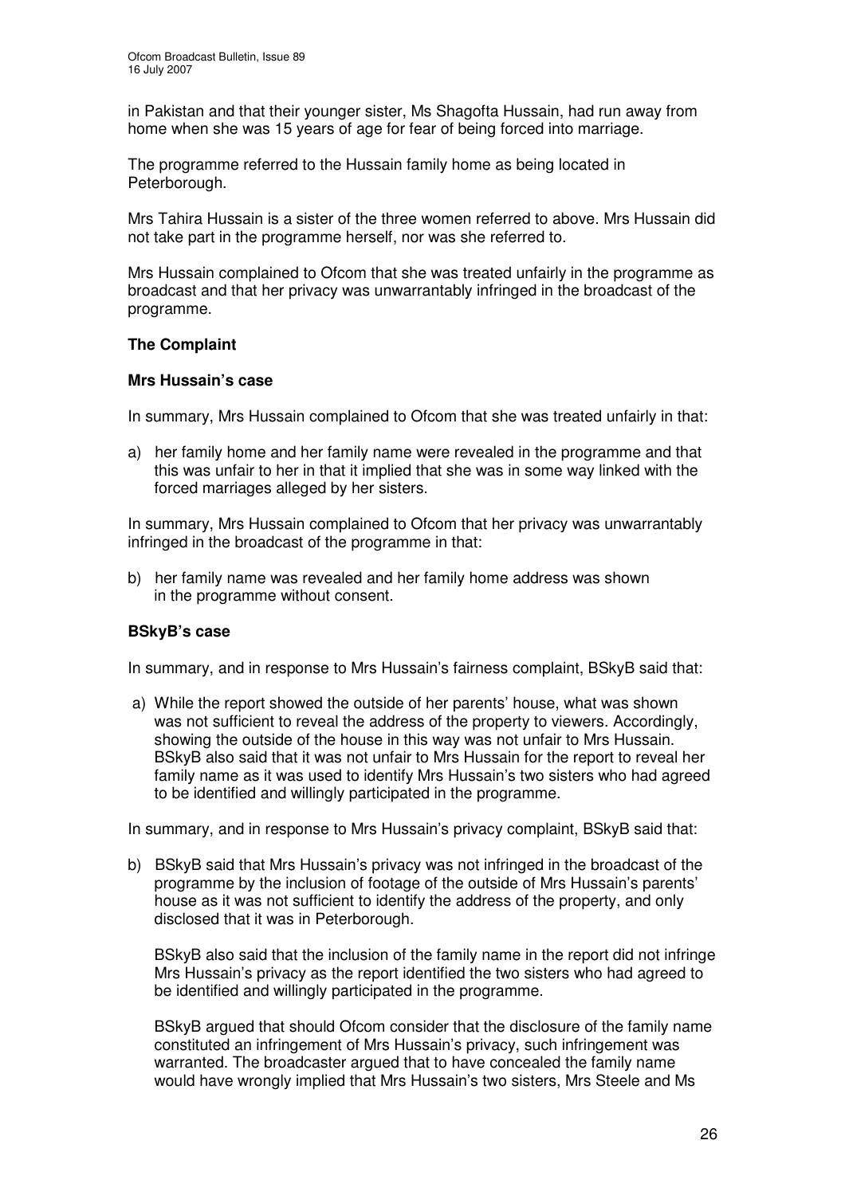in Pakistan and that their younger sister, Ms Shagofta Hussain, had run away from home when she was 15 years of age for fear of being forced into marriage.

The programme referred to the Hussain family home as being located in Peterborough.

Mrs Tahira Hussain is a sister of the three women referred to above. Mrs Hussain did not take part in the programme herself, nor was she referred to.

Mrs Hussain complained to Ofcom that she was treated unfairly in the programme as broadcast and that her privacy was unwarrantably infringed in the broadcast of the programme.

### The Complaint

#### Mrs Hussain's case

In summary, Mrs Hussain complained to Ofcom that she was treated unfairly in that:

a) her family home and her family name were revealed in the programme and that this was unfair to her in that it implied that she was in some way linked with the forced marriages alleged by her sisters.

In summary, Mrs Hussain complained to Ofcom that her privacy was unwarrantably infringed in the broadcast of the programme in that:

b) her family name was revealed and her family home address was shown in the programme without consent.

#### BSkyB's case

In summary, and in response to Mrs Hussain's fairness complaint, BSkyB said that:

a) While the report showed the outside of her parents' house, what was shown was not sufficient to reveal the address of the property to viewers. Accordingly, showing the outside of the house in this way was not unfair to Mrs Hussain. BSkyB also said that it was not unfair to Mrs Hussain for the report to reveal her family name as it was used to identify Mrs Hussain's two sisters who had agreed to be identified and willingly participated in the programme.

In summary, and in response to Mrs Hussain's privacy complaint, BSkyB said that:

b) BSkyB said that Mrs Hussain's privacy was not infringed in the broadcast of the programme by the inclusion of footage of the outside of Mrs Hussain's parents' house as it was not sufficient to identify the address of the property, and only disclosed that it was in Peterborough.

   BSkyB also said that the inclusion of the family name in the report did not infringe Mrs Hussain's privacy as the report identified the two sisters who had agreed to be identified and willingly participated in the programme.

   BSkyB argued that should Ofcom consider that the disclosure of the family name constituted an infringement of Mrs Hussain's privacy, such infringement was warranted. The broadcaster argued that to have concealed the family name would have wrongly implied that Mrs Hussain's two sisters, Mrs Steele and Ms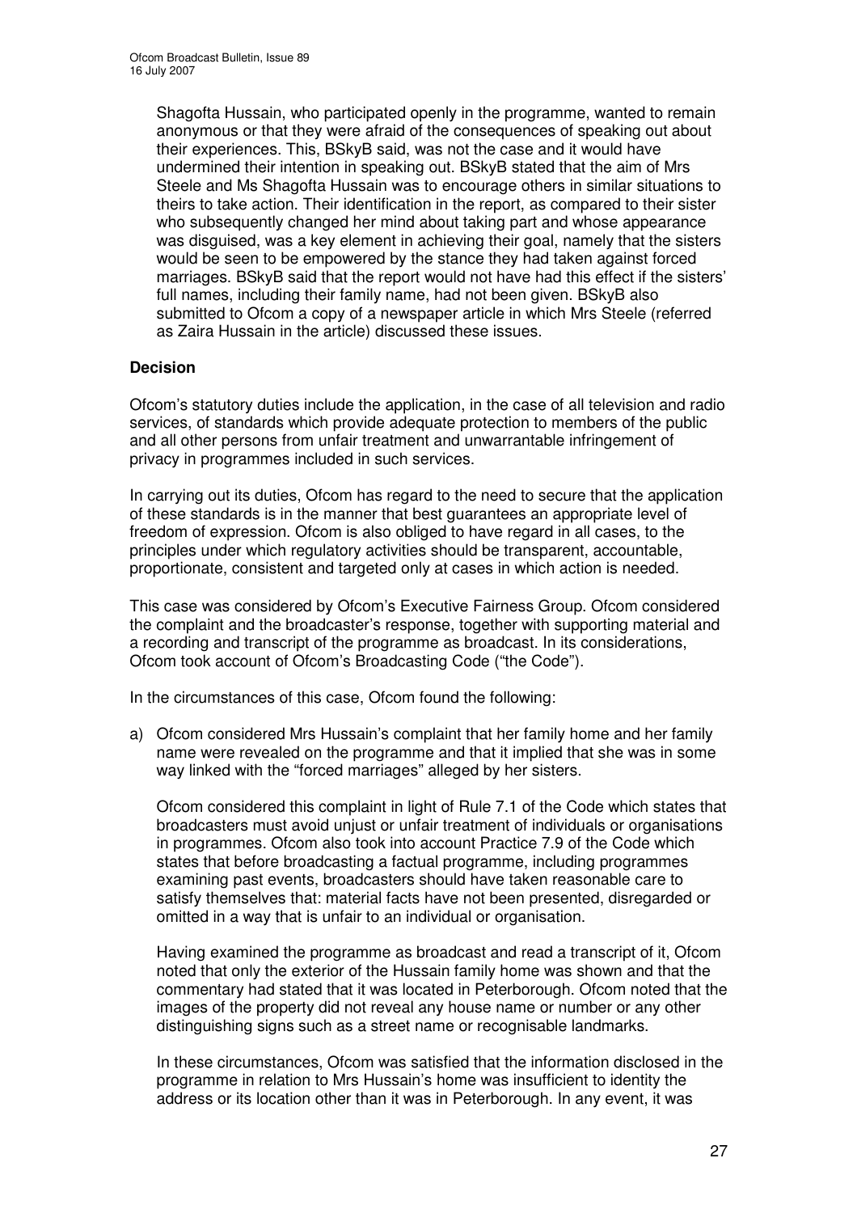Shagofta Hussain, who participated openly in the programme, wanted to remain anonymous or that they were afraid of the consequences of speaking out about their experiences. This, BSkyB said, was not the case and it would have undermined their intention in speaking out. BSkyB stated that the aim of Mrs Steele and Ms Shagofta Hussain was to encourage others in similar situations to theirs to take action. Their identification in the report, as compared to their sister who subsequently changed her mind about taking part and whose appearance was disguised, was a key element in achieving their goal, namely that the sisters would be seen to be empowered by the stance they had taken against forced marriages. BSkyB said that the report would not have had this effect if the sisters' full names, including their family name, had not been given. BSkyB also submitted to Ofcom a copy of a newspaper article in which Mrs Steele (referred as Zaira Hussain in the article) discussed these issues.

**Decision**

Ofcom's statutory duties include the application, in the case of all television and radio services, of standards which provide adequate protection to members of the public and all other persons from unfair treatment and unwarrantable infringement of privacy in programmes included in such services.

In carrying out its duties, Ofcom has regard to the need to secure that the application of these standards is in the manner that best guarantees an appropriate level of freedom of expression. Ofcom is also obliged to have regard in all cases, to the principles under which regulatory activities should be transparent, accountable, proportionate, consistent and targeted only at cases in which action is needed.

This case was considered by Ofcom's Executive Fairness Group. Ofcom considered the complaint and the broadcaster's response, together with supporting material and a recording and transcript of the programme as broadcast. In its considerations, Ofcom took account of Ofcom's Broadcasting Code ("the Code").

In the circumstances of this case, Ofcom found the following:

a) Ofcom considered Mrs Hussain's complaint that her family home and her family name were revealed on the programme and that it implied that she was in some way linked with the "forced marriages" alleged by her sisters.

   Ofcom considered this complaint in light of Rule 7.1 of the Code which states that broadcasters must avoid unjust or unfair treatment of individuals or organisations in programmes. Ofcom also took into account Practice 7.9 of the Code which states that before broadcasting a factual programme, including programmes examining past events, broadcasters should have taken reasonable care to satisfy themselves that: material facts have not been presented, disregarded or omitted in a way that is unfair to an individual or organisation.

   Having examined the programme as broadcast and read a transcript of it, Ofcom noted that only the exterior of the Hussain family home was shown and that the commentary had stated that it was located in Peterborough. Ofcom noted that the images of the property did not reveal any house name or number or any other distinguishing signs such as a street name or recognisable landmarks.

   In these circumstances, Ofcom was satisfied that the information disclosed in the programme in relation to Mrs Hussain's home was insufficient to identity the address or its location other than it was in Peterborough. In any event, it was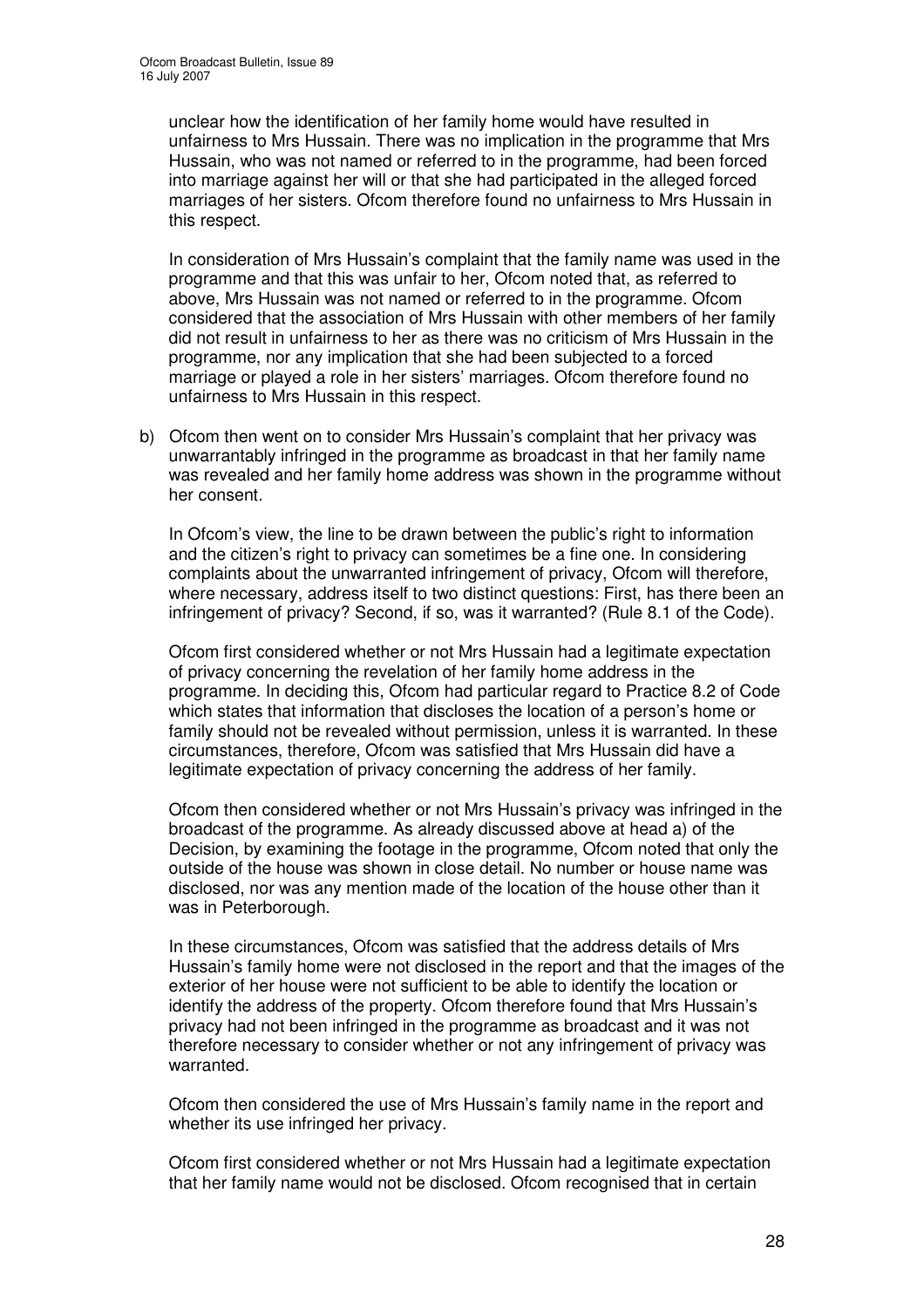unclear how the identification of her family home would have resulted in unfairness to Mrs Hussain. There was no implication in the programme that Mrs Hussain, who was not named or referred to in the programme, had been forced into marriage against her will or that she had participated in the alleged forced marriages of her sisters. Ofcom therefore found no unfairness to Mrs Hussain in this respect.

In consideration of Mrs Hussain's complaint that the family name was used in the programme and that this was unfair to her, Ofcom noted that, as referred to above, Mrs Hussain was not named or referred to in the programme. Ofcom considered that the association of Mrs Hussain with other members of her family did not result in unfairness to her as there was no criticism of Mrs Hussain in the programme, nor any implication that she had been subjected to a forced marriage or played a role in her sisters' marriages. Ofcom therefore found no unfairness to Mrs Hussain in this respect.

b) Ofcom then went on to consider Mrs Hussain's complaint that her privacy was unwarrantably infringed in the programme as broadcast in that her family name was revealed and her family home address was shown in the programme without her consent.

   In Ofcom's view, the line to be drawn between the public's right to information and the citizen's right to privacy can sometimes be a fine one. In considering complaints about the unwarranted infringement of privacy, Ofcom will therefore, where necessary, address itself to two distinct questions: First, has there been an infringement of privacy? Second, if so, was it warranted? (Rule 8.1 of the Code).

   Ofcom first considered whether or not Mrs Hussain had a legitimate expectation of privacy concerning the revelation of her family home address in the programme. In deciding this, Ofcom had particular regard to Practice 8.2 of Code which states that information that discloses the location of a person's home or family should not be revealed without permission, unless it is warranted. In these circumstances, therefore, Ofcom was satisfied that Mrs Hussain did have a legitimate expectation of privacy concerning the address of her family.

   Ofcom then considered whether or not Mrs Hussain's privacy was infringed in the broadcast of the programme. As already discussed above at head a) of the Decision, by examining the footage in the programme, Ofcom noted that only the outside of the house was shown in close detail. No number or house name was disclosed, nor was any mention made of the location of the house other than it was in Peterborough.

   In these circumstances, Ofcom was satisfied that the address details of Mrs Hussain's family home were not disclosed in the report and that the images of the exterior of her house were not sufficient to be able to identify the location or identify the address of the property. Ofcom therefore found that Mrs Hussain's privacy had not been infringed in the programme as broadcast and it was not therefore necessary to consider whether or not any infringement of privacy was warranted.

   Ofcom then considered the use of Mrs Hussain's family name in the report and whether its use infringed her privacy.

   Ofcom first considered whether or not Mrs Hussain had a legitimate expectation that her family name would not be disclosed. Ofcom recognised that in certain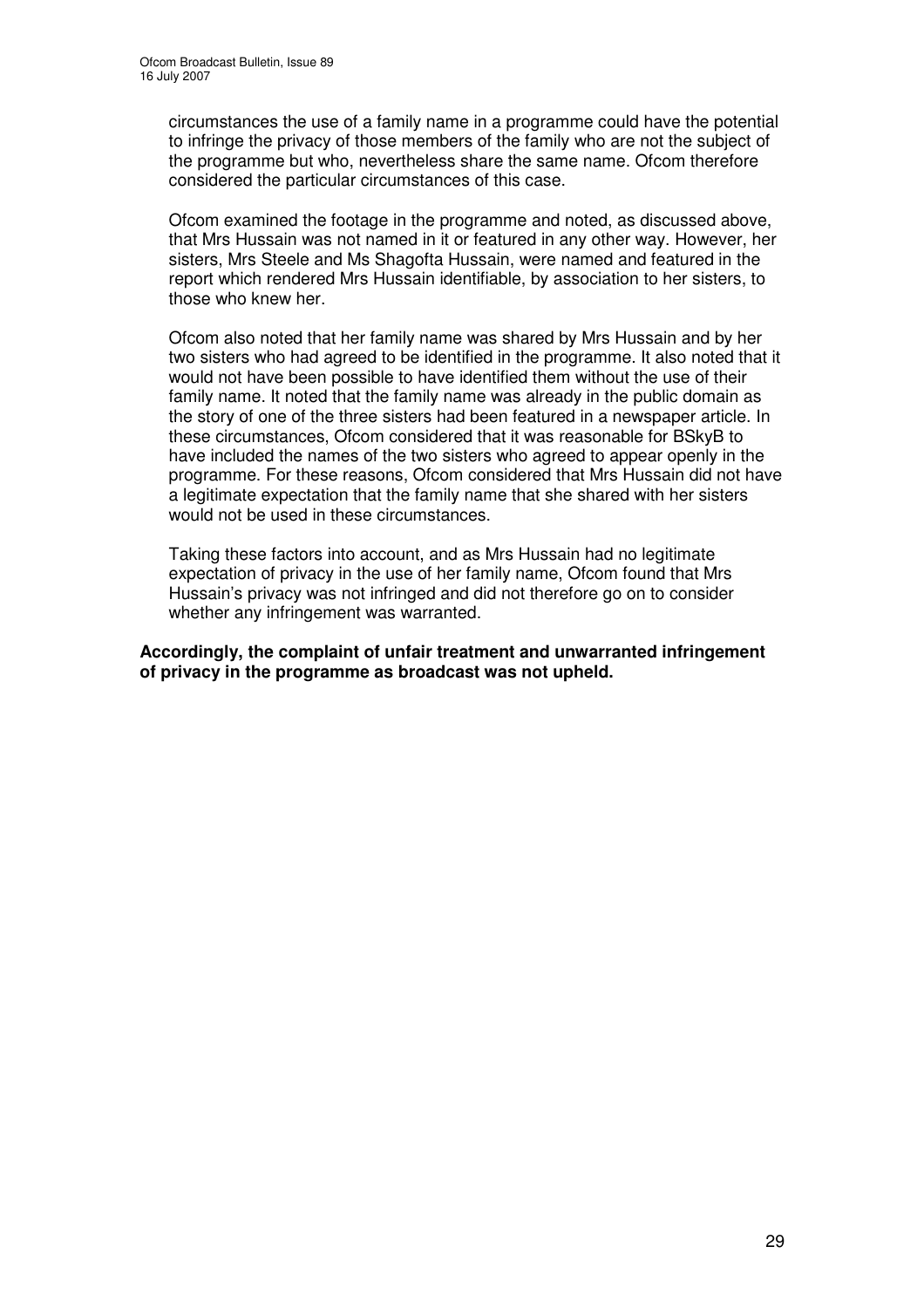circumstances the use of a family name in a programme could have the potential to infringe the privacy of those members of the family who are not the subject of the programme but who, nevertheless share the same name. Ofcom therefore considered the particular circumstances of this case.

Ofcom examined the footage in the programme and noted, as discussed above, that Mrs Hussain was not named in it or featured in any other way. However, her sisters, Mrs Steele and Ms Shagofta Hussain, were named and featured in the report which rendered Mrs Hussain identifiable, by association to her sisters, to those who knew her.

Ofcom also noted that her family name was shared by Mrs Hussain and by her two sisters who had agreed to be identified in the programme. It also noted that it would not have been possible to have identified them without the use of their family name. It noted that the family name was already in the public domain as the story of one of the three sisters had been featured in a newspaper article. In these circumstances, Ofcom considered that it was reasonable for BSkyB to have included the names of the two sisters who agreed to appear openly in the programme. For these reasons, Ofcom considered that Mrs Hussain did not have a legitimate expectation that the family name that she shared with her sisters would not be used in these circumstances.

Taking these factors into account, and as Mrs Hussain had no legitimate expectation of privacy in the use of her family name, Ofcom found that Mrs Hussain's privacy was not infringed and did not therefore go on to consider whether any infringement was warranted.

**Accordingly, the complaint of unfair treatment and unwarranted infringement of privacy in the programme as broadcast was not upheld.**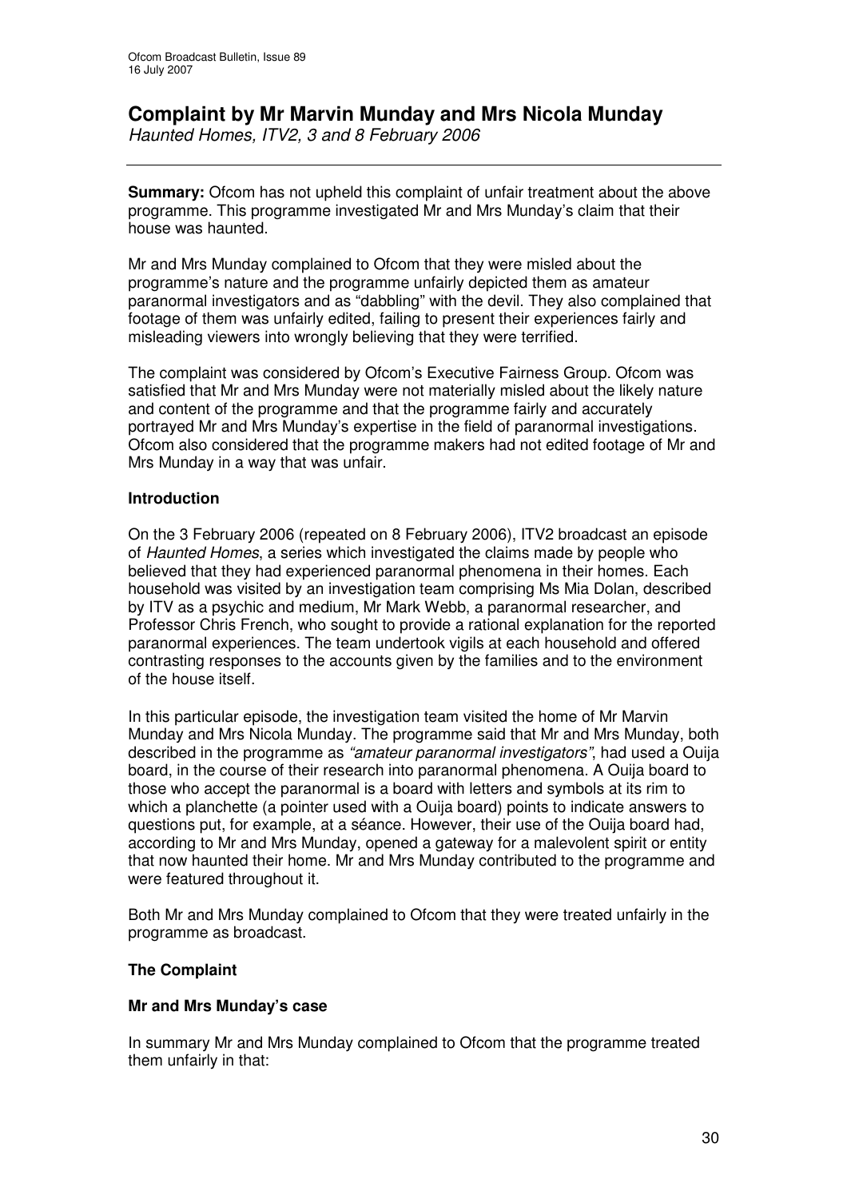# Complaint by Mr Marvin Munday and Mrs Nicola Munday

*Haunted Homes, ITV2, 3 and 8 February 2006*

---

**Summary:** Ofcom has not upheld this complaint of unfair treatment about the above programme. This programme investigated Mr and Mrs Munday's claim that their house was haunted.

Mr and Mrs Munday complained to Ofcom that they were misled about the programme's nature and the programme unfairly depicted them as amateur paranormal investigators and as "dabbling" with the devil. They also complained that footage of them was unfairly edited, failing to present their experiences fairly and misleading viewers into wrongly believing that they were terrified.

The complaint was considered by Ofcom's Executive Fairness Group. Ofcom was satisfied that Mr and Mrs Munday were not materially misled about the likely nature and content of the programme and that the programme fairly and accurately portrayed Mr and Mrs Munday's expertise in the field of paranormal investigations. Ofcom also considered that the programme makers had not edited footage of Mr and Mrs Munday in a way that was unfair.

## Introduction

On the 3 February 2006 (repeated on 8 February 2006), ITV2 broadcast an episode of *Haunted Homes*, a series which investigated the claims made by people who believed that they had experienced paranormal phenomena in their homes. Each household was visited by an investigation team comprising Ms Mia Dolan, described by ITV as a psychic and medium, Mr Mark Webb, a paranormal researcher, and Professor Chris French, who sought to provide a rational explanation for the reported paranormal experiences. The team undertook vigils at each household and offered contrasting responses to the accounts given by the families and to the environment of the house itself.

In this particular episode, the investigation team visited the home of Mr Marvin Munday and Mrs Nicola Munday. The programme said that Mr and Mrs Munday, both described in the programme as *"amateur paranormal investigators"*, had used a Ouija board, in the course of their research into paranormal phenomena. A Ouija board to those who accept the paranormal is a board with letters and symbols at its rim to which a planchette (a pointer used with a Ouija board) points to indicate answers to questions put, for example, at a séance. However, their use of the Ouija board had, according to Mr and Mrs Munday, opened a gateway for a malevolent spirit or entity that now haunted their home. Mr and Mrs Munday contributed to the programme and were featured throughout it.

Both Mr and Mrs Munday complained to Ofcom that they were treated unfairly in the programme as broadcast.

## The Complaint

### Mr and Mrs Munday's case

In summary Mr and Mrs Munday complained to Ofcom that the programme treated them unfairly in that: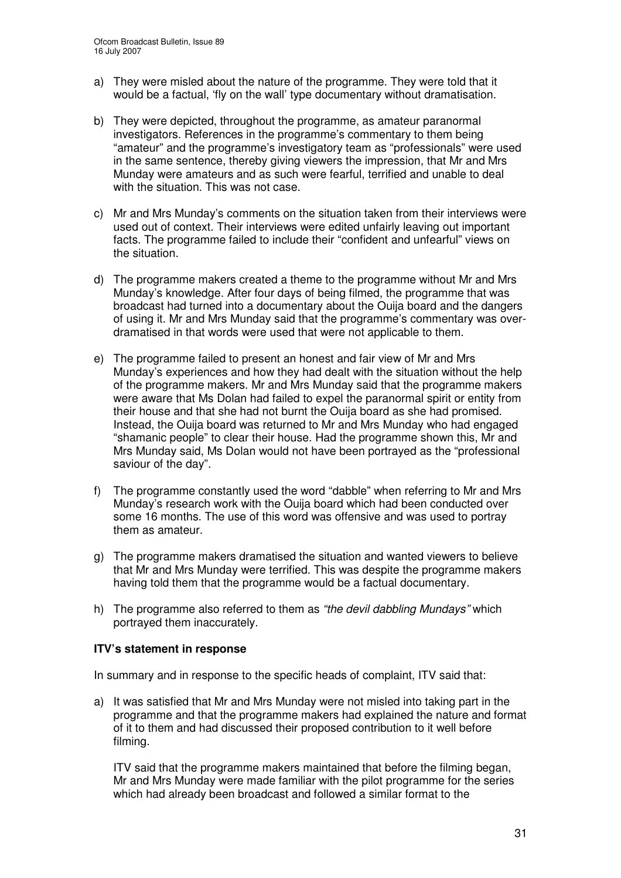a) They were misled about the nature of the programme. They were told that it would be a factual, 'fly on the wall' type documentary without dramatisation.

b) They were depicted, throughout the programme, as amateur paranormal investigators. References in the programme's commentary to them being "amateur" and the programme's investigatory team as "professionals" were used in the same sentence, thereby giving viewers the impression, that Mr and Mrs Munday were amateurs and as such were fearful, terrified and unable to deal with the situation. This was not case.

c) Mr and Mrs Munday's comments on the situation taken from their interviews were used out of context. Their interviews were edited unfairly leaving out important facts. The programme failed to include their "confident and unfearful" views on the situation.

d) The programme makers created a theme to the programme without Mr and Mrs Munday's knowledge. After four days of being filmed, the programme that was broadcast had turned into a documentary about the Ouija board and the dangers of using it. Mr and Mrs Munday said that the programme's commentary was over-dramatised in that words were used that were not applicable to them.

e) The programme failed to present an honest and fair view of Mr and Mrs Munday's experiences and how they had dealt with the situation without the help of the programme makers. Mr and Mrs Munday said that the programme makers were aware that Ms Dolan had failed to expel the paranormal spirit or entity from their house and that she had not burnt the Ouija board as she had promised. Instead, the Ouija board was returned to Mr and Mrs Munday who had engaged "shamanic people" to clear their house. Had the programme shown this, Mr and Mrs Munday said, Ms Dolan would not have been portrayed as the "professional saviour of the day".

f) The programme constantly used the word "dabble" when referring to Mr and Mrs Munday's research work with the Ouija board which had been conducted over some 16 months. The use of this word was offensive and was used to portray them as amateur.

g) The programme makers dramatised the situation and wanted viewers to believe that Mr and Mrs Munday were terrified. This was despite the programme makers having told them that the programme would be a factual documentary.

h) The programme also referred to them as *"the devil dabbling Mundays"* which portrayed them inaccurately.

**ITV's statement in response**

In summary and in response to the specific heads of complaint, ITV said that:

a) It was satisfied that Mr and Mrs Munday were not misled into taking part in the programme and that the programme makers had explained the nature and format of it to them and had discussed their proposed contribution to it well before filming.

   ITV said that the programme makers maintained that before the filming began, Mr and Mrs Munday were made familiar with the pilot programme for the series which had already been broadcast and followed a similar format to the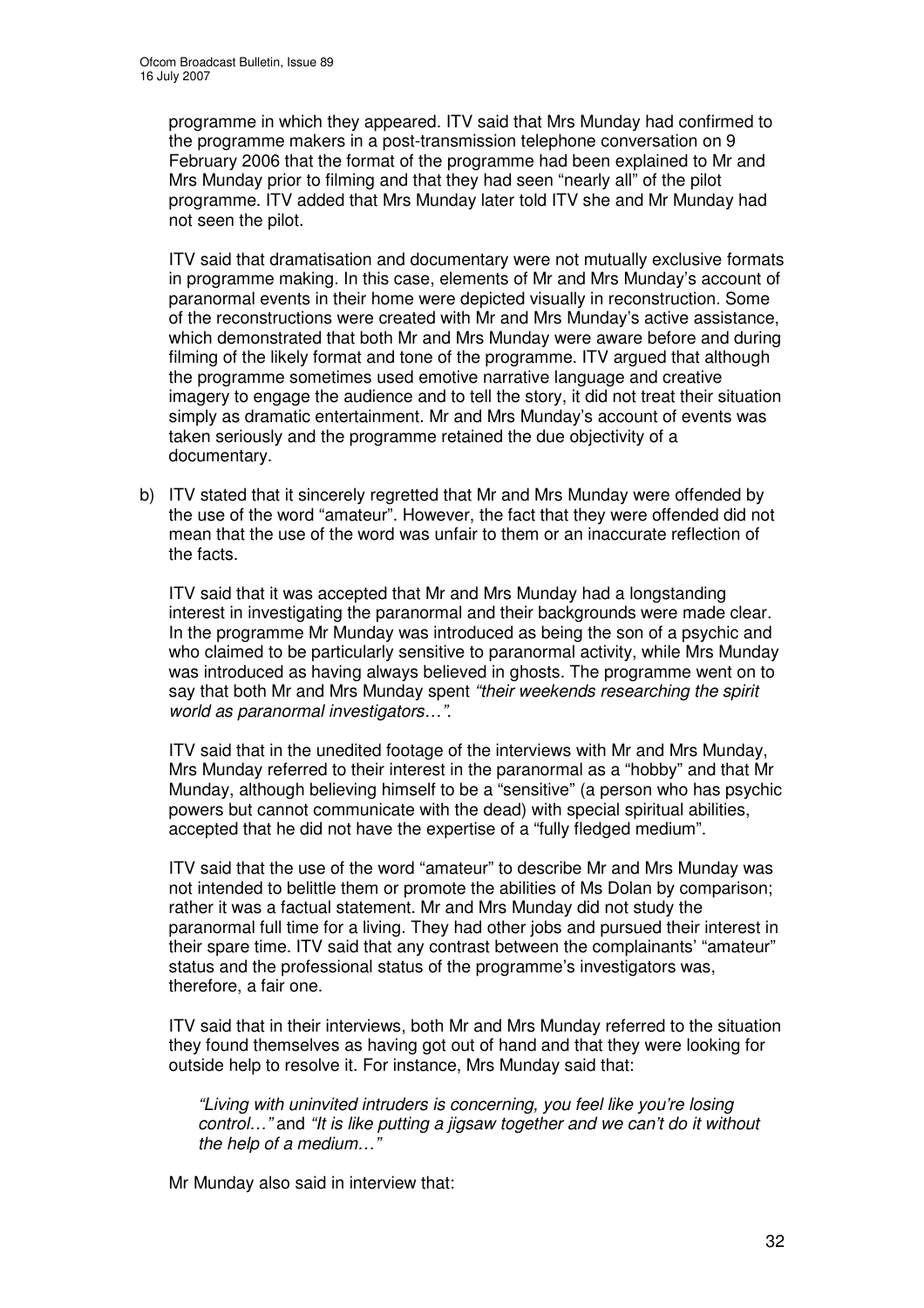programme in which they appeared. ITV said that Mrs Munday had confirmed to the programme makers in a post-transmission telephone conversation on 9 February 2006 that the format of the programme had been explained to Mr and Mrs Munday prior to filming and that they had seen "nearly all" of the pilot programme. ITV added that Mrs Munday later told ITV she and Mr Munday had not seen the pilot.

ITV said that dramatisation and documentary were not mutually exclusive formats in programme making. In this case, elements of Mr and Mrs Munday's account of paranormal events in their home were depicted visually in reconstruction. Some of the reconstructions were created with Mr and Mrs Munday's active assistance, which demonstrated that both Mr and Mrs Munday were aware before and during filming of the likely format and tone of the programme. ITV argued that although the programme sometimes used emotive narrative language and creative imagery to engage the audience and to tell the story, it did not treat their situation simply as dramatic entertainment. Mr and Mrs Munday's account of events was taken seriously and the programme retained the due objectivity of a documentary.

b) ITV stated that it sincerely regretted that Mr and Mrs Munday were offended by the use of the word "amateur". However, the fact that they were offended did not mean that the use of the word was unfair to them or an inaccurate reflection of the facts.

ITV said that it was accepted that Mr and Mrs Munday had a longstanding interest in investigating the paranormal and their backgrounds were made clear. In the programme Mr Munday was introduced as being the son of a psychic and who claimed to be particularly sensitive to paranormal activity, while Mrs Munday was introduced as having always believed in ghosts. The programme went on to say that both Mr and Mrs Munday spent *"their weekends researching the spirit world as paranormal investigators…"*.

ITV said that in the unedited footage of the interviews with Mr and Mrs Munday, Mrs Munday referred to their interest in the paranormal as a "hobby" and that Mr Munday, although believing himself to be a "sensitive" (a person who has psychic powers but cannot communicate with the dead) with special spiritual abilities, accepted that he did not have the expertise of a "fully fledged medium".

ITV said that the use of the word "amateur" to describe Mr and Mrs Munday was not intended to belittle them or promote the abilities of Ms Dolan by comparison; rather it was a factual statement. Mr and Mrs Munday did not study the paranormal full time for a living. They had other jobs and pursued their interest in their spare time. ITV said that any contrast between the complainants' "amateur" status and the professional status of the programme's investigators was, therefore, a fair one.

ITV said that in their interviews, both Mr and Mrs Munday referred to the situation they found themselves as having got out of hand and that they were looking for outside help to resolve it. For instance, Mrs Munday said that:

> *"Living with uninvited intruders is concerning, you feel like you're losing control…"* and *"It is like putting a jigsaw together and we can't do it without the help of a medium…"*

Mr Munday also said in interview that: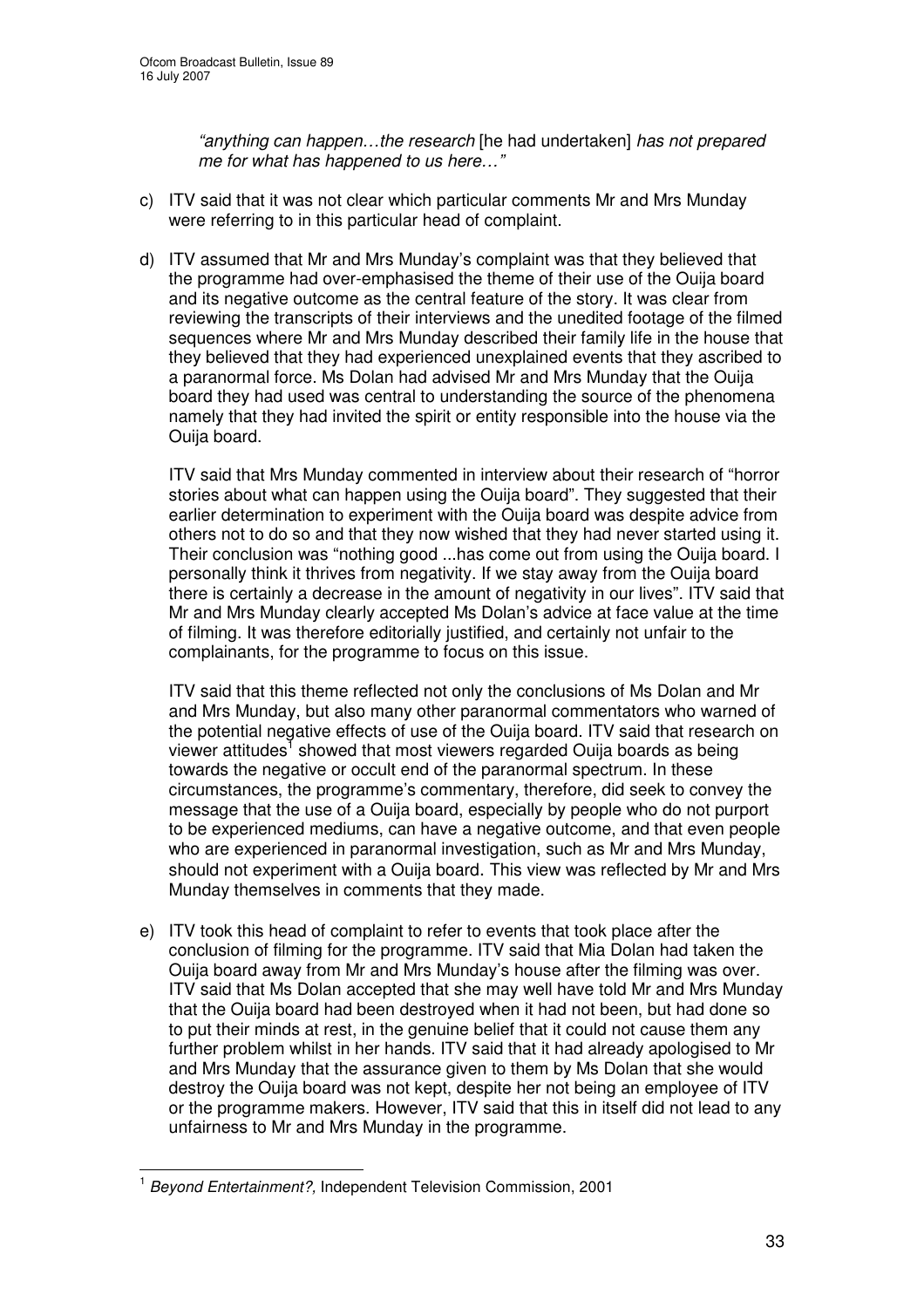*"anything can happen…the research* [he had undertaken] *has not prepared me for what has happened to us here…"*

c) ITV said that it was not clear which particular comments Mr and Mrs Munday were referring to in this particular head of complaint.

d) ITV assumed that Mr and Mrs Munday's complaint was that they believed that the programme had over-emphasised the theme of their use of the Ouija board and its negative outcome as the central feature of the story. It was clear from reviewing the transcripts of their interviews and the unedited footage of the filmed sequences where Mr and Mrs Munday described their family life in the house that they believed that they had experienced unexplained events that they ascribed to a paranormal force. Ms Dolan had advised Mr and Mrs Munday that the Ouija board they had used was central to understanding the source of the phenomena namely that they had invited the spirit or entity responsible into the house via the Ouija board.

   ITV said that Mrs Munday commented in interview about their research of "horror stories about what can happen using the Ouija board". They suggested that their earlier determination to experiment with the Ouija board was despite advice from others not to do so and that they now wished that they had never started using it. Their conclusion was "nothing good ...has come out from using the Ouija board. I personally think it thrives from negativity. If we stay away from the Ouija board there is certainly a decrease in the amount of negativity in our lives". ITV said that Mr and Mrs Munday clearly accepted Ms Dolan's advice at face value at the time of filming. It was therefore editorially justified, and certainly not unfair to the complainants, for the programme to focus on this issue.

   ITV said that this theme reflected not only the conclusions of Ms Dolan and Mr and Mrs Munday, but also many other paranormal commentators who warned of the potential negative effects of use of the Ouija board. ITV said that research on viewer attitudes[1] showed that most viewers regarded Ouija boards as being towards the negative or occult end of the paranormal spectrum. In these circumstances, the programme's commentary, therefore, did seek to convey the message that the use of a Ouija board, especially by people who do not purport to be experienced mediums, can have a negative outcome, and that even people who are experienced in paranormal investigation, such as Mr and Mrs Munday, should not experiment with a Ouija board. This view was reflected by Mr and Mrs Munday themselves in comments that they made.

e) ITV took this head of complaint to refer to events that took place after the conclusion of filming for the programme. ITV said that Mia Dolan had taken the Ouija board away from Mr and Mrs Munday's house after the filming was over. ITV said that Ms Dolan accepted that she may well have told Mr and Mrs Munday that the Ouija board had been destroyed when it had not been, but had done so to put their minds at rest, in the genuine belief that it could not cause them any further problem whilst in her hands. ITV said that it had already apologised to Mr and Mrs Munday that the assurance given to them by Ms Dolan that she would destroy the Ouija board was not kept, despite her not being an employee of ITV or the programme makers. However, ITV said that this in itself did not lead to any unfairness to Mr and Mrs Munday in the programme.

---

[1] *Beyond Entertainment?,* Independent Television Commission, 2001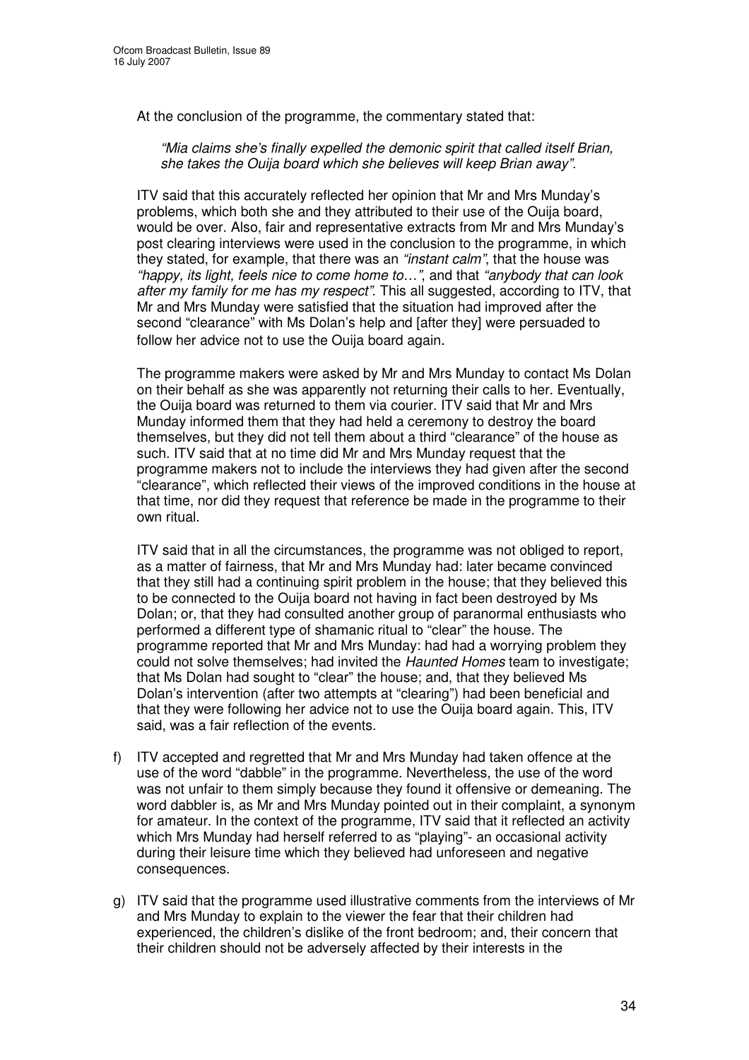At the conclusion of the programme, the commentary stated that:

> *"Mia claims she's finally expelled the demonic spirit that called itself Brian, she takes the Ouija board which she believes will keep Brian away".*

ITV said that this accurately reflected her opinion that Mr and Mrs Munday's problems, which both she and they attributed to their use of the Ouija board, would be over. Also, fair and representative extracts from Mr and Mrs Munday's post clearing interviews were used in the conclusion to the programme, in which they stated, for example, that there was an *"instant calm"*, that the house was *"happy, its light, feels nice to come home to…"*, and that *"anybody that can look after my family for me has my respect"*. This all suggested, according to ITV, that Mr and Mrs Munday were satisfied that the situation had improved after the second "clearance" with Ms Dolan's help and [after they] were persuaded to follow her advice not to use the Ouija board again.

The programme makers were asked by Mr and Mrs Munday to contact Ms Dolan on their behalf as she was apparently not returning their calls to her. Eventually, the Ouija board was returned to them via courier. ITV said that Mr and Mrs Munday informed them that they had held a ceremony to destroy the board themselves, but they did not tell them about a third "clearance" of the house as such. ITV said that at no time did Mr and Mrs Munday request that the programme makers not to include the interviews they had given after the second "clearance", which reflected their views of the improved conditions in the house at that time, nor did they request that reference be made in the programme to their own ritual.

ITV said that in all the circumstances, the programme was not obliged to report, as a matter of fairness, that Mr and Mrs Munday had: later became convinced that they still had a continuing spirit problem in the house; that they believed this to be connected to the Ouija board not having in fact been destroyed by Ms Dolan; or, that they had consulted another group of paranormal enthusiasts who performed a different type of shamanic ritual to "clear" the house. The programme reported that Mr and Mrs Munday: had had a worrying problem they could not solve themselves; had invited the *Haunted Homes* team to investigate; that Ms Dolan had sought to "clear" the house; and, that they believed Ms Dolan's intervention (after two attempts at "clearing") had been beneficial and that they were following her advice not to use the Ouija board again. This, ITV said, was a fair reflection of the events.

f) ITV accepted and regretted that Mr and Mrs Munday had taken offence at the use of the word "dabble" in the programme. Nevertheless, the use of the word was not unfair to them simply because they found it offensive or demeaning. The word dabbler is, as Mr and Mrs Munday pointed out in their complaint, a synonym for amateur. In the context of the programme, ITV said that it reflected an activity which Mrs Munday had herself referred to as "playing"- an occasional activity during their leisure time which they believed had unforeseen and negative consequences.

g) ITV said that the programme used illustrative comments from the interviews of Mr and Mrs Munday to explain to the viewer the fear that their children had experienced, the children's dislike of the front bedroom; and, their concern that their children should not be adversely affected by their interests in the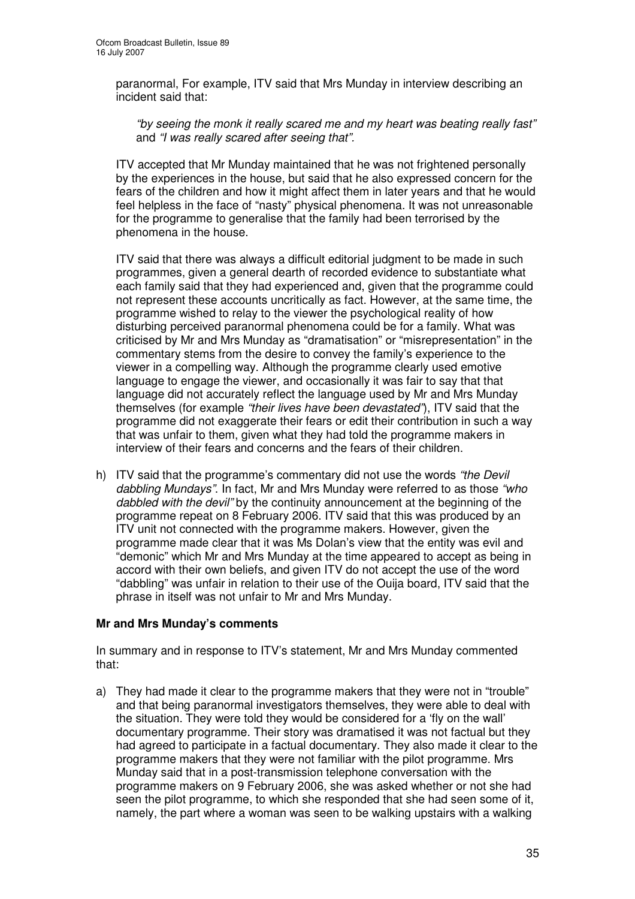paranormal, For example, ITV said that Mrs Munday in interview describing an incident said that:

> *"by seeing the monk it really scared me and my heart was beating really fast"* and *"I was really scared after seeing that".*

ITV accepted that Mr Munday maintained that he was not frightened personally by the experiences in the house, but said that he also expressed concern for the fears of the children and how it might affect them in later years and that he would feel helpless in the face of "nasty" physical phenomena. It was not unreasonable for the programme to generalise that the family had been terrorised by the phenomena in the house.

ITV said that there was always a difficult editorial judgment to be made in such programmes, given a general dearth of recorded evidence to substantiate what each family said that they had experienced and, given that the programme could not represent these accounts uncritically as fact. However, at the same time, the programme wished to relay to the viewer the psychological reality of how disturbing perceived paranormal phenomena could be for a family. What was criticised by Mr and Mrs Munday as "dramatisation" or "misrepresentation" in the commentary stems from the desire to convey the family's experience to the viewer in a compelling way. Although the programme clearly used emotive language to engage the viewer, and occasionally it was fair to say that that language did not accurately reflect the language used by Mr and Mrs Munday themselves (for example *"their lives have been devastated"*), ITV said that the programme did not exaggerate their fears or edit their contribution in such a way that was unfair to them, given what they had told the programme makers in interview of their fears and concerns and the fears of their children.

h) ITV said that the programme's commentary did not use the words *"the Devil dabbling Mundays".* In fact, Mr and Mrs Munday were referred to as those *"who dabbled with the devil"* by the continuity announcement at the beginning of the programme repeat on 8 February 2006. ITV said that this was produced by an ITV unit not connected with the programme makers. However, given the programme made clear that it was Ms Dolan's view that the entity was evil and "demonic" which Mr and Mrs Munday at the time appeared to accept as being in accord with their own beliefs, and given ITV do not accept the use of the word "dabbling" was unfair in relation to their use of the Ouija board, ITV said that the phrase in itself was not unfair to Mr and Mrs Munday.

**Mr and Mrs Munday's comments**

In summary and in response to ITV's statement, Mr and Mrs Munday commented that:

a) They had made it clear to the programme makers that they were not in "trouble" and that being paranormal investigators themselves, they were able to deal with the situation. They were told they would be considered for a 'fly on the wall' documentary programme. Their story was dramatised it was not factual but they had agreed to participate in a factual documentary. They also made it clear to the programme makers that they were not familiar with the pilot programme. Mrs Munday said that in a post-transmission telephone conversation with the programme makers on 9 February 2006, she was asked whether or not she had seen the pilot programme, to which she responded that she had seen some of it, namely, the part where a woman was seen to be walking upstairs with a walking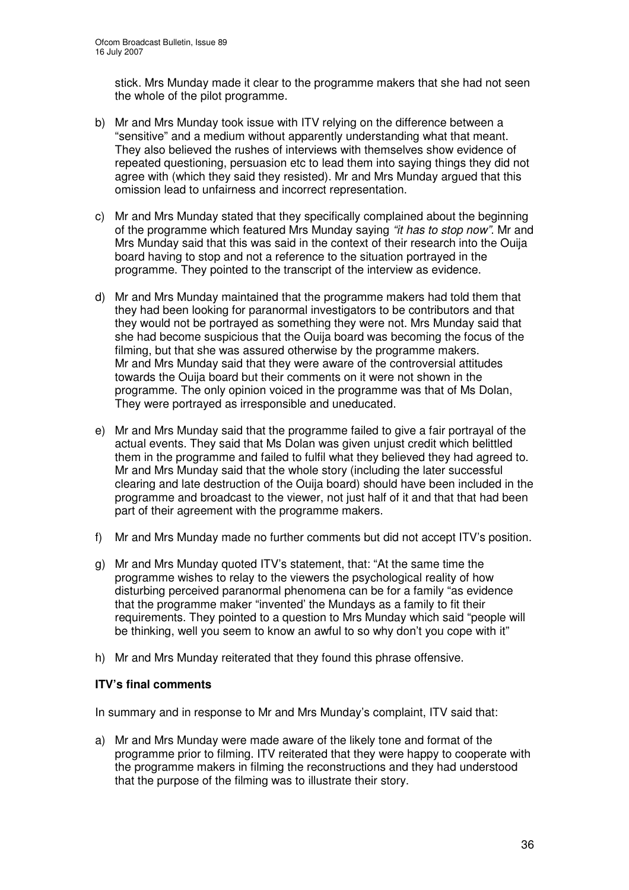stick. Mrs Munday made it clear to the programme makers that she had not seen the whole of the pilot programme.

b) Mr and Mrs Munday took issue with ITV relying on the difference between a "sensitive" and a medium without apparently understanding what that meant. They also believed the rushes of interviews with themselves show evidence of repeated questioning, persuasion etc to lead them into saying things they did not agree with (which they said they resisted). Mr and Mrs Munday argued that this omission lead to unfairness and incorrect representation.

c) Mr and Mrs Munday stated that they specifically complained about the beginning of the programme which featured Mrs Munday saying *"it has to stop now"*. Mr and Mrs Munday said that this was said in the context of their research into the Ouija board having to stop and not a reference to the situation portrayed in the programme. They pointed to the transcript of the interview as evidence.

d) Mr and Mrs Munday maintained that the programme makers had told them that they had been looking for paranormal investigators to be contributors and that they would not be portrayed as something they were not. Mrs Munday said that she had become suspicious that the Ouija board was becoming the focus of the filming, but that she was assured otherwise by the programme makers. Mr and Mrs Munday said that they were aware of the controversial attitudes towards the Ouija board but their comments on it were not shown in the programme. The only opinion voiced in the programme was that of Ms Dolan, They were portrayed as irresponsible and uneducated.

e) Mr and Mrs Munday said that the programme failed to give a fair portrayal of the actual events. They said that Ms Dolan was given unjust credit which belittled them in the programme and failed to fulfil what they believed they had agreed to. Mr and Mrs Munday said that the whole story (including the later successful clearing and late destruction of the Ouija board) should have been included in the programme and broadcast to the viewer, not just half of it and that that had been part of their agreement with the programme makers.

f) Mr and Mrs Munday made no further comments but did not accept ITV's position.

g) Mr and Mrs Munday quoted ITV's statement, that: "At the same time the programme wishes to relay to the viewers the psychological reality of how disturbing perceived paranormal phenomena can be for a family "as evidence that the programme maker "invented' the Mundays as a family to fit their requirements. They pointed to a question to Mrs Munday which said "people will be thinking, well you seem to know an awful to so why don't you cope with it"

h) Mr and Mrs Munday reiterated that they found this phrase offensive.

**ITV's final comments**

In summary and in response to Mr and Mrs Munday's complaint, ITV said that:

a) Mr and Mrs Munday were made aware of the likely tone and format of the programme prior to filming. ITV reiterated that they were happy to cooperate with the programme makers in filming the reconstructions and they had understood that the purpose of the filming was to illustrate their story.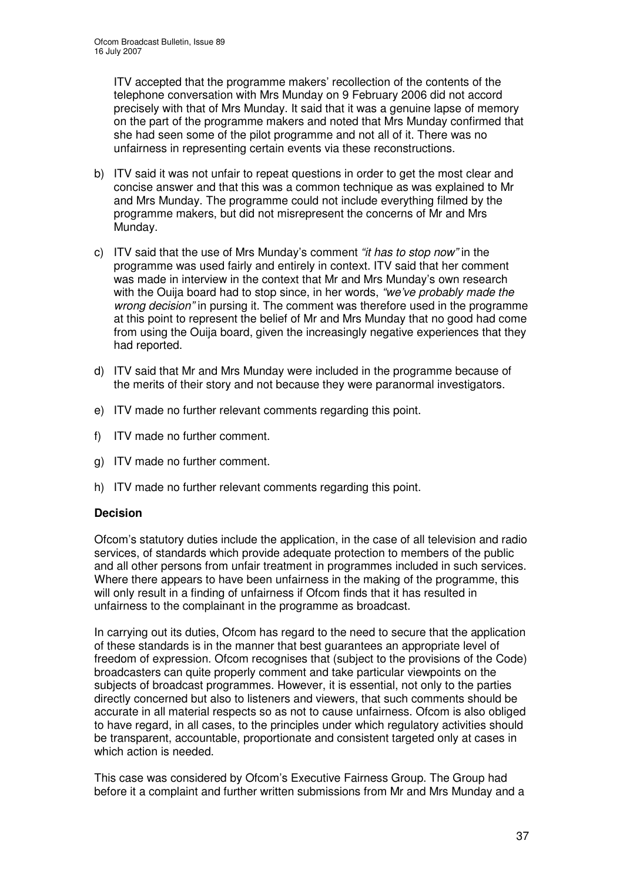ITV accepted that the programme makers' recollection of the contents of the telephone conversation with Mrs Munday on 9 February 2006 did not accord precisely with that of Mrs Munday. It said that it was a genuine lapse of memory on the part of the programme makers and noted that Mrs Munday confirmed that she had seen some of the pilot programme and not all of it. There was no unfairness in representing certain events via these reconstructions.

b) ITV said it was not unfair to repeat questions in order to get the most clear and concise answer and that this was a common technique as was explained to Mr and Mrs Munday. The programme could not include everything filmed by the programme makers, but did not misrepresent the concerns of Mr and Mrs Munday.

c) ITV said that the use of Mrs Munday's comment *"it has to stop now"* in the programme was used fairly and entirely in context. ITV said that her comment was made in interview in the context that Mr and Mrs Munday's own research with the Ouija board had to stop since, in her words, *"we've probably made the wrong decision"* in pursing it. The comment was therefore used in the programme at this point to represent the belief of Mr and Mrs Munday that no good had come from using the Ouija board, given the increasingly negative experiences that they had reported.

d) ITV said that Mr and Mrs Munday were included in the programme because of the merits of their story and not because they were paranormal investigators.

e) ITV made no further relevant comments regarding this point.

f) ITV made no further comment.

g) ITV made no further comment.

h) ITV made no further relevant comments regarding this point.

**Decision**

Ofcom's statutory duties include the application, in the case of all television and radio services, of standards which provide adequate protection to members of the public and all other persons from unfair treatment in programmes included in such services. Where there appears to have been unfairness in the making of the programme, this will only result in a finding of unfairness if Ofcom finds that it has resulted in unfairness to the complainant in the programme as broadcast.

In carrying out its duties, Ofcom has regard to the need to secure that the application of these standards is in the manner that best guarantees an appropriate level of freedom of expression. Ofcom recognises that (subject to the provisions of the Code) broadcasters can quite properly comment and take particular viewpoints on the subjects of broadcast programmes. However, it is essential, not only to the parties directly concerned but also to listeners and viewers, that such comments should be accurate in all material respects so as not to cause unfairness. Ofcom is also obliged to have regard, in all cases, to the principles under which regulatory activities should be transparent, accountable, proportionate and consistent targeted only at cases in which action is needed.

This case was considered by Ofcom's Executive Fairness Group. The Group had before it a complaint and further written submissions from Mr and Mrs Munday and a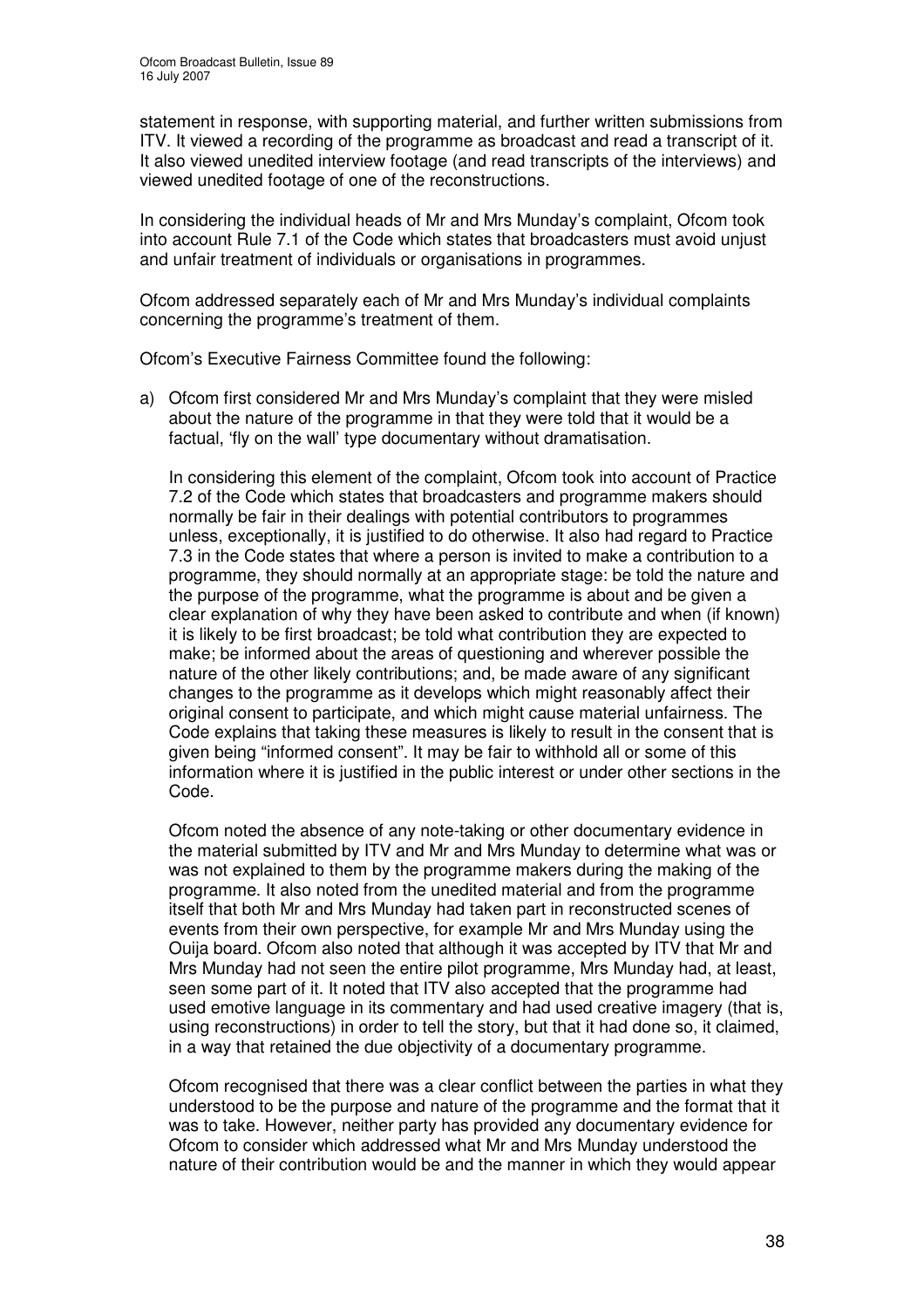statement in response, with supporting material, and further written submissions from ITV. It viewed a recording of the programme as broadcast and read a transcript of it. It also viewed unedited interview footage (and read transcripts of the interviews) and viewed unedited footage of one of the reconstructions.

In considering the individual heads of Mr and Mrs Munday's complaint, Ofcom took into account Rule 7.1 of the Code which states that broadcasters must avoid unjust and unfair treatment of individuals or organisations in programmes.

Ofcom addressed separately each of Mr and Mrs Munday's individual complaints concerning the programme's treatment of them.

Ofcom's Executive Fairness Committee found the following:

a) Ofcom first considered Mr and Mrs Munday's complaint that they were misled about the nature of the programme in that they were told that it would be a factual, 'fly on the wall' type documentary without dramatisation.

   In considering this element of the complaint, Ofcom took into account of Practice 7.2 of the Code which states that broadcasters and programme makers should normally be fair in their dealings with potential contributors to programmes unless, exceptionally, it is justified to do otherwise. It also had regard to Practice 7.3 in the Code states that where a person is invited to make a contribution to a programme, they should normally at an appropriate stage: be told the nature and the purpose of the programme, what the programme is about and be given a clear explanation of why they have been asked to contribute and when (if known) it is likely to be first broadcast; be told what contribution they are expected to make; be informed about the areas of questioning and wherever possible the nature of the other likely contributions; and, be made aware of any significant changes to the programme as it develops which might reasonably affect their original consent to participate, and which might cause material unfairness. The Code explains that taking these measures is likely to result in the consent that is given being "informed consent". It may be fair to withhold all or some of this information where it is justified in the public interest or under other sections in the Code.

   Ofcom noted the absence of any note-taking or other documentary evidence in the material submitted by ITV and Mr and Mrs Munday to determine what was or was not explained to them by the programme makers during the making of the programme. It also noted from the unedited material and from the programme itself that both Mr and Mrs Munday had taken part in reconstructed scenes of events from their own perspective, for example Mr and Mrs Munday using the Ouija board. Ofcom also noted that although it was accepted by ITV that Mr and Mrs Munday had not seen the entire pilot programme, Mrs Munday had, at least, seen some part of it. It noted that ITV also accepted that the programme had used emotive language in its commentary and had used creative imagery (that is, using reconstructions) in order to tell the story, but that it had done so, it claimed, in a way that retained the due objectivity of a documentary programme.

   Ofcom recognised that there was a clear conflict between the parties in what they understood to be the purpose and nature of the programme and the format that it was to take. However, neither party has provided any documentary evidence for Ofcom to consider which addressed what Mr and Mrs Munday understood the nature of their contribution would be and the manner in which they would appear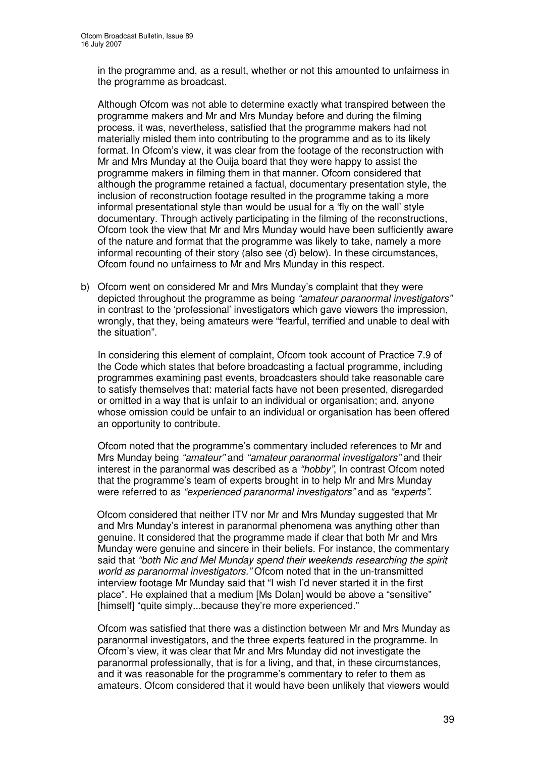in the programme and, as a result, whether or not this amounted to unfairness in the programme as broadcast.

Although Ofcom was not able to determine exactly what transpired between the programme makers and Mr and Mrs Munday before and during the filming process, it was, nevertheless, satisfied that the programme makers had not materially misled them into contributing to the programme and as to its likely format. In Ofcom's view, it was clear from the footage of the reconstruction with Mr and Mrs Munday at the Ouija board that they were happy to assist the programme makers in filming them in that manner. Ofcom considered that although the programme retained a factual, documentary presentation style, the inclusion of reconstruction footage resulted in the programme taking a more informal presentational style than would be usual for a 'fly on the wall' style documentary. Through actively participating in the filming of the reconstructions, Ofcom took the view that Mr and Mrs Munday would have been sufficiently aware of the nature and format that the programme was likely to take, namely a more informal recounting of their story (also see (d) below). In these circumstances, Ofcom found no unfairness to Mr and Mrs Munday in this respect.

b) Ofcom went on considered Mr and Mrs Munday's complaint that they were depicted throughout the programme as being *"amateur paranormal investigators"* in contrast to the 'professional' investigators which gave viewers the impression, wrongly, that they, being amateurs were "fearful, terrified and unable to deal with the situation".

In considering this element of complaint, Ofcom took account of Practice 7.9 of the Code which states that before broadcasting a factual programme, including programmes examining past events, broadcasters should take reasonable care to satisfy themselves that: material facts have not been presented, disregarded or omitted in a way that is unfair to an individual or organisation; and, anyone whose omission could be unfair to an individual or organisation has been offered an opportunity to contribute.

Ofcom noted that the programme's commentary included references to Mr and Mrs Munday being *"amateur"* and *"amateur paranormal investigators"* and their interest in the paranormal was described as a *"hobby"*, In contrast Ofcom noted that the programme's team of experts brought in to help Mr and Mrs Munday were referred to as *"experienced paranormal investigators"* and as *"experts"*.

Ofcom considered that neither ITV nor Mr and Mrs Munday suggested that Mr and Mrs Munday's interest in paranormal phenomena was anything other than genuine. It considered that the programme made if clear that both Mr and Mrs Munday were genuine and sincere in their beliefs. For instance, the commentary said that *"both Nic and Mel Munday spend their weekends researching the spirit world as paranormal investigators."* Ofcom noted that in the un-transmitted interview footage Mr Munday said that "I wish I'd never started it in the first place". He explained that a medium [Ms Dolan] would be above a "sensitive" [himself] "quite simply...because they're more experienced."

Ofcom was satisfied that there was a distinction between Mr and Mrs Munday as paranormal investigators, and the three experts featured in the programme. In Ofcom's view, it was clear that Mr and Mrs Munday did not investigate the paranormal professionally, that is for a living, and that, in these circumstances, and it was reasonable for the programme's commentary to refer to them as amateurs. Ofcom considered that it would have been unlikely that viewers would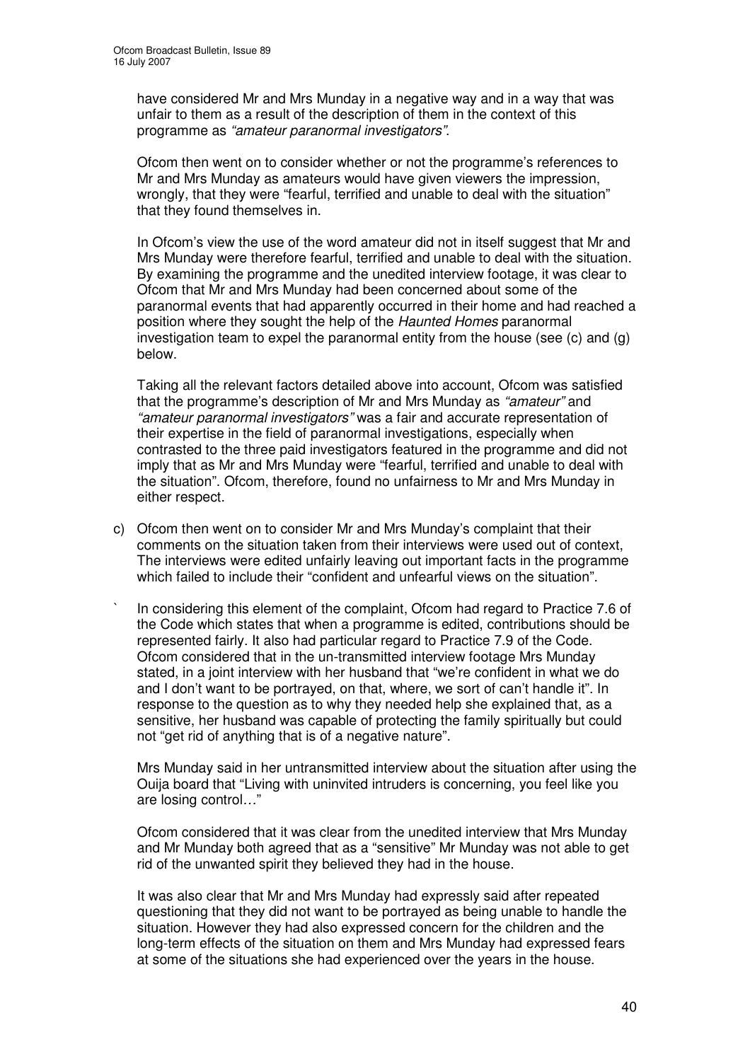have considered Mr and Mrs Munday in a negative way and in a way that was unfair to them as a result of the description of them in the context of this programme as *"amateur paranormal investigators"*.

Ofcom then went on to consider whether or not the programme's references to Mr and Mrs Munday as amateurs would have given viewers the impression, wrongly, that they were "fearful, terrified and unable to deal with the situation" that they found themselves in.

In Ofcom's view the use of the word amateur did not in itself suggest that Mr and Mrs Munday were therefore fearful, terrified and unable to deal with the situation. By examining the programme and the unedited interview footage, it was clear to Ofcom that Mr and Mrs Munday had been concerned about some of the paranormal events that had apparently occurred in their home and had reached a position where they sought the help of the *Haunted Homes* paranormal investigation team to expel the paranormal entity from the house (see (c) and (g) below.

Taking all the relevant factors detailed above into account, Ofcom was satisfied that the programme's description of Mr and Mrs Munday as *"amateur"* and *"amateur paranormal investigators"* was a fair and accurate representation of their expertise in the field of paranormal investigations, especially when contrasted to the three paid investigators featured in the programme and did not imply that as Mr and Mrs Munday were "fearful, terrified and unable to deal with the situation". Ofcom, therefore, found no unfairness to Mr and Mrs Munday in either respect.

c) Ofcom then went on to consider Mr and Mrs Munday's complaint that their comments on the situation taken from their interviews were used out of context, The interviews were edited unfairly leaving out important facts in the programme which failed to include their "confident and unfearful views on the situation".

` In considering this element of the complaint, Ofcom had regard to Practice 7.6 of the Code which states that when a programme is edited, contributions should be represented fairly. It also had particular regard to Practice 7.9 of the Code. Ofcom considered that in the un-transmitted interview footage Mrs Munday stated, in a joint interview with her husband that "we're confident in what we do and I don't want to be portrayed, on that, where, we sort of can't handle it". In response to the question as to why they needed help she explained that, as a sensitive, her husband was capable of protecting the family spiritually but could not "get rid of anything that is of a negative nature".

Mrs Munday said in her untransmitted interview about the situation after using the Ouija board that "Living with uninvited intruders is concerning, you feel like you are losing control…"

Ofcom considered that it was clear from the unedited interview that Mrs Munday and Mr Munday both agreed that as a "sensitive" Mr Munday was not able to get rid of the unwanted spirit they believed they had in the house.

It was also clear that Mr and Mrs Munday had expressly said after repeated questioning that they did not want to be portrayed as being unable to handle the situation. However they had also expressed concern for the children and the long-term effects of the situation on them and Mrs Munday had expressed fears at some of the situations she had experienced over the years in the house.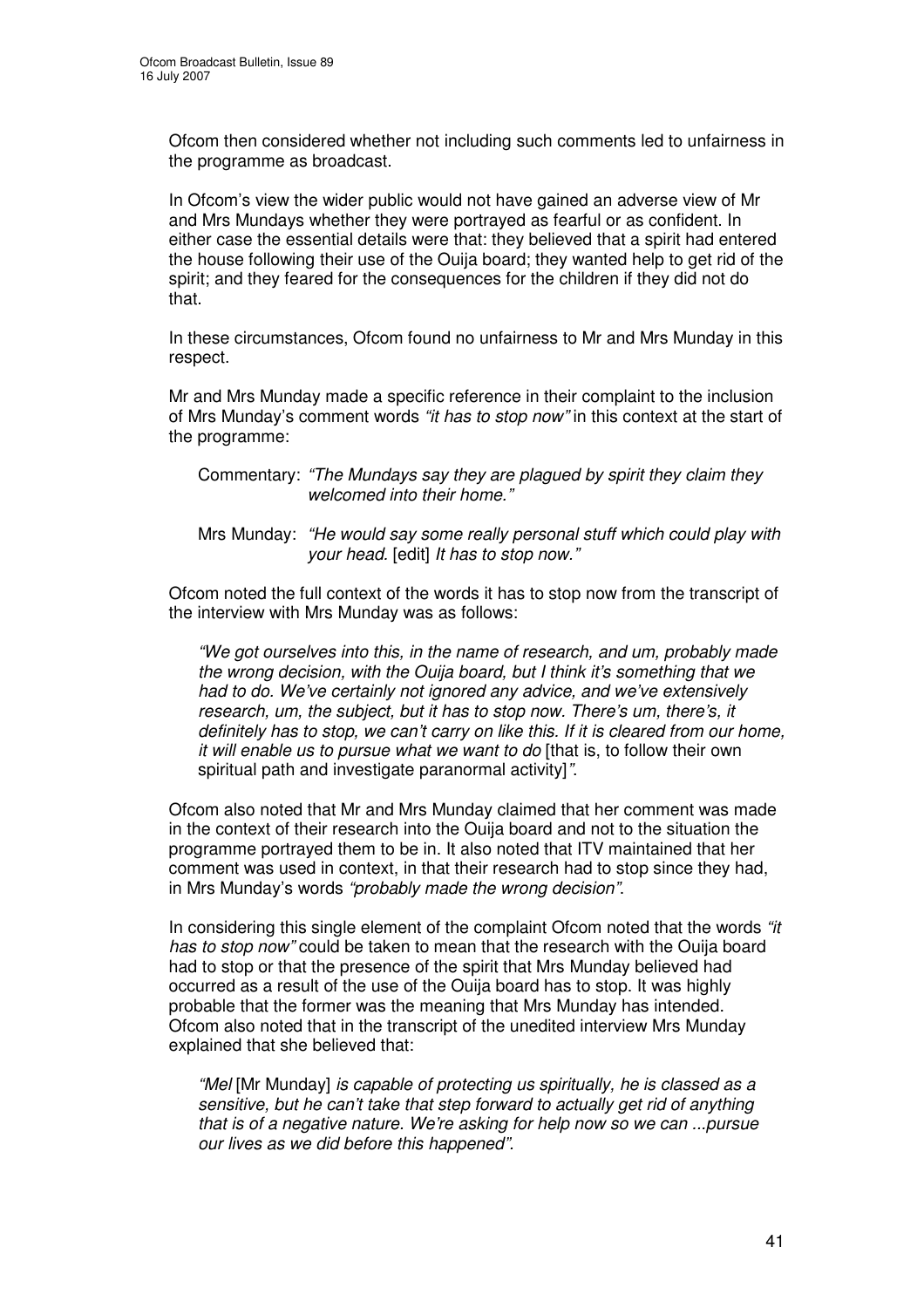Ofcom then considered whether not including such comments led to unfairness in the programme as broadcast.

In Ofcom's view the wider public would not have gained an adverse view of Mr and Mrs Mundays whether they were portrayed as fearful or as confident. In either case the essential details were that: they believed that a spirit had entered the house following their use of the Ouija board; they wanted help to get rid of the spirit; and they feared for the consequences for the children if they did not do that.

In these circumstances, Ofcom found no unfairness to Mr and Mrs Munday in this respect.

Mr and Mrs Munday made a specific reference in their complaint to the inclusion of Mrs Munday's comment words *"it has to stop now"* in this context at the start of the programme:

> Commentary: *"The Mundays say they are plagued by spirit they claim they welcomed into their home."*
>
> Mrs Munday: *"He would say some really personal stuff which could play with your head.* [edit] *It has to stop now."*

Ofcom noted the full context of the words it has to stop now from the transcript of the interview with Mrs Munday was as follows:

> *"We got ourselves into this, in the name of research, and um, probably made the wrong decision, with the Ouija board, but I think it's something that we had to do. We've certainly not ignored any advice, and we've extensively research, um, the subject, but it has to stop now. There's um, there's, it definitely has to stop, we can't carry on like this. If it is cleared from our home, it will enable us to pursue what we want to do* [that is, to follow their own spiritual path and investigate paranormal activity]*".*

Ofcom also noted that Mr and Mrs Munday claimed that her comment was made in the context of their research into the Ouija board and not to the situation the programme portrayed them to be in. It also noted that ITV maintained that her comment was used in context, in that their research had to stop since they had, in Mrs Munday's words *"probably made the wrong decision"*.

In considering this single element of the complaint Ofcom noted that the words *"it has to stop now"* could be taken to mean that the research with the Ouija board had to stop or that the presence of the spirit that Mrs Munday believed had occurred as a result of the use of the Ouija board has to stop. It was highly probable that the former was the meaning that Mrs Munday has intended. Ofcom also noted that in the transcript of the unedited interview Mrs Munday explained that she believed that:

> *"Mel* [Mr Munday] *is capable of protecting us spiritually, he is classed as a sensitive, but he can't take that step forward to actually get rid of anything that is of a negative nature. We're asking for help now so we can ...pursue our lives as we did before this happened".*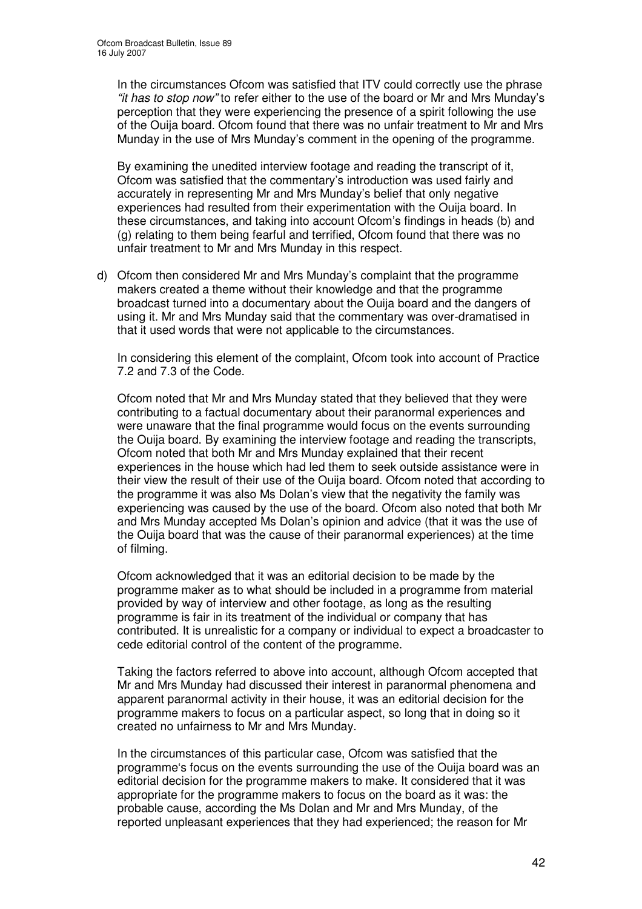In the circumstances Ofcom was satisfied that ITV could correctly use the phrase *"it has to stop now"* to refer either to the use of the board or Mr and Mrs Munday's perception that they were experiencing the presence of a spirit following the use of the Ouija board. Ofcom found that there was no unfair treatment to Mr and Mrs Munday in the use of Mrs Munday's comment in the opening of the programme.

By examining the unedited interview footage and reading the transcript of it, Ofcom was satisfied that the commentary's introduction was used fairly and accurately in representing Mr and Mrs Munday's belief that only negative experiences had resulted from their experimentation with the Ouija board. In these circumstances, and taking into account Ofcom's findings in heads (b) and (g) relating to them being fearful and terrified, Ofcom found that there was no unfair treatment to Mr and Mrs Munday in this respect.

d) Ofcom then considered Mr and Mrs Munday's complaint that the programme makers created a theme without their knowledge and that the programme broadcast turned into a documentary about the Ouija board and the dangers of using it. Mr and Mrs Munday said that the commentary was over-dramatised in that it used words that were not applicable to the circumstances.

In considering this element of the complaint, Ofcom took into account of Practice 7.2 and 7.3 of the Code.

Ofcom noted that Mr and Mrs Munday stated that they believed that they were contributing to a factual documentary about their paranormal experiences and were unaware that the final programme would focus on the events surrounding the Ouija board. By examining the interview footage and reading the transcripts, Ofcom noted that both Mr and Mrs Munday explained that their recent experiences in the house which had led them to seek outside assistance were in their view the result of their use of the Ouija board. Ofcom noted that according to the programme it was also Ms Dolan's view that the negativity the family was experiencing was caused by the use of the board. Ofcom also noted that both Mr and Mrs Munday accepted Ms Dolan's opinion and advice (that it was the use of the Ouija board that was the cause of their paranormal experiences) at the time of filming.

Ofcom acknowledged that it was an editorial decision to be made by the programme maker as to what should be included in a programme from material provided by way of interview and other footage, as long as the resulting programme is fair in its treatment of the individual or company that has contributed. It is unrealistic for a company or individual to expect a broadcaster to cede editorial control of the content of the programme.

Taking the factors referred to above into account, although Ofcom accepted that Mr and Mrs Munday had discussed their interest in paranormal phenomena and apparent paranormal activity in their house, it was an editorial decision for the programme makers to focus on a particular aspect, so long that in doing so it created no unfairness to Mr and Mrs Munday.

In the circumstances of this particular case, Ofcom was satisfied that the programme's focus on the events surrounding the use of the Ouija board was an editorial decision for the programme makers to make. It considered that it was appropriate for the programme makers to focus on the board as it was: the probable cause, according the Ms Dolan and Mr and Mrs Munday, of the reported unpleasant experiences that they had experienced; the reason for Mr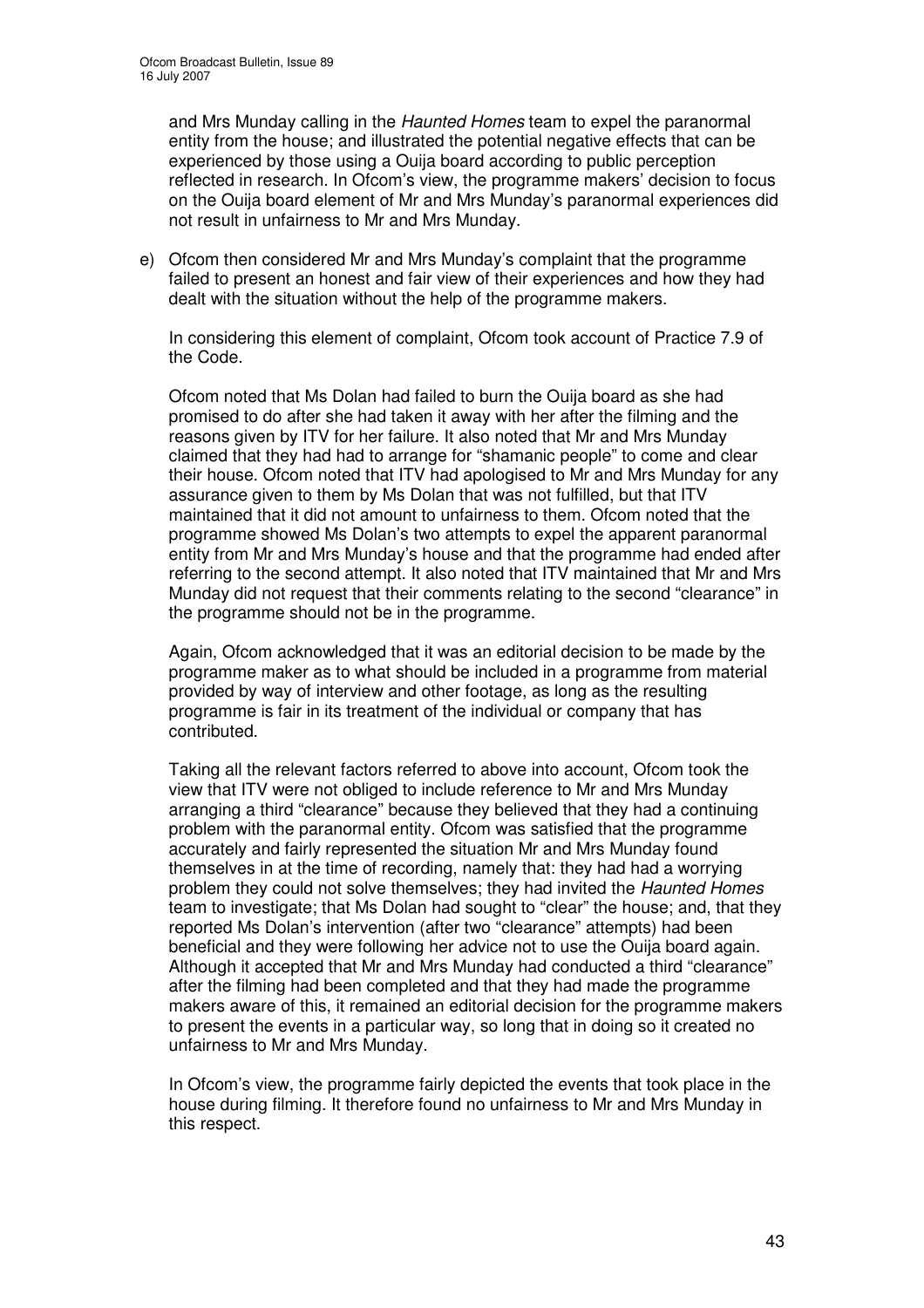and Mr and Mrs Munday calling in the *Haunted Homes* team to expel the paranormal entity from the house; and illustrated the potential negative effects that can be experienced by those using a Ouija board according to public perception reflected in research. In Ofcom's view, the programme makers' decision to focus on the Ouija board element of Mr and Mrs Munday's paranormal experiences did not result in unfairness to Mr and Mrs Munday.

e) Ofcom then considered Mr and Mrs Munday's complaint that the programme failed to present an honest and fair view of their experiences and how they had dealt with the situation without the help of the programme makers.

   In considering this element of complaint, Ofcom took account of Practice 7.9 of the Code.

   Ofcom noted that Ms Dolan had failed to burn the Ouija board as she had promised to do after she had taken it away with her after the filming and the reasons given by ITV for her failure. It also noted that Mr and Mrs Munday claimed that they had had to arrange for "shamanic people" to come and clear their house. Ofcom noted that ITV had apologised to Mr and Mrs Munday for any assurance given to them by Ms Dolan that was not fulfilled, but that ITV maintained that it did not amount to unfairness to them. Ofcom noted that the programme showed Ms Dolan's two attempts to expel the apparent paranormal entity from Mr and Mrs Munday's house and that the programme had ended after referring to the second attempt. It also noted that ITV maintained that Mr and Mrs Munday did not request that their comments relating to the second "clearance" in the programme should not be in the programme.

   Again, Ofcom acknowledged that it was an editorial decision to be made by the programme maker as to what should be included in a programme from material provided by way of interview and other footage, as long as the resulting programme is fair in its treatment of the individual or company that has contributed.

   Taking all the relevant factors referred to above into account, Ofcom took the view that ITV were not obliged to include reference to Mr and Mrs Munday arranging a third "clearance" because they believed that they had a continuing problem with the paranormal entity. Ofcom was satisfied that the programme accurately and fairly represented the situation Mr and Mrs Munday found themselves in at the time of recording, namely that: they had had a worrying problem they could not solve themselves; they had invited the *Haunted Homes* team to investigate; that Ms Dolan had sought to "clear" the house; and, that they reported Ms Dolan's intervention (after two "clearance" attempts) had been beneficial and they were following her advice not to use the Ouija board again. Although it accepted that Mr and Mrs Munday had conducted a third "clearance" after the filming had been completed and that they had made the programme makers aware of this, it remained an editorial decision for the programme makers to present the events in a particular way, so long that in doing so it created no unfairness to Mr and Mrs Munday.

   In Ofcom's view, the programme fairly depicted the events that took place in the house during filming. It therefore found no unfairness to Mr and Mrs Munday in this respect.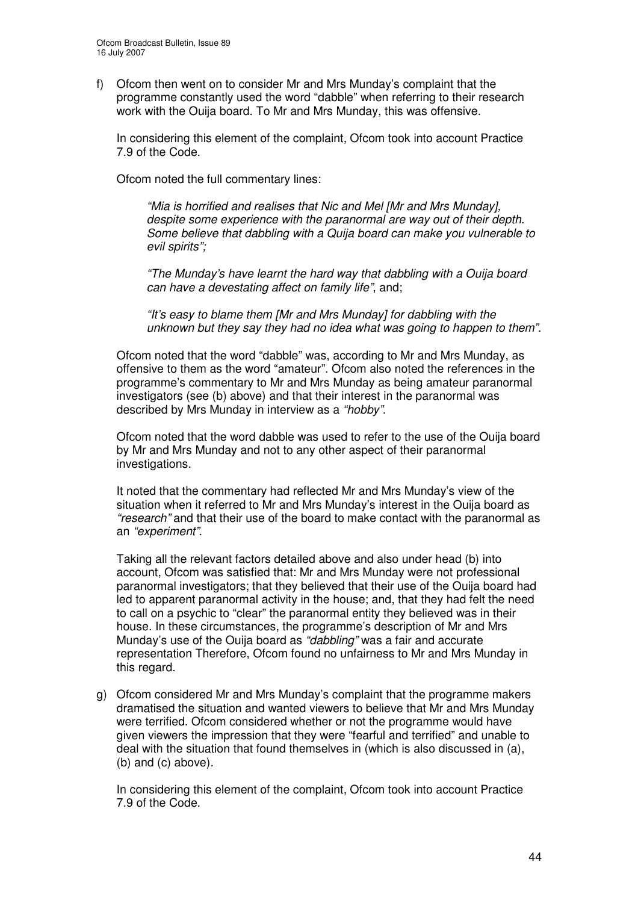f) Ofcom then went on to consider Mr and Mrs Munday's complaint that the programme constantly used the word "dabble" when referring to their research work with the Ouija board. To Mr and Mrs Munday, this was offensive.

   In considering this element of the complaint, Ofcom took into account Practice 7.9 of the Code.

   Ofcom noted the full commentary lines:

   > *"Mia is horrified and realises that Nic and Mel [Mr and Mrs Munday], despite some experience with the paranormal are way out of their depth. Some believe that dabbling with a Quija board can make you vulnerable to evil spirits";*
   >
   > *"The Munday's have learnt the hard way that dabbling with a Ouija board can have a devestating affect on family life"*, and;
   >
   > *"It's easy to blame them [Mr and Mrs Munday] for dabbling with the unknown but they say they had no idea what was going to happen to them".*

   Ofcom noted that the word "dabble" was, according to Mr and Mrs Munday, as offensive to them as the word "amateur". Ofcom also noted the references in the programme's commentary to Mr and Mrs Munday as being amateur paranormal investigators (see (b) above) and that their interest in the paranormal was described by Mrs Munday in interview as a *"hobby"*.

   Ofcom noted that the word dabble was used to refer to the use of the Ouija board by Mr and Mrs Munday and not to any other aspect of their paranormal investigations.

   It noted that the commentary had reflected Mr and Mrs Munday's view of the situation when it referred to Mr and Mrs Munday's interest in the Ouija board as *"research"* and that their use of the board to make contact with the paranormal as an *"experiment"*.

   Taking all the relevant factors detailed above and also under head (b) into account, Ofcom was satisfied that: Mr and Mrs Munday were not professional paranormal investigators; that they believed that their use of the Ouija board had led to apparent paranormal activity in the house; and, that they had felt the need to call on a psychic to "clear" the paranormal entity they believed was in their house. In these circumstances, the programme's description of Mr and Mrs Munday's use of the Ouija board as *"dabbling"* was a fair and accurate representation Therefore, Ofcom found no unfairness to Mr and Mrs Munday in this regard.

g) Ofcom considered Mr and Mrs Munday's complaint that the programme makers dramatised the situation and wanted viewers to believe that Mr and Mrs Munday were terrified. Ofcom considered whether or not the programme would have given viewers the impression that they were "fearful and terrified" and unable to deal with the situation that found themselves in (which is also discussed in (a), (b) and (c) above).

   In considering this element of the complaint, Ofcom took into account Practice 7.9 of the Code.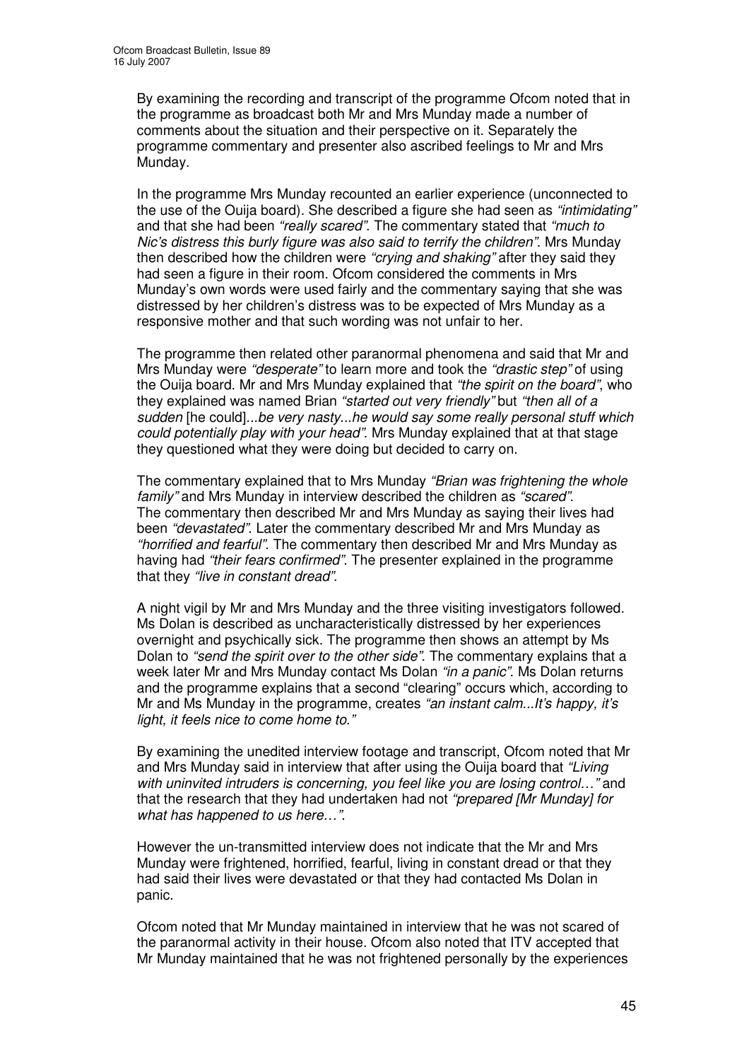By examining the recording and transcript of the programme Ofcom noted that in the programme as broadcast both Mr and Mrs Munday made a number of comments about the situation and their perspective on it. Separately the programme commentary and presenter also ascribed feelings to Mr and Mrs Munday.

In the programme Mrs Munday recounted an earlier experience (unconnected to the use of the Ouija board). She described a figure she had seen as *"intimidating"* and that she had been *"really scared"*. The commentary stated that *"much to Nic's distress this burly figure was also said to terrify the children"*. Mrs Munday then described how the children were *"crying and shaking"* after they said they had seen a figure in their room. Ofcom considered the comments in Mrs Munday's own words were used fairly and the commentary saying that she was distressed by her children's distress was to be expected of Mrs Munday as a responsive mother and that such wording was not unfair to her.

The programme then related other paranormal phenomena and said that Mr and Mrs Munday were *"desperate"* to learn more and took the *"drastic step"* of using the Ouija board. Mr and Mrs Munday explained that *"the spirit on the board"*, who they explained was named Brian *"started out very friendly"* but *"then all of a sudden* [he could]*...be very nasty...he would say some really personal stuff which could potentially play with your head"*. Mrs Munday explained that at that stage they questioned what they were doing but decided to carry on.

The commentary explained that to Mrs Munday *"Brian was frightening the whole family"* and Mrs Munday in interview described the children as *"scared"*. The commentary then described Mr and Mrs Munday as saying their lives had been *"devastated"*. Later the commentary described Mr and Mrs Munday as *"horrified and fearful"*. The commentary then described Mr and Mrs Munday as having had *"their fears confirmed"*. The presenter explained in the programme that they *"live in constant dread"*.

A night vigil by Mr and Mrs Munday and the three visiting investigators followed. Ms Dolan is described as uncharacteristically distressed by her experiences overnight and psychically sick. The programme then shows an attempt by Ms Dolan to *"send the spirit over to the other side"*. The commentary explains that a week later Mr and Mrs Munday contact Ms Dolan *"in a panic"*. Ms Dolan returns and the programme explains that a second "clearing" occurs which, according to Mr and Ms Munday in the programme, creates *"an instant calm...It's happy, it's light, it feels nice to come home to."*

By examining the unedited interview footage and transcript, Ofcom noted that Mr and Mrs Munday said in interview that after using the Ouija board that *"Living with uninvited intruders is concerning, you feel like you are losing control…"* and that the research that they had undertaken had not *"prepared [Mr Munday] for what has happened to us here…"*.

However the un-transmitted interview does not indicate that the Mr and Mrs Munday were frightened, horrified, fearful, living in constant dread or that they had said their lives were devastated or that they had contacted Ms Dolan in panic.

Ofcom noted that Mr Munday maintained in interview that he was not scared of the paranormal activity in their house. Ofcom also noted that ITV accepted that Mr Munday maintained that he was not frightened personally by the experiences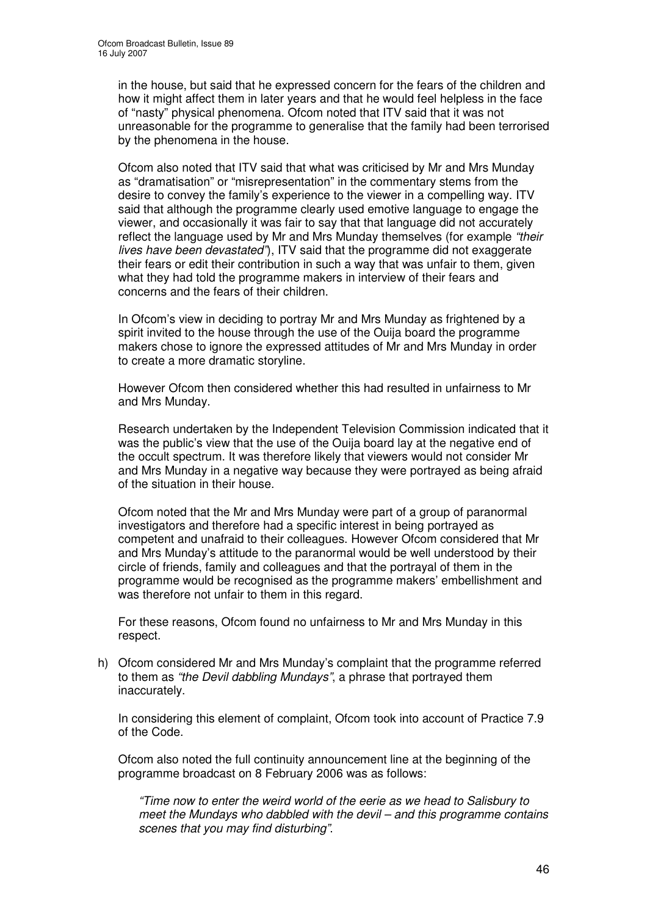in the house, but said that he expressed concern for the fears of the children and how it might affect them in later years and that he would feel helpless in the face of "nasty" physical phenomena. Ofcom noted that ITV said that it was not unreasonable for the programme to generalise that the family had been terrorised by the phenomena in the house.

Ofcom also noted that ITV said that what was criticised by Mr and Mrs Munday as "dramatisation" or "misrepresentation" in the commentary stems from the desire to convey the family's experience to the viewer in a compelling way. ITV said that although the programme clearly used emotive language to engage the viewer, and occasionally it was fair to say that that language did not accurately reflect the language used by Mr and Mrs Munday themselves (for example *"their lives have been devastated"*), ITV said that the programme did not exaggerate their fears or edit their contribution in such a way that was unfair to them, given what they had told the programme makers in interview of their fears and concerns and the fears of their children.

In Ofcom's view in deciding to portray Mr and Mrs Munday as frightened by a spirit invited to the house through the use of the Ouija board the programme makers chose to ignore the expressed attitudes of Mr and Mrs Munday in order to create a more dramatic storyline.

However Ofcom then considered whether this had resulted in unfairness to Mr and Mrs Munday.

Research undertaken by the Independent Television Commission indicated that it was the public's view that the use of the Ouija board lay at the negative end of the occult spectrum. It was therefore likely that viewers would not consider Mr and Mrs Munday in a negative way because they were portrayed as being afraid of the situation in their house.

Ofcom noted that the Mr and Mrs Munday were part of a group of paranormal investigators and therefore had a specific interest in being portrayed as competent and unafraid to their colleagues. However Ofcom considered that Mr and Mrs Munday's attitude to the paranormal would be well understood by their circle of friends, family and colleagues and that the portrayal of them in the programme would be recognised as the programme makers' embellishment and was therefore not unfair to them in this regard.

For these reasons, Ofcom found no unfairness to Mr and Mrs Munday in this respect.

h) Ofcom considered Mr and Mrs Munday's complaint that the programme referred to them as *"the Devil dabbling Mundays"*, a phrase that portrayed them inaccurately.

   In considering this element of complaint, Ofcom took into account of Practice 7.9 of the Code.

   Ofcom also noted the full continuity announcement line at the beginning of the programme broadcast on 8 February 2006 was as follows:

   > *"Time now to enter the weird world of the eerie as we head to Salisbury to meet the Mundays who dabbled with the devil – and this programme contains scenes that you may find disturbing".*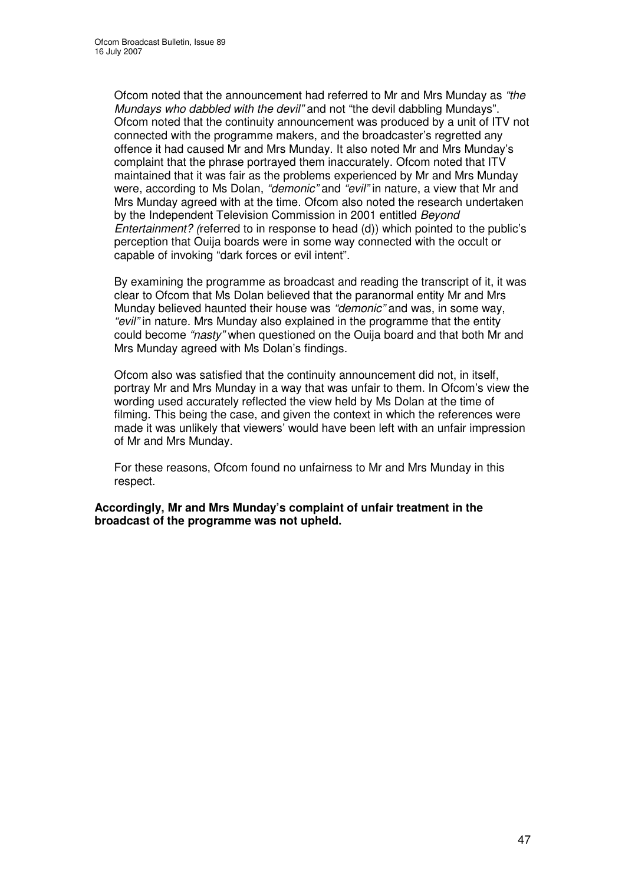Ofcom noted that the announcement had referred to Mr and Mrs Munday as *"the Mundays who dabbled with the devil"* and not "the devil dabbling Mundays". Ofcom noted that the continuity announcement was produced by a unit of ITV not connected with the programme makers, and the broadcaster's regretted any offence it had caused Mr and Mrs Munday. It also noted Mr and Mrs Munday's complaint that the phrase portrayed them inaccurately. Ofcom noted that ITV maintained that it was fair as the problems experienced by Mr and Mrs Munday were, according to Ms Dolan, *"demonic"* and *"evil"* in nature, a view that Mr and Mrs Munday agreed with at the time. Ofcom also noted the research undertaken by the Independent Television Commission in 2001 entitled *Beyond Entertainment? (*referred to in response to head (d)) which pointed to the public's perception that Ouija boards were in some way connected with the occult or capable of invoking "dark forces or evil intent".

By examining the programme as broadcast and reading the transcript of it, it was clear to Ofcom that Ms Dolan believed that the paranormal entity Mr and Mrs Munday believed haunted their house was *"demonic"* and was, in some way, *"evil"* in nature. Mrs Munday also explained in the programme that the entity could become *"nasty"* when questioned on the Ouija board and that both Mr and Mrs Munday agreed with Ms Dolan's findings.

Ofcom also was satisfied that the continuity announcement did not, in itself, portray Mr and Mrs Munday in a way that was unfair to them. In Ofcom's view the wording used accurately reflected the view held by Ms Dolan at the time of filming. This being the case, and given the context in which the references were made it was unlikely that viewers' would have been left with an unfair impression of Mr and Mrs Munday.

For these reasons, Ofcom found no unfairness to Mr and Mrs Munday in this respect.

**Accordingly, Mr and Mrs Munday's complaint of unfair treatment in the broadcast of the programme was not upheld.**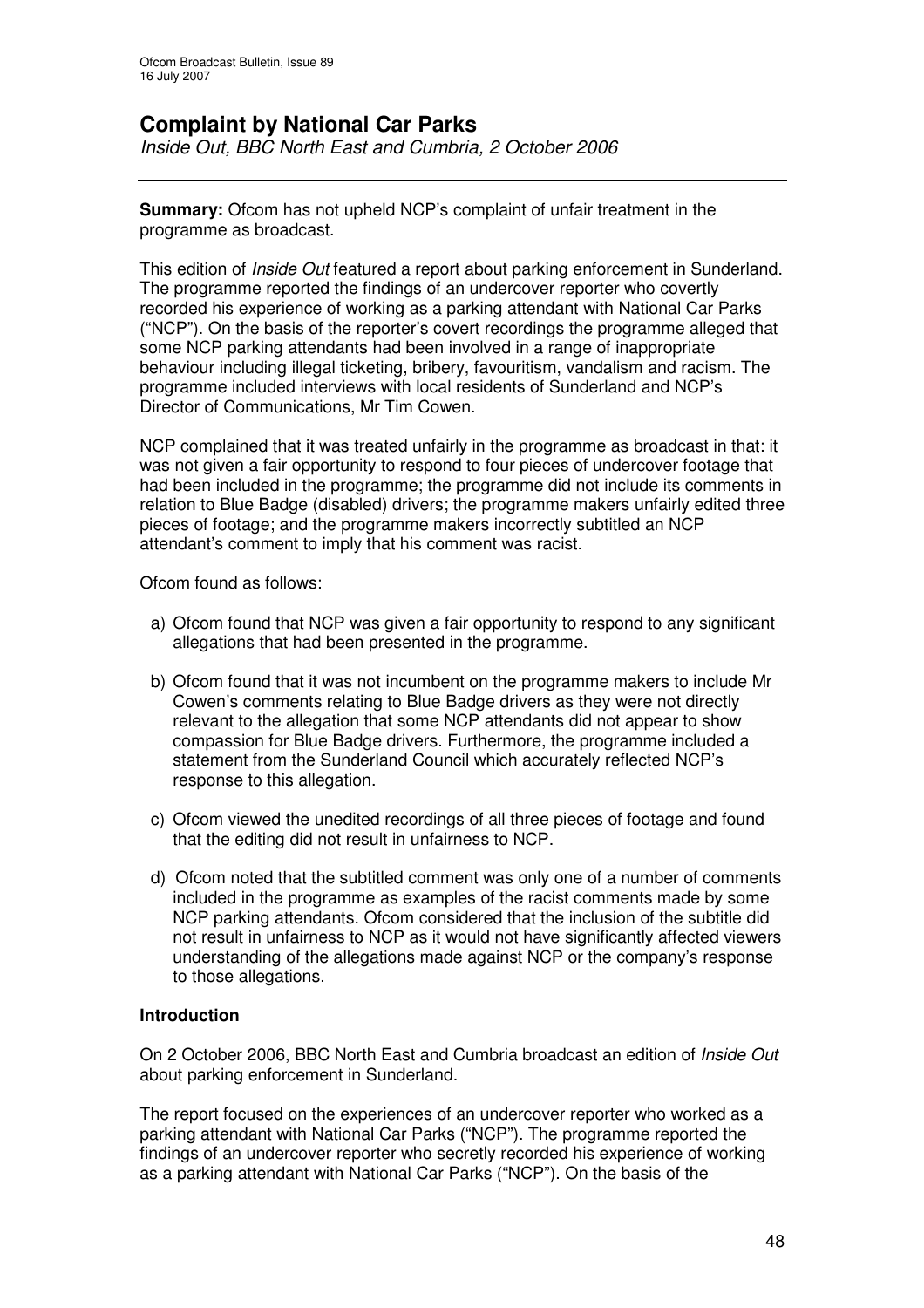## Complaint by National Car Parks

*Inside Out, BBC North East and Cumbria, 2 October 2006*

**Summary:** Ofcom has not upheld NCP's complaint of unfair treatment in the programme as broadcast.

This edition of *Inside Out* featured a report about parking enforcement in Sunderland. The programme reported the findings of an undercover reporter who covertly recorded his experience of working as a parking attendant with National Car Parks ("NCP"). On the basis of the reporter's covert recordings the programme alleged that some NCP parking attendants had been involved in a range of inappropriate behaviour including illegal ticketing, bribery, favouritism, vandalism and racism. The programme included interviews with local residents of Sunderland and NCP's Director of Communications, Mr Tim Cowen.

NCP complained that it was treated unfairly in the programme as broadcast in that: it was not given a fair opportunity to respond to four pieces of undercover footage that had been included in the programme; the programme did not include its comments in relation to Blue Badge (disabled) drivers; the programme makers unfairly edited three pieces of footage; and the programme makers incorrectly subtitled an NCP attendant's comment to imply that his comment was racist.

Ofcom found as follows:

a) Ofcom found that NCP was given a fair opportunity to respond to any significant allegations that had been presented in the programme.

b) Ofcom found that it was not incumbent on the programme makers to include Mr Cowen's comments relating to Blue Badge drivers as they were not directly relevant to the allegation that some NCP attendants did not appear to show compassion for Blue Badge drivers. Furthermore, the programme included a statement from the Sunderland Council which accurately reflected NCP's response to this allegation.

c) Ofcom viewed the unedited recordings of all three pieces of footage and found that the editing did not result in unfairness to NCP.

d) Ofcom noted that the subtitled comment was only one of a number of comments included in the programme as examples of the racist comments made by some NCP parking attendants. Ofcom considered that the inclusion of the subtitle did not result in unfairness to NCP as it would not have significantly affected viewers understanding of the allegations made against NCP or the company's response to those allegations.

### Introduction

On 2 October 2006, BBC North East and Cumbria broadcast an edition of *Inside Out* about parking enforcement in Sunderland.

The report focused on the experiences of an undercover reporter who worked as a parking attendant with National Car Parks ("NCP"). The programme reported the findings of an undercover reporter who secretly recorded his experience of working as a parking attendant with National Car Parks ("NCP"). On the basis of the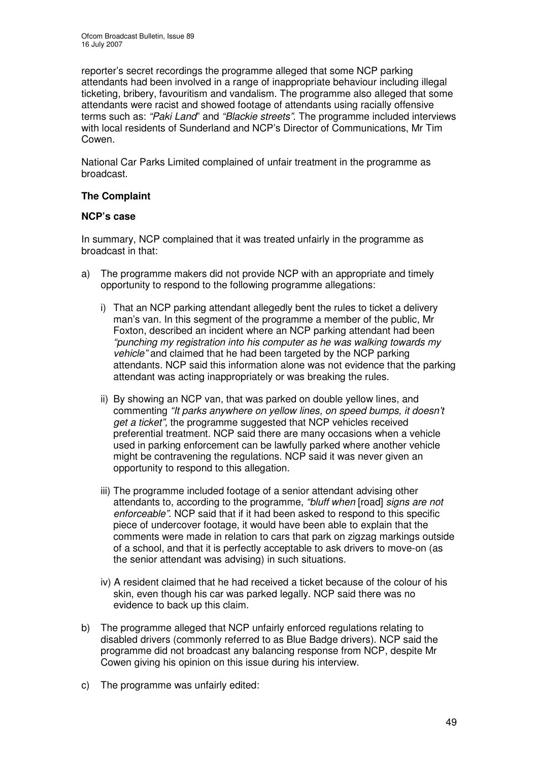reporter's secret recordings the programme alleged that some NCP parking attendants had been involved in a range of inappropriate behaviour including illegal ticketing, bribery, favouritism and vandalism. The programme also alleged that some attendants were racist and showed footage of attendants using racially offensive terms such as: *"Paki Land*" and *"Blackie streets"*. The programme included interviews with local residents of Sunderland and NCP's Director of Communications, Mr Tim Cowen.

National Car Parks Limited complained of unfair treatment in the programme as broadcast.

**The Complaint**

**NCP's case**

In summary, NCP complained that it was treated unfairly in the programme as broadcast in that:

a) The programme makers did not provide NCP with an appropriate and timely opportunity to respond to the following programme allegations:

   i) That an NCP parking attendant allegedly bent the rules to ticket a delivery man's van. In this segment of the programme a member of the public, Mr Foxton, described an incident where an NCP parking attendant had been *"punching my registration into his computer as he was walking towards my vehicle"* and claimed that he had been targeted by the NCP parking attendants. NCP said this information alone was not evidence that the parking attendant was acting inappropriately or was breaking the rules.

   ii) By showing an NCP van, that was parked on double yellow lines, and commenting *"It parks anywhere on yellow lines, on speed bumps, it doesn't get a ticket",* the programme suggested that NCP vehicles received preferential treatment. NCP said there are many occasions when a vehicle used in parking enforcement can be lawfully parked where another vehicle might be contravening the regulations. NCP said it was never given an opportunity to respond to this allegation.

   iii) The programme included footage of a senior attendant advising other attendants to, according to the programme, *"bluff when* [road] *signs are not enforceable"*. NCP said that if it had been asked to respond to this specific piece of undercover footage, it would have been able to explain that the comments were made in relation to cars that park on zigzag markings outside of a school, and that it is perfectly acceptable to ask drivers to move-on (as the senior attendant was advising) in such situations.

   iv) A resident claimed that he had received a ticket because of the colour of his skin, even though his car was parked legally. NCP said there was no evidence to back up this claim.

b) The programme alleged that NCP unfairly enforced regulations relating to disabled drivers (commonly referred to as Blue Badge drivers). NCP said the programme did not broadcast any balancing response from NCP, despite Mr Cowen giving his opinion on this issue during his interview.

c) The programme was unfairly edited: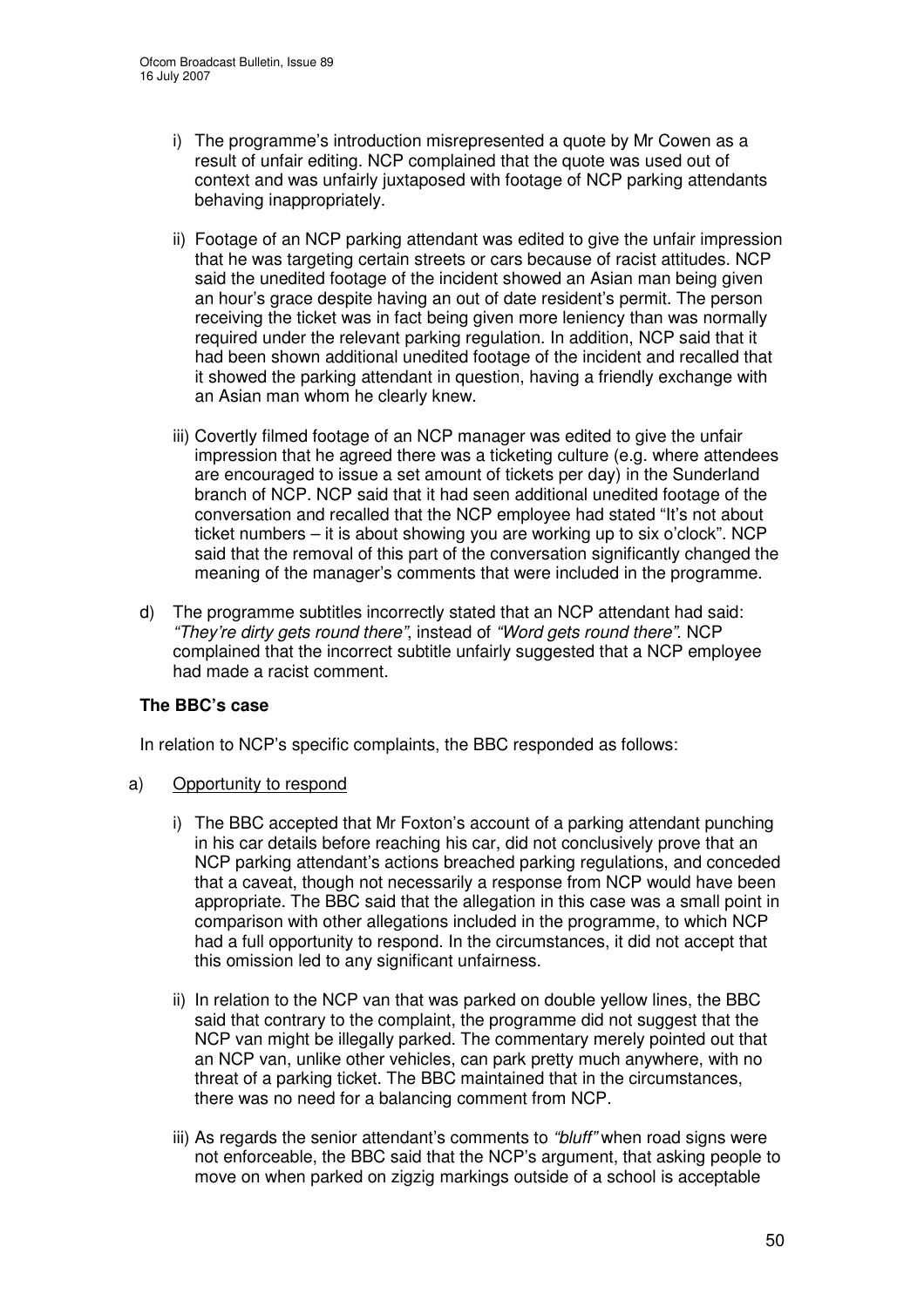i) The programme's introduction misrepresented a quote by Mr Cowen as a result of unfair editing. NCP complained that the quote was used out of context and was unfairly juxtaposed with footage of NCP parking attendants behaving inappropriately.

ii) Footage of an NCP parking attendant was edited to give the unfair impression that he was targeting certain streets or cars because of racist attitudes. NCP said the unedited footage of the incident showed an Asian man being given an hour's grace despite having an out of date resident's permit. The person receiving the ticket was in fact being given more leniency than was normally required under the relevant parking regulation. In addition, NCP said that it had been shown additional unedited footage of the incident and recalled that it showed the parking attendant in question, having a friendly exchange with an Asian man whom he clearly knew.

iii) Covertly filmed footage of an NCP manager was edited to give the unfair impression that he agreed there was a ticketing culture (e.g. where attendees are encouraged to issue a set amount of tickets per day) in the Sunderland branch of NCP. NCP said that it had seen additional unedited footage of the conversation and recalled that the NCP employee had stated "It's not about ticket numbers – it is about showing you are working up to six o'clock". NCP said that the removal of this part of the conversation significantly changed the meaning of the manager's comments that were included in the programme.

d) The programme subtitles incorrectly stated that an NCP attendant had said: *"They're dirty gets round there"*, instead of *"Word gets round there"*. NCP complained that the incorrect subtitle unfairly suggested that a NCP employee had made a racist comment.

**The BBC's case**

In relation to NCP's specific complaints, the BBC responded as follows:

a) Opportunity to respond

i) The BBC accepted that Mr Foxton's account of a parking attendant punching in his car details before reaching his car, did not conclusively prove that an NCP parking attendant's actions breached parking regulations, and conceded that a caveat, though not necessarily a response from NCP would have been appropriate. The BBC said that the allegation in this case was a small point in comparison with other allegations included in the programme, to which NCP had a full opportunity to respond. In the circumstances, it did not accept that this omission led to any significant unfairness.

ii) In relation to the NCP van that was parked on double yellow lines, the BBC said that contrary to the complaint, the programme did not suggest that the NCP van might be illegally parked. The commentary merely pointed out that an NCP van, unlike other vehicles, can park pretty much anywhere, with no threat of a parking ticket. The BBC maintained that in the circumstances, there was no need for a balancing comment from NCP.

iii) As regards the senior attendant's comments to *"bluff"* when road signs were not enforceable, the BBC said that the NCP's argument, that asking people to move on when parked on zigzig markings outside of a school is acceptable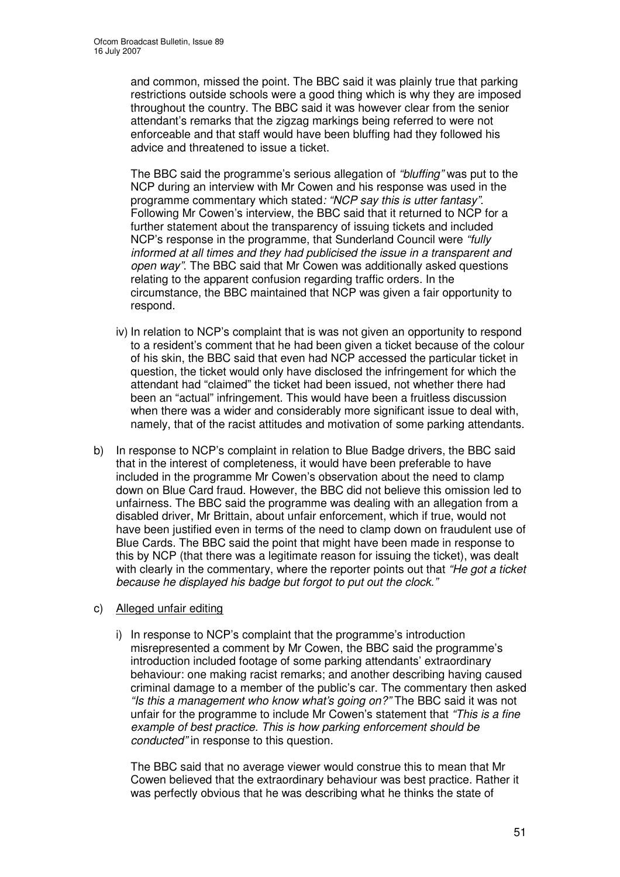and common, missed the point. The BBC said it was plainly true that parking restrictions outside schools were a good thing which is why they are imposed throughout the country. The BBC said it was however clear from the senior attendant's remarks that the zigzag markings being referred to were not enforceable and that staff would have been bluffing had they followed his advice and threatened to issue a ticket.

The BBC said the programme's serious allegation of *"bluffing"* was put to the NCP during an interview with Mr Cowen and his response was used in the programme commentary which stated*: "NCP say this is utter fantasy"*. Following Mr Cowen's interview, the BBC said that it returned to NCP for a further statement about the transparency of issuing tickets and included NCP's response in the programme, that Sunderland Council were *"fully informed at all times and they had publicised the issue in a transparent and open way"*. The BBC said that Mr Cowen was additionally asked questions relating to the apparent confusion regarding traffic orders. In the circumstance, the BBC maintained that NCP was given a fair opportunity to respond.

iv) In relation to NCP's complaint that is was not given an opportunity to respond to a resident's comment that he had been given a ticket because of the colour of his skin, the BBC said that even had NCP accessed the particular ticket in question, the ticket would only have disclosed the infringement for which the attendant had "claimed" the ticket had been issued, not whether there had been an "actual" infringement. This would have been a fruitless discussion when there was a wider and considerably more significant issue to deal with, namely, that of the racist attitudes and motivation of some parking attendants.

b) In response to NCP's complaint in relation to Blue Badge drivers, the BBC said that in the interest of completeness, it would have been preferable to have included in the programme Mr Cowen's observation about the need to clamp down on Blue Card fraud. However, the BBC did not believe this omission led to unfairness. The BBC said the programme was dealing with an allegation from a disabled driver, Mr Brittain, about unfair enforcement, which if true, would not have been justified even in terms of the need to clamp down on fraudulent use of Blue Cards. The BBC said the point that might have been made in response to this by NCP (that there was a legitimate reason for issuing the ticket), was dealt with clearly in the commentary, where the reporter points out that *"He got a ticket because he displayed his badge but forgot to put out the clock."*

c) Alleged unfair editing

i) In response to NCP's complaint that the programme's introduction misrepresented a comment by Mr Cowen, the BBC said the programme's introduction included footage of some parking attendants' extraordinary behaviour: one making racist remarks; and another describing having caused criminal damage to a member of the public's car. The commentary then asked *"Is this a management who know what's going on?"* The BBC said it was not unfair for the programme to include Mr Cowen's statement that *"This is a fine example of best practice. This is how parking enforcement should be conducted"* in response to this question.

The BBC said that no average viewer would construe this to mean that Mr Cowen believed that the extraordinary behaviour was best practice. Rather it was perfectly obvious that he was describing what he thinks the state of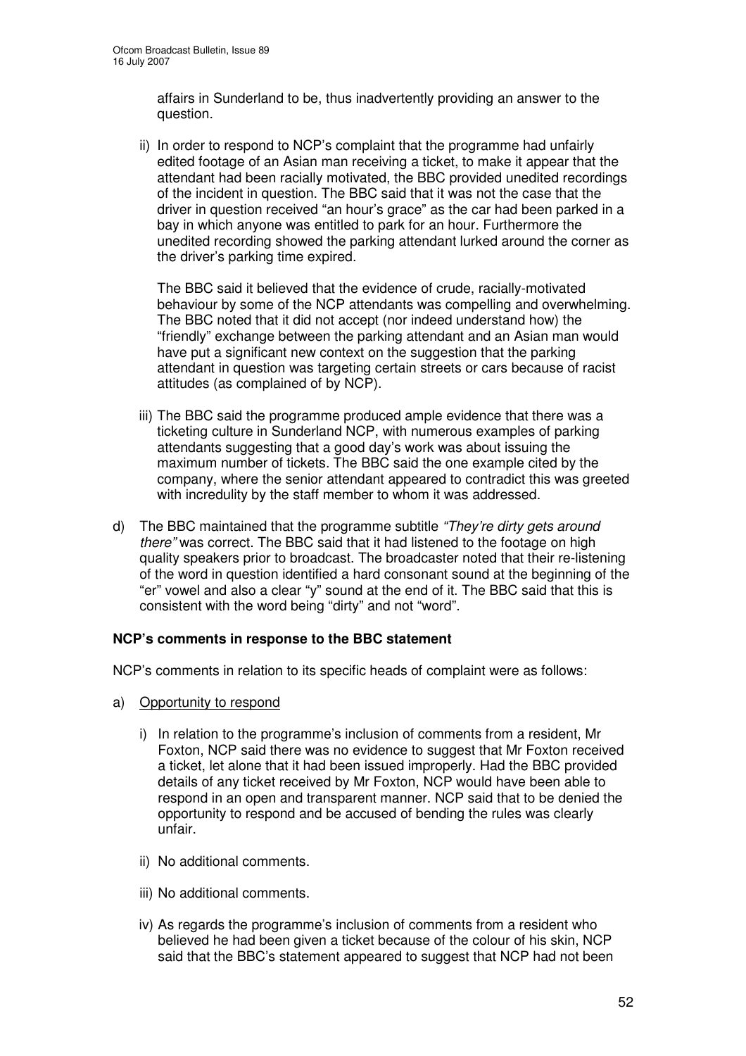affairs in Sunderland to be, thus inadvertently providing an answer to the question.

ii) In order to respond to NCP's complaint that the programme had unfairly edited footage of an Asian man receiving a ticket, to make it appear that the attendant had been racially motivated, the BBC provided unedited recordings of the incident in question. The BBC said that it was not the case that the driver in question received "an hour's grace" as the car had been parked in a bay in which anyone was entitled to park for an hour. Furthermore the unedited recording showed the parking attendant lurked around the corner as the driver's parking time expired.

The BBC said it believed that the evidence of crude, racially-motivated behaviour by some of the NCP attendants was compelling and overwhelming. The BBC noted that it did not accept (nor indeed understand how) the "friendly" exchange between the parking attendant and an Asian man would have put a significant new context on the suggestion that the parking attendant in question was targeting certain streets or cars because of racist attitudes (as complained of by NCP).

iii) The BBC said the programme produced ample evidence that there was a ticketing culture in Sunderland NCP, with numerous examples of parking attendants suggesting that a good day's work was about issuing the maximum number of tickets. The BBC said the one example cited by the company, where the senior attendant appeared to contradict this was greeted with incredulity by the staff member to whom it was addressed.

d) The BBC maintained that the programme subtitle *"They're dirty gets around there"* was correct. The BBC said that it had listened to the footage on high quality speakers prior to broadcast. The broadcaster noted that their re-listening of the word in question identified a hard consonant sound at the beginning of the "er" vowel and also a clear "y" sound at the end of it. The BBC said that this is consistent with the word being "dirty" and not "word".

**NCP's comments in response to the BBC statement**

NCP's comments in relation to its specific heads of complaint were as follows:

a) Opportunity to respond

i) In relation to the programme's inclusion of comments from a resident, Mr Foxton, NCP said there was no evidence to suggest that Mr Foxton received a ticket, let alone that it had been issued improperly. Had the BBC provided details of any ticket received by Mr Foxton, NCP would have been able to respond in an open and transparent manner. NCP said that to be denied the opportunity to respond and be accused of bending the rules was clearly unfair.

ii) No additional comments.

iii) No additional comments.

iv) As regards the programme's inclusion of comments from a resident who believed he had been given a ticket because of the colour of his skin, NCP said that the BBC's statement appeared to suggest that NCP had not been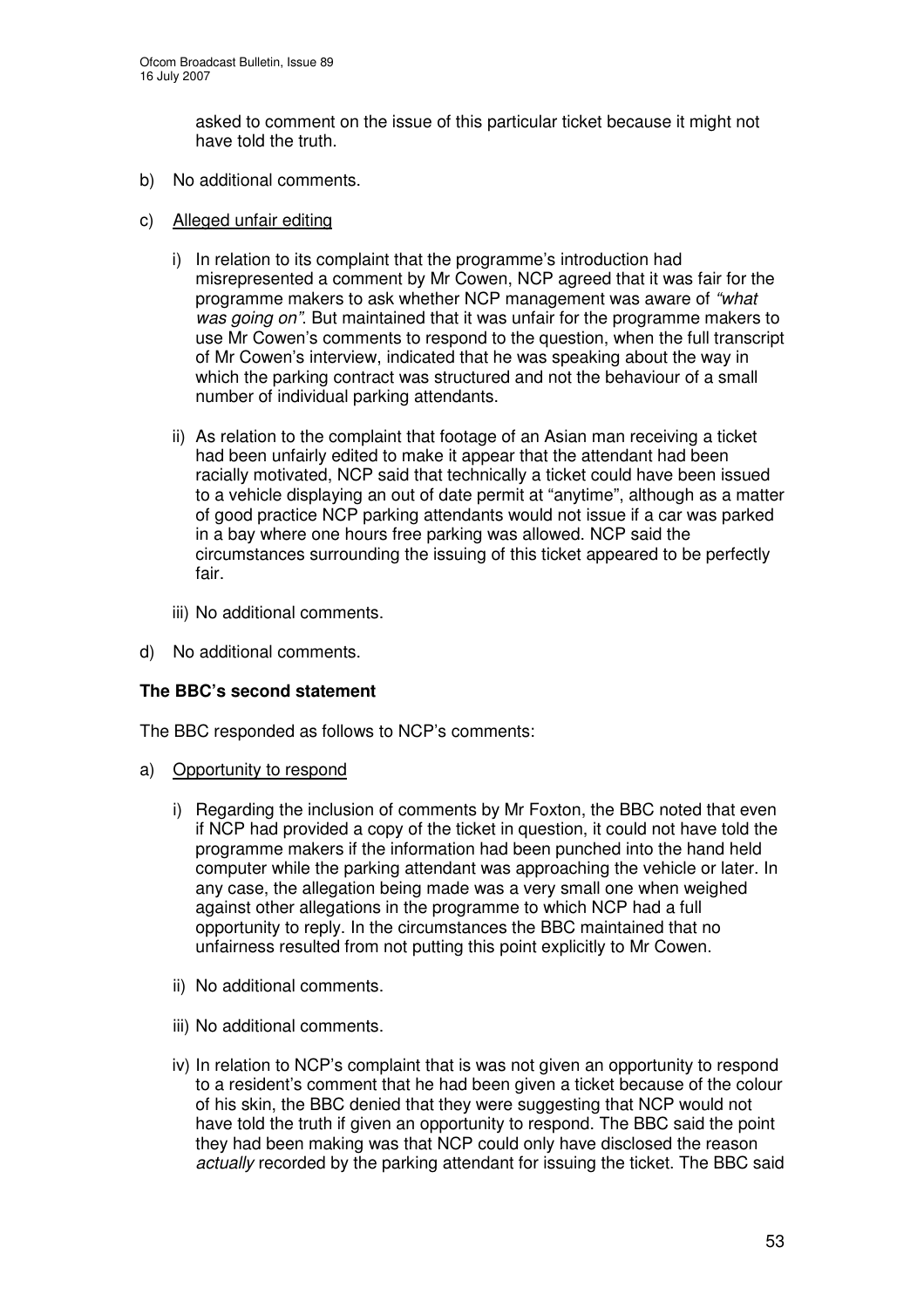asked to comment on the issue of this particular ticket because it might not have told the truth.

b) No additional comments.

c) Alleged unfair editing

   i) In relation to its complaint that the programme's introduction had misrepresented a comment by Mr Cowen, NCP agreed that it was fair for the programme makers to ask whether NCP management was aware of *"what was going on"*. But maintained that it was unfair for the programme makers to use Mr Cowen's comments to respond to the question, when the full transcript of Mr Cowen's interview, indicated that he was speaking about the way in which the parking contract was structured and not the behaviour of a small number of individual parking attendants.

   ii) As relation to the complaint that footage of an Asian man receiving a ticket had been unfairly edited to make it appear that the attendant had been racially motivated, NCP said that technically a ticket could have been issued to a vehicle displaying an out of date permit at "anytime", although as a matter of good practice NCP parking attendants would not issue if a car was parked in a bay where one hours free parking was allowed. NCP said the circumstances surrounding the issuing of this ticket appeared to be perfectly fair.

   iii) No additional comments.

d) No additional comments.

**The BBC's second statement**

The BBC responded as follows to NCP's comments:

a) Opportunity to respond

   i) Regarding the inclusion of comments by Mr Foxton, the BBC noted that even if NCP had provided a copy of the ticket in question, it could not have told the programme makers if the information had been punched into the hand held computer while the parking attendant was approaching the vehicle or later. In any case, the allegation being made was a very small one when weighed against other allegations in the programme to which NCP had a full opportunity to reply. In the circumstances the BBC maintained that no unfairness resulted from not putting this point explicitly to Mr Cowen.

   ii) No additional comments.

   iii) No additional comments.

   iv) In relation to NCP's complaint that is was not given an opportunity to respond to a resident's comment that he had been given a ticket because of the colour of his skin, the BBC denied that they were suggesting that NCP would not have told the truth if given an opportunity to respond. The BBC said the point they had been making was that NCP could only have disclosed the reason *actually* recorded by the parking attendant for issuing the ticket. The BBC said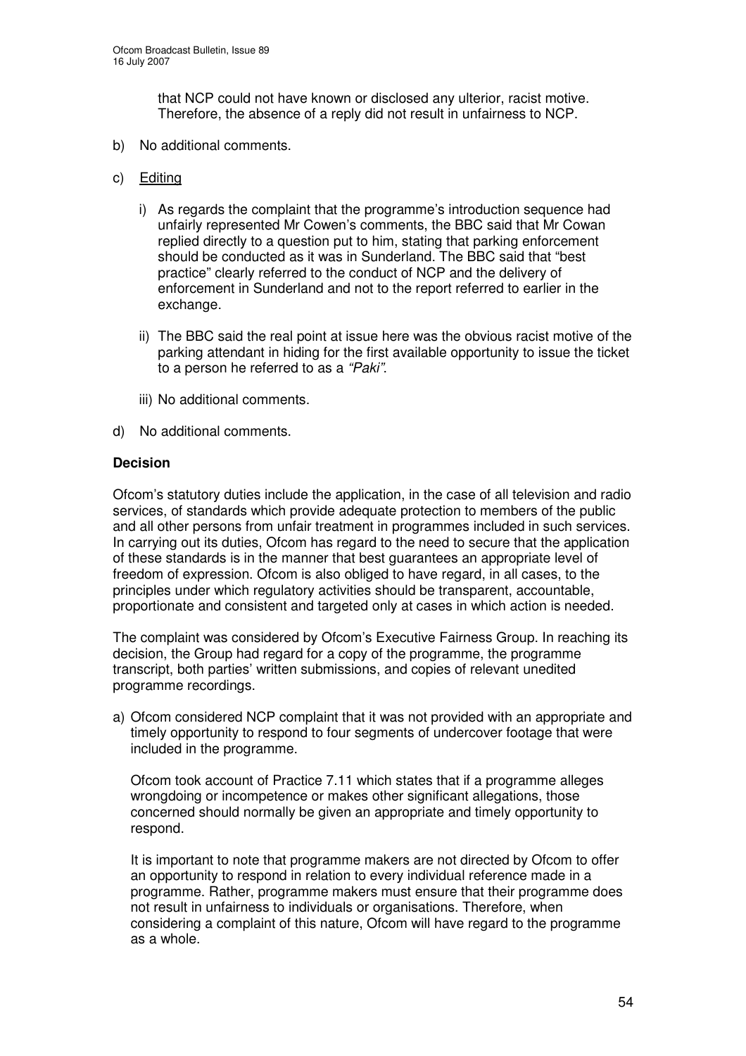that NCP could not have known or disclosed any ulterior, racist motive. Therefore, the absence of a reply did not result in unfairness to NCP.

b) No additional comments.

c) Editing

   i) As regards the complaint that the programme's introduction sequence had unfairly represented Mr Cowen's comments, the BBC said that Mr Cowan replied directly to a question put to him, stating that parking enforcement should be conducted as it was in Sunderland. The BBC said that "best practice" clearly referred to the conduct of NCP and the delivery of enforcement in Sunderland and not to the report referred to earlier in the exchange.

   ii) The BBC said the real point at issue here was the obvious racist motive of the parking attendant in hiding for the first available opportunity to issue the ticket to a person he referred to as a *"Paki"*.

   iii) No additional comments.

d) No additional comments.

**Decision**

Ofcom's statutory duties include the application, in the case of all television and radio services, of standards which provide adequate protection to members of the public and all other persons from unfair treatment in programmes included in such services. In carrying out its duties, Ofcom has regard to the need to secure that the application of these standards is in the manner that best guarantees an appropriate level of freedom of expression. Ofcom is also obliged to have regard, in all cases, to the principles under which regulatory activities should be transparent, accountable, proportionate and consistent and targeted only at cases in which action is needed.

The complaint was considered by Ofcom's Executive Fairness Group. In reaching its decision, the Group had regard for a copy of the programme, the programme transcript, both parties' written submissions, and copies of relevant unedited programme recordings.

a) Ofcom considered NCP complaint that it was not provided with an appropriate and timely opportunity to respond to four segments of undercover footage that were included in the programme.

   Ofcom took account of Practice 7.11 which states that if a programme alleges wrongdoing or incompetence or makes other significant allegations, those concerned should normally be given an appropriate and timely opportunity to respond.

   It is important to note that programme makers are not directed by Ofcom to offer an opportunity to respond in relation to every individual reference made in a programme. Rather, programme makers must ensure that their programme does not result in unfairness to individuals or organisations. Therefore, when considering a complaint of this nature, Ofcom will have regard to the programme as a whole.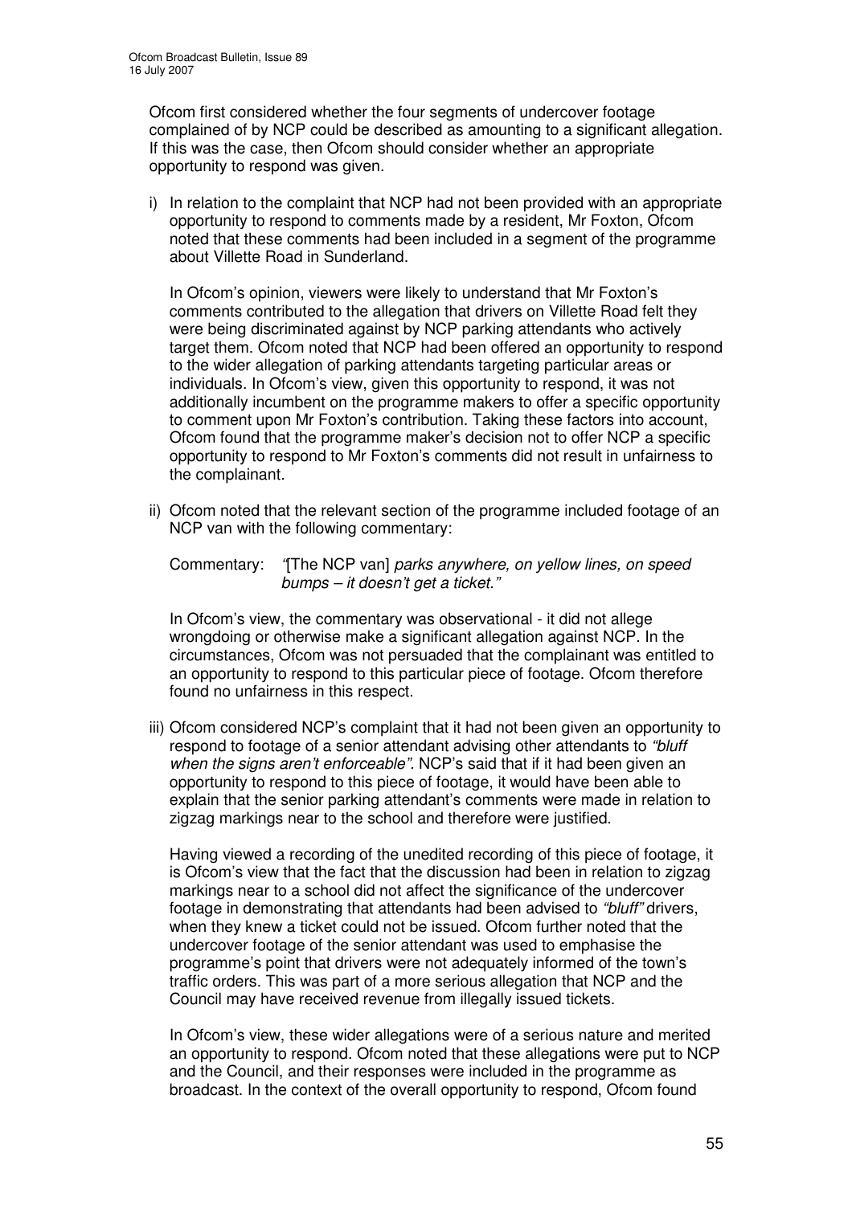Ofcom first considered whether the four segments of undercover footage complained of by NCP could be described as amounting to a significant allegation. If this was the case, then Ofcom should consider whether an appropriate opportunity to respond was given.

i) In relation to the complaint that NCP had not been provided with an appropriate opportunity to respond to comments made by a resident, Mr Foxton, Ofcom noted that these comments had been included in a segment of the programme about Villette Road in Sunderland.

   In Ofcom's opinion, viewers were likely to understand that Mr Foxton's comments contributed to the allegation that drivers on Villette Road felt they were being discriminated against by NCP parking attendants who actively target them. Ofcom noted that NCP had been offered an opportunity to respond to the wider allegation of parking attendants targeting particular areas or individuals. In Ofcom's view, given this opportunity to respond, it was not additionally incumbent on the programme makers to offer a specific opportunity to comment upon Mr Foxton's contribution. Taking these factors into account, Ofcom found that the programme maker's decision not to offer NCP a specific opportunity to respond to Mr Foxton's comments did not result in unfairness to the complainant.

ii) Ofcom noted that the relevant section of the programme included footage of an NCP van with the following commentary:

   Commentary: *"*[The NCP van] *parks anywhere, on yellow lines, on speed bumps – it doesn't get a ticket."*

   In Ofcom's view, the commentary was observational - it did not allege wrongdoing or otherwise make a significant allegation against NCP. In the circumstances, Ofcom was not persuaded that the complainant was entitled to an opportunity to respond to this particular piece of footage. Ofcom therefore found no unfairness in this respect.

iii) Ofcom considered NCP's complaint that it had not been given an opportunity to respond to footage of a senior attendant advising other attendants to *"bluff when the signs aren't enforceable"*. NCP's said that if it had been given an opportunity to respond to this piece of footage, it would have been able to explain that the senior parking attendant's comments were made in relation to zigzag markings near to the school and therefore were justified.

   Having viewed a recording of the unedited recording of this piece of footage, it is Ofcom's view that the fact that the discussion had been in relation to zigzag markings near to a school did not affect the significance of the undercover footage in demonstrating that attendants had been advised to *"bluff"* drivers, when they knew a ticket could not be issued. Ofcom further noted that the undercover footage of the senior attendant was used to emphasise the programme's point that drivers were not adequately informed of the town's traffic orders. This was part of a more serious allegation that NCP and the Council may have received revenue from illegally issued tickets.

   In Ofcom's view, these wider allegations were of a serious nature and merited an opportunity to respond. Ofcom noted that these allegations were put to NCP and the Council, and their responses were included in the programme as broadcast. In the context of the overall opportunity to respond, Ofcom found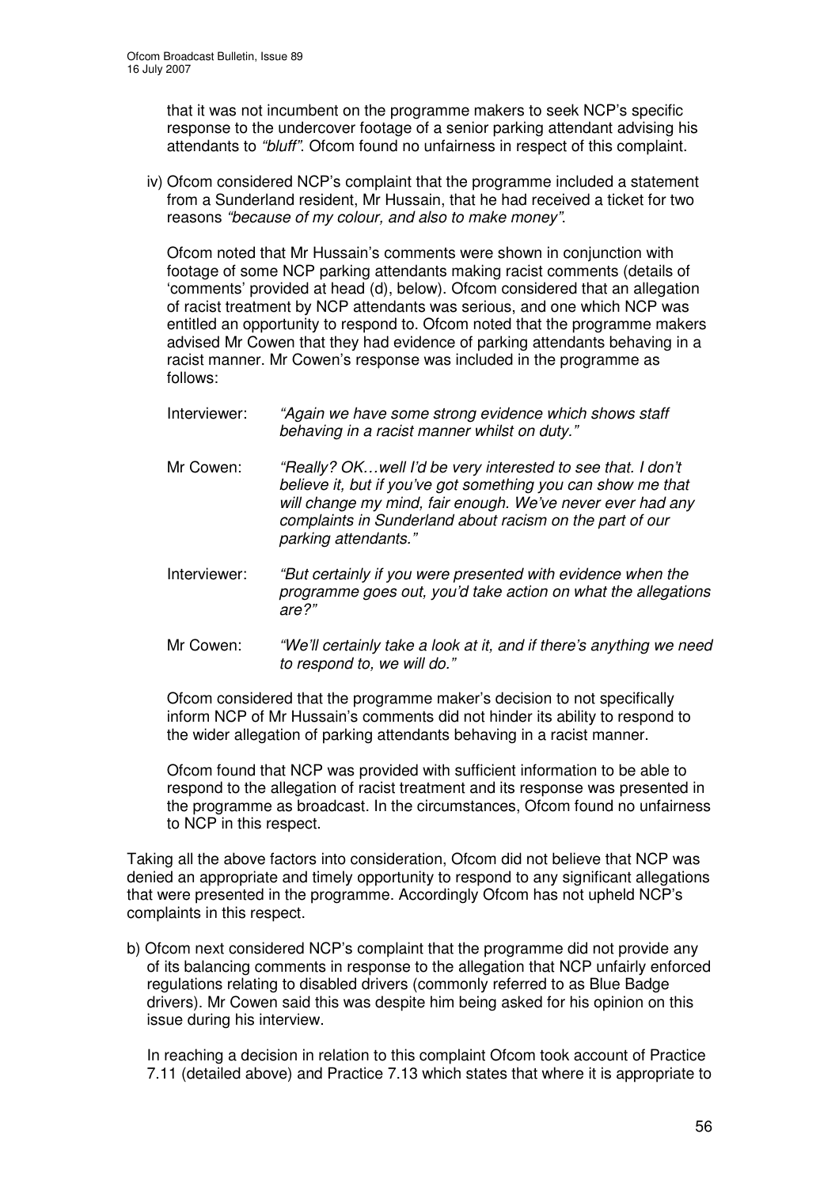that it was not incumbent on the programme makers to seek NCP's specific response to the undercover footage of a senior parking attendant advising his attendants to *"bluff"*. Ofcom found no unfairness in respect of this complaint.

iv) Ofcom considered NCP's complaint that the programme included a statement from a Sunderland resident, Mr Hussain, that he had received a ticket for two reasons *"because of my colour, and also to make money"*.

Ofcom noted that Mr Hussain's comments were shown in conjunction with footage of some NCP parking attendants making racist comments (details of 'comments' provided at head (d), below). Ofcom considered that an allegation of racist treatment by NCP attendants was serious, and one which NCP was entitled an opportunity to respond to. Ofcom noted that the programme makers advised Mr Cowen that they had evidence of parking attendants behaving in a racist manner. Mr Cowen's response was included in the programme as follows:

Interviewer: *"Again we have some strong evidence which shows staff behaving in a racist manner whilst on duty."*

Mr Cowen: *"Really? OK…well I'd be very interested to see that. I don't believe it, but if you've got something you can show me that will change my mind, fair enough. We've never ever had any complaints in Sunderland about racism on the part of our parking attendants."*

Interviewer: *"But certainly if you were presented with evidence when the programme goes out, you'd take action on what the allegations are?"*

Mr Cowen: *"We'll certainly take a look at it, and if there's anything we need to respond to, we will do."*

Ofcom considered that the programme maker's decision to not specifically inform NCP of Mr Hussain's comments did not hinder its ability to respond to the wider allegation of parking attendants behaving in a racist manner.

Ofcom found that NCP was provided with sufficient information to be able to respond to the allegation of racist treatment and its response was presented in the programme as broadcast. In the circumstances, Ofcom found no unfairness to NCP in this respect.

Taking all the above factors into consideration, Ofcom did not believe that NCP was denied an appropriate and timely opportunity to respond to any significant allegations that were presented in the programme. Accordingly Ofcom has not upheld NCP's complaints in this respect.

b) Ofcom next considered NCP's complaint that the programme did not provide any of its balancing comments in response to the allegation that NCP unfairly enforced regulations relating to disabled drivers (commonly referred to as Blue Badge drivers). Mr Cowen said this was despite him being asked for his opinion on this issue during his interview.

In reaching a decision in relation to this complaint Ofcom took account of Practice 7.11 (detailed above) and Practice 7.13 which states that where it is appropriate to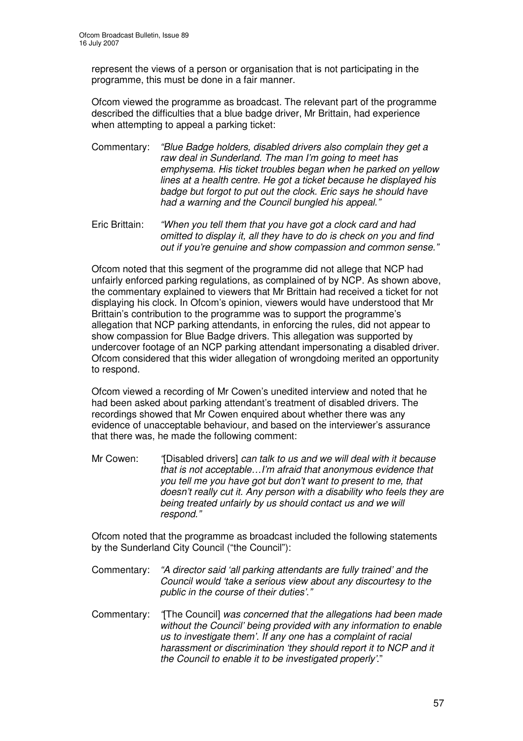represent the views of a person or organisation that is not participating in the programme, this must be done in a fair manner.

Ofcom viewed the programme as broadcast. The relevant part of the programme described the difficulties that a blue badge driver, Mr Brittain, had experience when attempting to appeal a parking ticket:

Commentary: *"Blue Badge holders, disabled drivers also complain they get a raw deal in Sunderland. The man I'm going to meet has emphysema. His ticket troubles began when he parked on yellow lines at a health centre. He got a ticket because he displayed his badge but forgot to put out the clock. Eric says he should have had a warning and the Council bungled his appeal."*

Eric Brittain: *"When you tell them that you have got a clock card and had omitted to display it, all they have to do is check on you and find out if you're genuine and show compassion and common sense."*

Ofcom noted that this segment of the programme did not allege that NCP had unfairly enforced parking regulations, as complained of by NCP. As shown above, the commentary explained to viewers that Mr Brittain had received a ticket for not displaying his clock. In Ofcom's opinion, viewers would have understood that Mr Brittain's contribution to the programme was to support the programme's allegation that NCP parking attendants, in enforcing the rules, did not appear to show compassion for Blue Badge drivers. This allegation was supported by undercover footage of an NCP parking attendant impersonating a disabled driver. Ofcom considered that this wider allegation of wrongdoing merited an opportunity to respond.

Ofcom viewed a recording of Mr Cowen's unedited interview and noted that he had been asked about parking attendant's treatment of disabled drivers. The recordings showed that Mr Cowen enquired about whether there was any evidence of unacceptable behaviour, and based on the interviewer's assurance that there was, he made the following comment:

Mr Cowen: "[Disabled drivers] *can talk to us and we will deal with it because that is not acceptable…I'm afraid that anonymous evidence that you tell me you have got but don't want to present to me, that doesn't really cut it. Any person with a disability who feels they are being treated unfairly by us should contact us and we will respond."*

Ofcom noted that the programme as broadcast included the following statements by the Sunderland City Council ("the Council"):

Commentary: *"A director said 'all parking attendants are fully trained' and the Council would 'take a serious view about any discourtesy to the public in the course of their duties'."*

Commentary: "[The Council] *was concerned that the allegations had been made without the Council' being provided with any information to enable us to investigate them'. If any one has a complaint of racial harassment or discrimination 'they should report it to NCP and it the Council to enable it to be investigated properly'.*"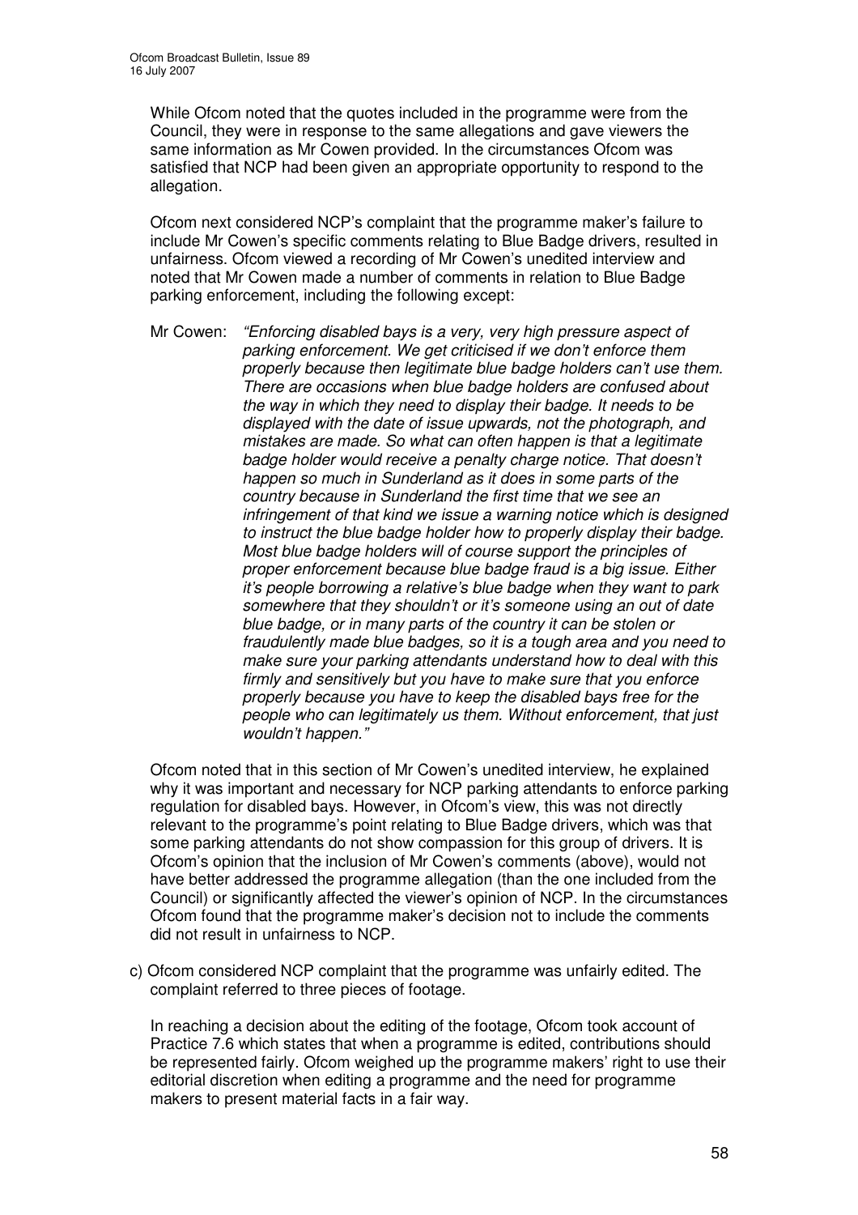While Ofcom noted that the quotes included in the programme were from the Council, they were in response to the same allegations and gave viewers the same information as Mr Cowen provided. In the circumstances Ofcom was satisfied that NCP had been given an appropriate opportunity to respond to the allegation.

Ofcom next considered NCP's complaint that the programme maker's failure to include Mr Cowen's specific comments relating to Blue Badge drivers, resulted in unfairness. Ofcom viewed a recording of Mr Cowen's unedited interview and noted that Mr Cowen made a number of comments in relation to Blue Badge parking enforcement, including the following except:

Mr Cowen: *"Enforcing disabled bays is a very, very high pressure aspect of parking enforcement. We get criticised if we don't enforce them properly because then legitimate blue badge holders can't use them. There are occasions when blue badge holders are confused about the way in which they need to display their badge. It needs to be displayed with the date of issue upwards, not the photograph, and mistakes are made. So what can often happen is that a legitimate badge holder would receive a penalty charge notice. That doesn't happen so much in Sunderland as it does in some parts of the country because in Sunderland the first time that we see an infringement of that kind we issue a warning notice which is designed to instruct the blue badge holder how to properly display their badge. Most blue badge holders will of course support the principles of proper enforcement because blue badge fraud is a big issue. Either it's people borrowing a relative's blue badge when they want to park somewhere that they shouldn't or it's someone using an out of date blue badge, or in many parts of the country it can be stolen or fraudulently made blue badges, so it is a tough area and you need to make sure your parking attendants understand how to deal with this firmly and sensitively but you have to make sure that you enforce properly because you have to keep the disabled bays free for the people who can legitimately us them. Without enforcement, that just wouldn't happen."*

Ofcom noted that in this section of Mr Cowen's unedited interview, he explained why it was important and necessary for NCP parking attendants to enforce parking regulation for disabled bays. However, in Ofcom's view, this was not directly relevant to the programme's point relating to Blue Badge drivers, which was that some parking attendants do not show compassion for this group of drivers. It is Ofcom's opinion that the inclusion of Mr Cowen's comments (above), would not have better addressed the programme allegation (than the one included from the Council) or significantly affected the viewer's opinion of NCP. In the circumstances Ofcom found that the programme maker's decision not to include the comments did not result in unfairness to NCP.

c) Ofcom considered NCP complaint that the programme was unfairly edited. The complaint referred to three pieces of footage.

In reaching a decision about the editing of the footage, Ofcom took account of Practice 7.6 which states that when a programme is edited, contributions should be represented fairly. Ofcom weighed up the programme makers' right to use their editorial discretion when editing a programme and the need for programme makers to present material facts in a fair way.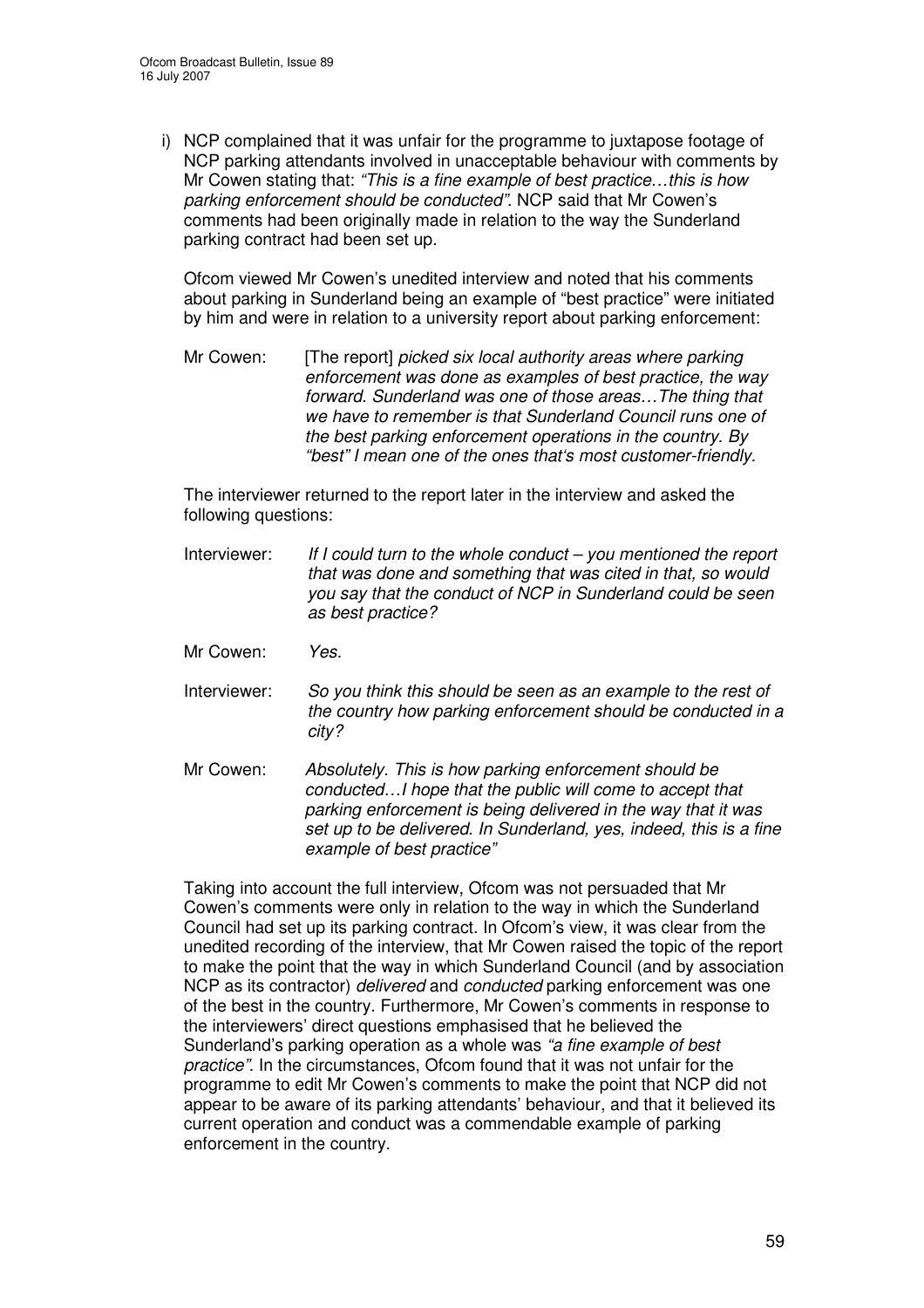i) NCP complained that it was unfair for the programme to juxtapose footage of NCP parking attendants involved in unacceptable behaviour with comments by Mr Cowen stating that: *"This is a fine example of best practice…this is how parking enforcement should be conducted"*. NCP said that Mr Cowen's comments had been originally made in relation to the way the Sunderland parking contract had been set up.

   Ofcom viewed Mr Cowen's unedited interview and noted that his comments about parking in Sunderland being an example of "best practice" were initiated by him and were in relation to a university report about parking enforcement:

   Mr Cowen: [The report] *picked six local authority areas where parking enforcement was done as examples of best practice, the way forward. Sunderland was one of those areas…The thing that we have to remember is that Sunderland Council runs one of the best parking enforcement operations in the country. By "best" I mean one of the ones that's most customer-friendly.*

   The interviewer returned to the report later in the interview and asked the following questions:

   Interviewer: *If I could turn to the whole conduct – you mentioned the report that was done and something that was cited in that, so would you say that the conduct of NCP in Sunderland could be seen as best practice?*

   Mr Cowen: *Yes.*

   Interviewer: *So you think this should be seen as an example to the rest of the country how parking enforcement should be conducted in a city?*

   Mr Cowen: *Absolutely. This is how parking enforcement should be conducted…I hope that the public will come to accept that parking enforcement is being delivered in the way that it was set up to be delivered. In Sunderland, yes, indeed, this is a fine example of best practice"*

   Taking into account the full interview, Ofcom was not persuaded that Mr Cowen's comments were only in relation to the way in which the Sunderland Council had set up its parking contract. In Ofcom's view, it was clear from the unedited recording of the interview, that Mr Cowen raised the topic of the report to make the point that the way in which Sunderland Council (and by association NCP as its contractor) *delivered* and *conducted* parking enforcement was one of the best in the country. Furthermore, Mr Cowen's comments in response to the interviewers' direct questions emphasised that he believed the Sunderland's parking operation as a whole was *"a fine example of best practice"*. In the circumstances, Ofcom found that it was not unfair for the programme to edit Mr Cowen's comments to make the point that NCP did not appear to be aware of its parking attendants' behaviour, and that it believed its current operation and conduct was a commendable example of parking enforcement in the country.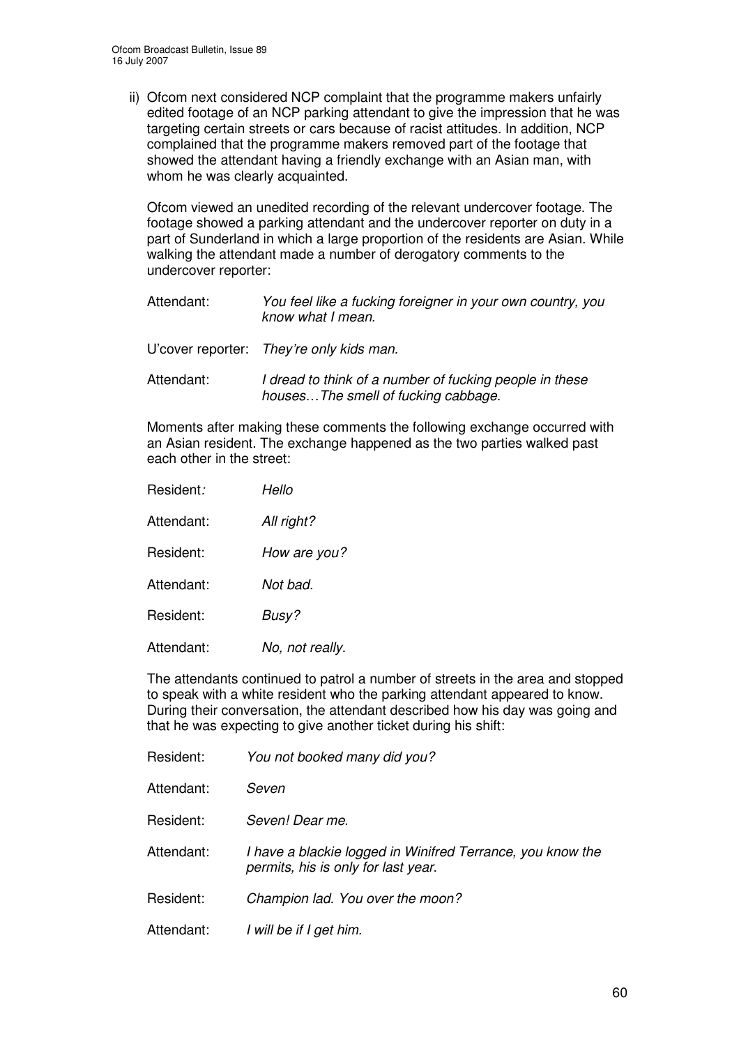ii) Ofcom next considered NCP complaint that the programme makers unfairly edited footage of an NCP parking attendant to give the impression that he was targeting certain streets or cars because of racist attitudes. In addition, NCP complained that the programme makers removed part of the footage that showed the attendant having a friendly exchange with an Asian man, with whom he was clearly acquainted.

Ofcom viewed an unedited recording of the relevant undercover footage. The footage showed a parking attendant and the undercover reporter on duty in a part of Sunderland in which a large proportion of the residents are Asian. While walking the attendant made a number of derogatory comments to the undercover reporter:

Attendant: *You feel like a fucking foreigner in your own country, you know what I mean.*

U'cover reporter: *They're only kids man.*

Attendant: *I dread to think of a number of fucking people in these houses…The smell of fucking cabbage.*

Moments after making these comments the following exchange occurred with an Asian resident. The exchange happened as the two parties walked past each other in the street:

Resident*:* *Hello*

Attendant: *All right?*

Resident: *How are you?*

Attendant: *Not bad.*

Resident: *Busy?*

Attendant: *No, not really.*

The attendants continued to patrol a number of streets in the area and stopped to speak with a white resident who the parking attendant appeared to know. During their conversation, the attendant described how his day was going and that he was expecting to give another ticket during his shift:

Resident: *You not booked many did you?*

Attendant: *Seven*

Resident: *Seven! Dear me.*

Attendant: *I have a blackie logged in Winifred Terrance, you know the permits, his is only for last year.*

Resident: *Champion lad. You over the moon?*

Attendant: *I will be if I get him.*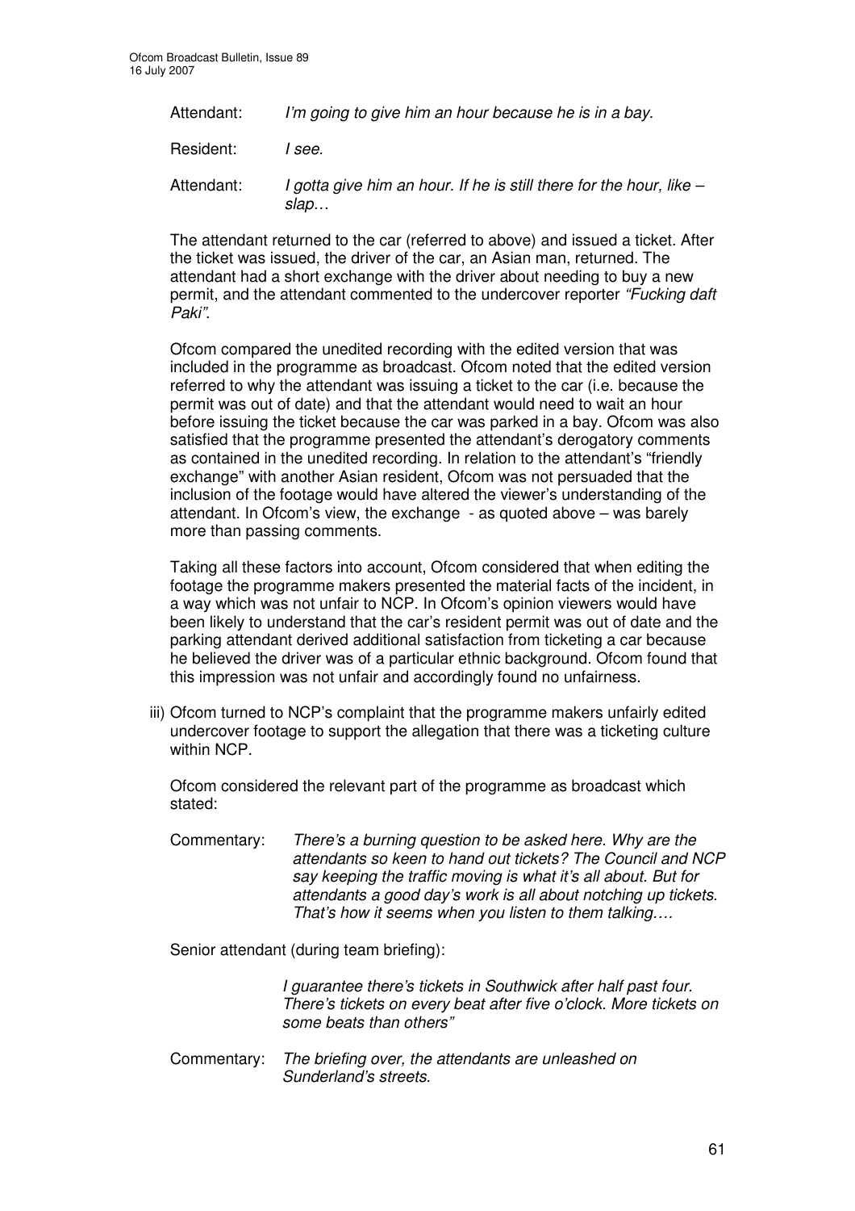Attendant: *I'm going to give him an hour because he is in a bay.*

Resident: *I see.*

Attendant: *I gotta give him an hour. If he is still there for the hour, like – slap…*

The attendant returned to the car (referred to above) and issued a ticket. After the ticket was issued, the driver of the car, an Asian man, returned. The attendant had a short exchange with the driver about needing to buy a new permit, and the attendant commented to the undercover reporter *"Fucking daft Paki"*.

Ofcom compared the unedited recording with the edited version that was included in the programme as broadcast. Ofcom noted that the edited version referred to why the attendant was issuing a ticket to the car (i.e. because the permit was out of date) and that the attendant would need to wait an hour before issuing the ticket because the car was parked in a bay. Ofcom was also satisfied that the programme presented the attendant's derogatory comments as contained in the unedited recording. In relation to the attendant's "friendly exchange" with another Asian resident, Ofcom was not persuaded that the inclusion of the footage would have altered the viewer's understanding of the attendant. In Ofcom's view, the exchange - as quoted above – was barely more than passing comments.

Taking all these factors into account, Ofcom considered that when editing the footage the programme makers presented the material facts of the incident, in a way which was not unfair to NCP. In Ofcom's opinion viewers would have been likely to understand that the car's resident permit was out of date and the parking attendant derived additional satisfaction from ticketing a car because he believed the driver was of a particular ethnic background. Ofcom found that this impression was not unfair and accordingly found no unfairness.

iii) Ofcom turned to NCP's complaint that the programme makers unfairly edited undercover footage to support the allegation that there was a ticketing culture within NCP.

Ofcom considered the relevant part of the programme as broadcast which stated:

Commentary: *There's a burning question to be asked here. Why are the attendants so keen to hand out tickets? The Council and NCP say keeping the traffic moving is what it's all about. But for attendants a good day's work is all about notching up tickets. That's how it seems when you listen to them talking….*

Senior attendant (during team briefing):

*I guarantee there's tickets in Southwick after half past four. There's tickets on every beat after five o'clock. More tickets on some beats than others"*

Commentary: *The briefing over, the attendants are unleashed on Sunderland's streets.*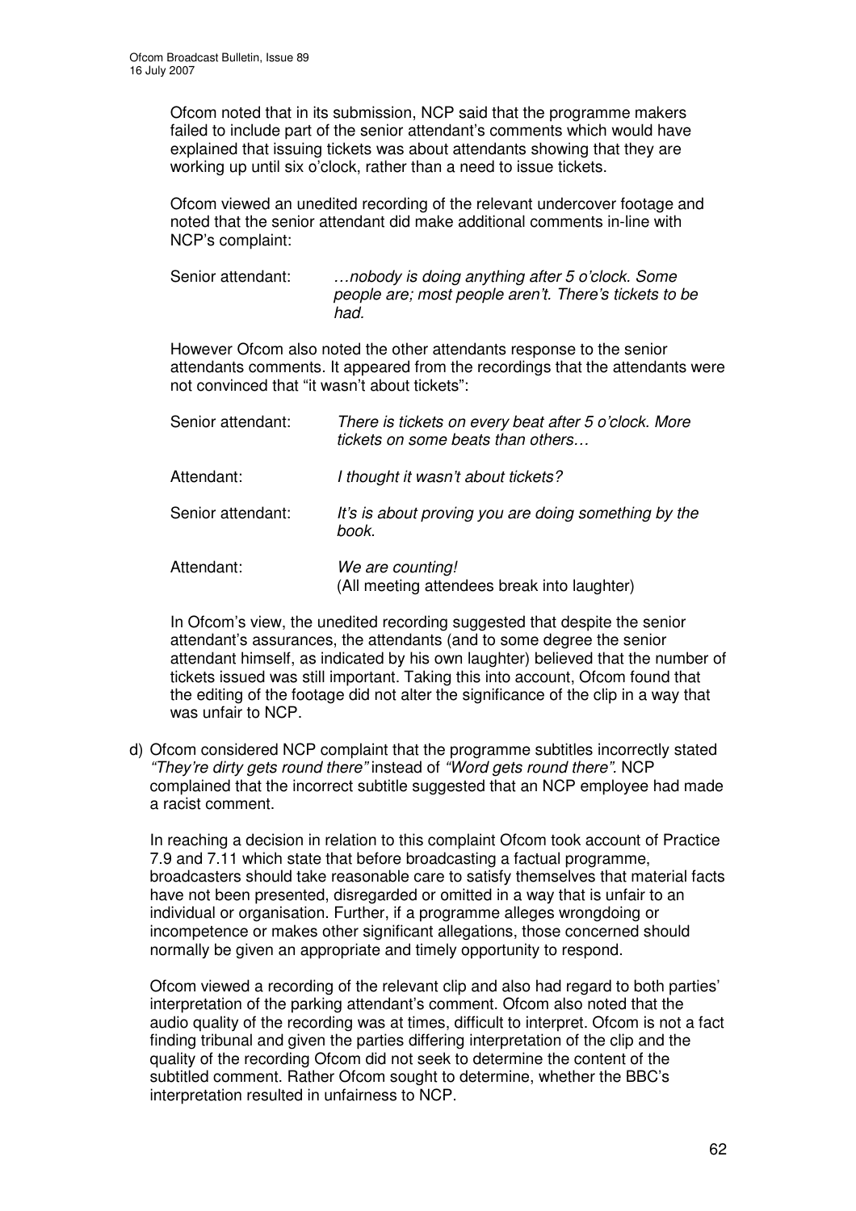Ofcom noted that in its submission, NCP said that the programme makers failed to include part of the senior attendant's comments which would have explained that issuing tickets was about attendants showing that they are working up until six o'clock, rather than a need to issue tickets.

Ofcom viewed an unedited recording of the relevant undercover footage and noted that the senior attendant did make additional comments in-line with NCP's complaint:

| | |
|---|---|
| Senior attendant: | *…nobody is doing anything after 5 o'clock. Some people are; most people aren't. There's tickets to be had.* |

However Ofcom also noted the other attendants response to the senior attendants comments. It appeared from the recordings that the attendants were not convinced that "it wasn't about tickets":

| | |
|---|---|
| Senior attendant: | *There is tickets on every beat after 5 o'clock. More tickets on some beats than others…* |
| Attendant: | *I thought it wasn't about tickets?* |
| Senior attendant: | *It's is about proving you are doing something by the book.* |
| Attendant: | *We are counting!* (All meeting attendees break into laughter) |

In Ofcom's view, the unedited recording suggested that despite the senior attendant's assurances, the attendants (and to some degree the senior attendant himself, as indicated by his own laughter) believed that the number of tickets issued was still important. Taking this into account, Ofcom found that the editing of the footage did not alter the significance of the clip in a way that was unfair to NCP.

d) Ofcom considered NCP complaint that the programme subtitles incorrectly stated *"They're dirty gets round there"* instead of *"Word gets round there"*. NCP complained that the incorrect subtitle suggested that an NCP employee had made a racist comment.

In reaching a decision in relation to this complaint Ofcom took account of Practice 7.9 and 7.11 which state that before broadcasting a factual programme, broadcasters should take reasonable care to satisfy themselves that material facts have not been presented, disregarded or omitted in a way that is unfair to an individual or organisation. Further, if a programme alleges wrongdoing or incompetence or makes other significant allegations, those concerned should normally be given an appropriate and timely opportunity to respond.

Ofcom viewed a recording of the relevant clip and also had regard to both parties' interpretation of the parking attendant's comment. Ofcom also noted that the audio quality of the recording was at times, difficult to interpret. Ofcom is not a fact finding tribunal and given the parties differing interpretation of the clip and the quality of the recording Ofcom did not seek to determine the content of the subtitled comment. Rather Ofcom sought to determine, whether the BBC's interpretation resulted in unfairness to NCP.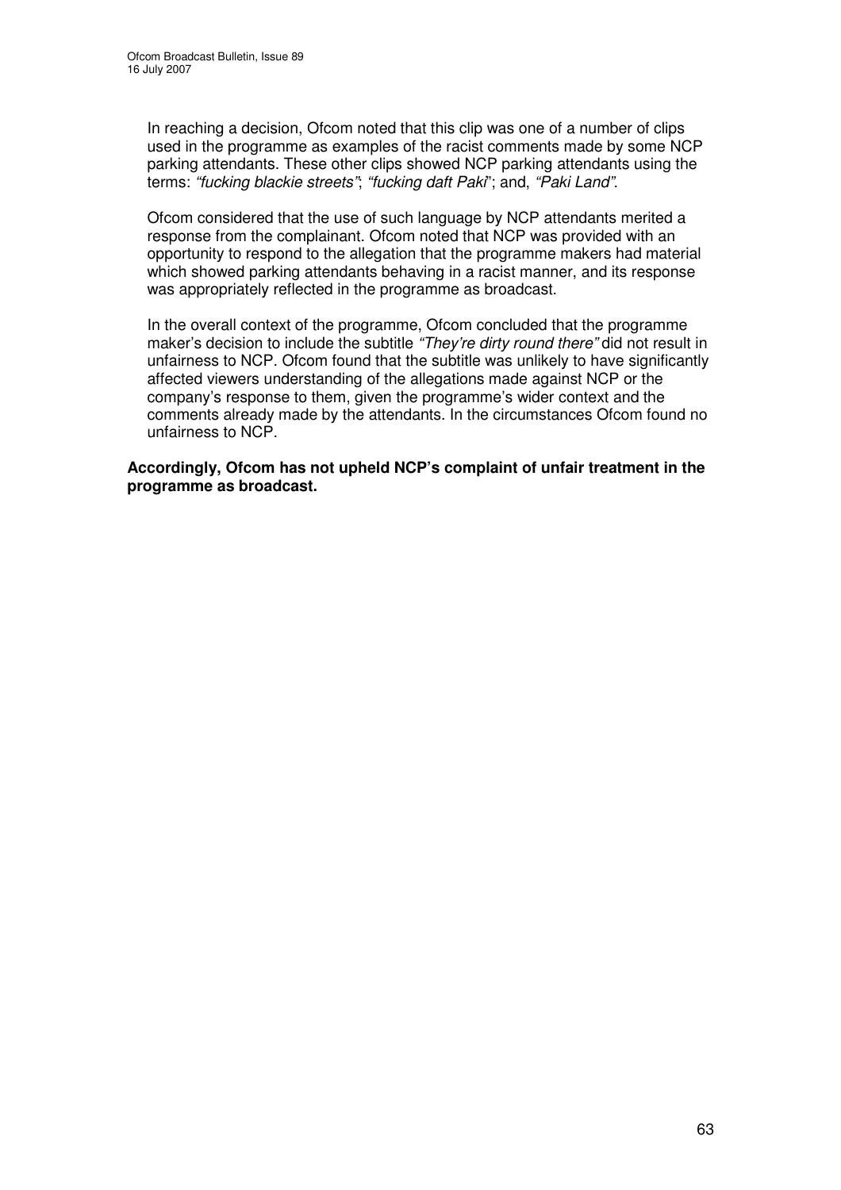In reaching a decision, Ofcom noted that this clip was one of a number of clips used in the programme as examples of the racist comments made by some NCP parking attendants. These other clips showed NCP parking attendants using the terms: *"fucking blackie streets"*; *"fucking daft Paki*"; and, *"Paki Land"*.

Ofcom considered that the use of such language by NCP attendants merited a response from the complainant. Ofcom noted that NCP was provided with an opportunity to respond to the allegation that the programme makers had material which showed parking attendants behaving in a racist manner, and its response was appropriately reflected in the programme as broadcast.

In the overall context of the programme, Ofcom concluded that the programme maker's decision to include the subtitle *"They're dirty round there"* did not result in unfairness to NCP. Ofcom found that the subtitle was unlikely to have significantly affected viewers understanding of the allegations made against NCP or the company's response to them, given the programme's wider context and the comments already made by the attendants. In the circumstances Ofcom found no unfairness to NCP.

**Accordingly, Ofcom has not upheld NCP's complaint of unfair treatment in the programme as broadcast.**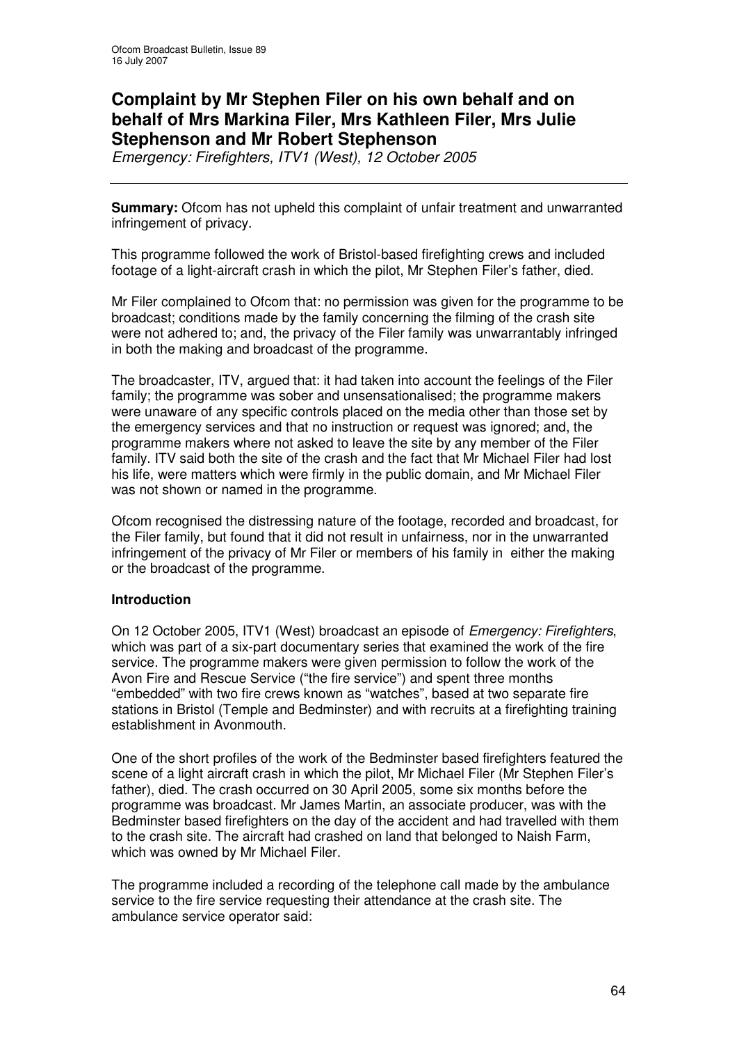# Complaint by Mr Stephen Filer on his own behalf and on behalf of Mrs Markina Filer, Mrs Kathleen Filer, Mrs Julie Stephenson and Mr Robert Stephenson

*Emergency: Firefighters, ITV1 (West), 12 October 2005*

---

**Summary:** Ofcom has not upheld this complaint of unfair treatment and unwarranted infringement of privacy.

This programme followed the work of Bristol-based firefighting crews and included footage of a light-aircraft crash in which the pilot, Mr Stephen Filer's father, died.

Mr Filer complained to Ofcom that: no permission was given for the programme to be broadcast; conditions made by the family concerning the filming of the crash site were not adhered to; and, the privacy of the Filer family was unwarrantably infringed in both the making and broadcast of the programme.

The broadcaster, ITV, argued that: it had taken into account the feelings of the Filer family; the programme was sober and unsensationalised; the programme makers were unaware of any specific controls placed on the media other than those set by the emergency services and that no instruction or request was ignored; and, the programme makers where not asked to leave the site by any member of the Filer family. ITV said both the site of the crash and the fact that Mr Michael Filer had lost his life, were matters which were firmly in the public domain, and Mr Michael Filer was not shown or named in the programme.

Ofcom recognised the distressing nature of the footage, recorded and broadcast, for the Filer family, but found that it did not result in unfairness, nor in the unwarranted infringement of the privacy of Mr Filer or members of his family in either the making or the broadcast of the programme.

**Introduction**

On 12 October 2005, ITV1 (West) broadcast an episode of *Emergency: Firefighters*, which was part of a six-part documentary series that examined the work of the fire service. The programme makers were given permission to follow the work of the Avon Fire and Rescue Service ("the fire service") and spent three months "embedded" with two fire crews known as "watches", based at two separate fire stations in Bristol (Temple and Bedminster) and with recruits at a firefighting training establishment in Avonmouth.

One of the short profiles of the work of the Bedminster based firefighters featured the scene of a light aircraft crash in which the pilot, Mr Michael Filer (Mr Stephen Filer's father), died. The crash occurred on 30 April 2005, some six months before the programme was broadcast. Mr James Martin, an associate producer, was with the Bedminster based firefighters on the day of the accident and had travelled with them to the crash site. The aircraft had crashed on land that belonged to Naish Farm, which was owned by Mr Michael Filer.

The programme included a recording of the telephone call made by the ambulance service to the fire service requesting their attendance at the crash site. The ambulance service operator said: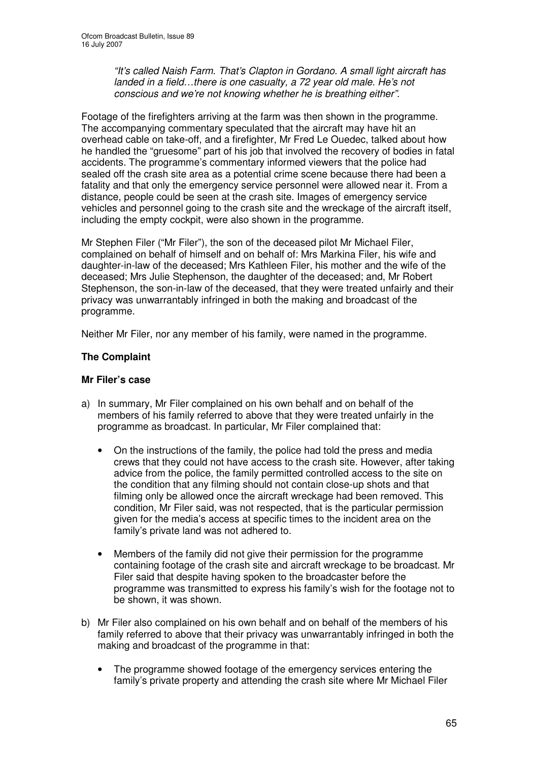*"It's called Naish Farm. That's Clapton in Gordano. A small light aircraft has landed in a field…there is one casualty, a 72 year old male. He's not conscious and we're not knowing whether he is breathing either".*

Footage of the firefighters arriving at the farm was then shown in the programme. The accompanying commentary speculated that the aircraft may have hit an overhead cable on take-off, and a firefighter, Mr Fred Le Ouedec, talked about how he handled the "gruesome" part of his job that involved the recovery of bodies in fatal accidents. The programme's commentary informed viewers that the police had sealed off the crash site area as a potential crime scene because there had been a fatality and that only the emergency service personnel were allowed near it. From a distance, people could be seen at the crash site. Images of emergency service vehicles and personnel going to the crash site and the wreckage of the aircraft itself, including the empty cockpit, were also shown in the programme.

Mr Stephen Filer ("Mr Filer"), the son of the deceased pilot Mr Michael Filer, complained on behalf of himself and on behalf of: Mrs Markina Filer, his wife and daughter-in-law of the deceased; Mrs Kathleen Filer, his mother and the wife of the deceased; Mrs Julie Stephenson, the daughter of the deceased; and, Mr Robert Stephenson, the son-in-law of the deceased, that they were treated unfairly and their privacy was unwarrantably infringed in both the making and broadcast of the programme.

Neither Mr Filer, nor any member of his family, were named in the programme.

## The Complaint

### Mr Filer's case

a) In summary, Mr Filer complained on his own behalf and on behalf of the members of his family referred to above that they were treated unfairly in the programme as broadcast. In particular, Mr Filer complained that:

   - On the instructions of the family, the police had told the press and media crews that they could not have access to the crash site. However, after taking advice from the police, the family permitted controlled access to the site on the condition that any filming should not contain close-up shots and that filming only be allowed once the aircraft wreckage had been removed. This condition, Mr Filer said, was not respected, that is the particular permission given for the media's access at specific times to the incident area on the family's private land was not adhered to.

   - Members of the family did not give their permission for the programme containing footage of the crash site and aircraft wreckage to be broadcast. Mr Filer said that despite having spoken to the broadcaster before the programme was transmitted to express his family's wish for the footage not to be shown, it was shown.

b) Mr Filer also complained on his own behalf and on behalf of the members of his family referred to above that their privacy was unwarrantably infringed in both the making and broadcast of the programme in that:

   - The programme showed footage of the emergency services entering the family's private property and attending the crash site where Mr Michael Filer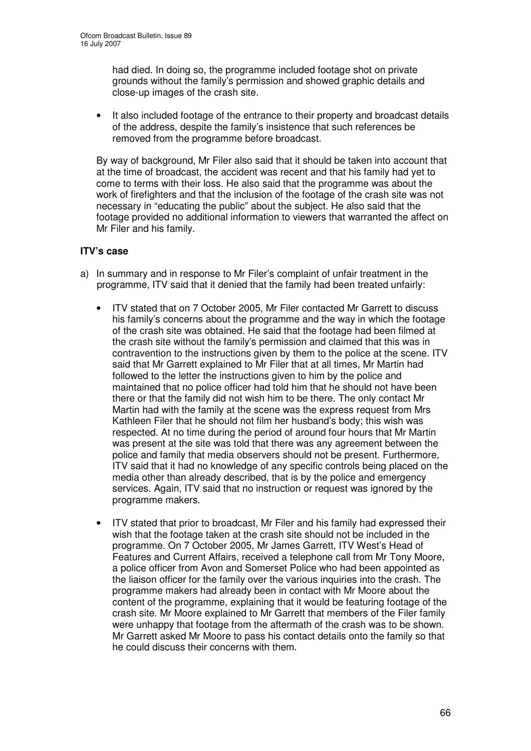had died. In doing so, the programme included footage shot on private grounds without the family's permission and showed graphic details and close-up images of the crash site.

- It also included footage of the entrance to their property and broadcast details of the address, despite the family's insistence that such references be removed from the programme before broadcast.

By way of background, Mr Filer also said that it should be taken into account that at the time of broadcast, the accident was recent and that his family had yet to come to terms with their loss. He also said that the programme was about the work of firefighters and that the inclusion of the footage of the crash site was not necessary in "educating the public" about the subject. He also said that the footage provided no additional information to viewers that warranted the affect on Mr Filer and his family.

**ITV's case**

a) In summary and in response to Mr Filer's complaint of unfair treatment in the programme, ITV said that it denied that the family had been treated unfairly:

- ITV stated that on 7 October 2005, Mr Filer contacted Mr Garrett to discuss his family's concerns about the programme and the way in which the footage of the crash site was obtained. He said that the footage had been filmed at the crash site without the family's permission and claimed that this was in contravention to the instructions given by them to the police at the scene. ITV said that Mr Garrett explained to Mr Filer that at all times, Mr Martin had followed to the letter the instructions given to him by the police and maintained that no police officer had told him that he should not have been there or that the family did not wish him to be there. The only contact Mr Martin had with the family at the scene was the express request from Mrs Kathleen Filer that he should not film her husband's body; this wish was respected. At no time during the period of around four hours that Mr Martin was present at the site was told that there was any agreement between the police and family that media observers should not be present. Furthermore, ITV said that it had no knowledge of any specific controls being placed on the media other than already described, that is by the police and emergency services. Again, ITV said that no instruction or request was ignored by the programme makers.

- ITV stated that prior to broadcast, Mr Filer and his family had expressed their wish that the footage taken at the crash site should not be included in the programme. On 7 October 2005, Mr James Garrett, ITV West's Head of Features and Current Affairs, received a telephone call from Mr Tony Moore, a police officer from Avon and Somerset Police who had been appointed as the liaison officer for the family over the various inquiries into the crash. The programme makers had already been in contact with Mr Moore about the content of the programme, explaining that it would be featuring footage of the crash site. Mr Moore explained to Mr Garrett that members of the Filer family were unhappy that footage from the aftermath of the crash was to be shown. Mr Garrett asked Mr Moore to pass his contact details onto the family so that he could discuss their concerns with them.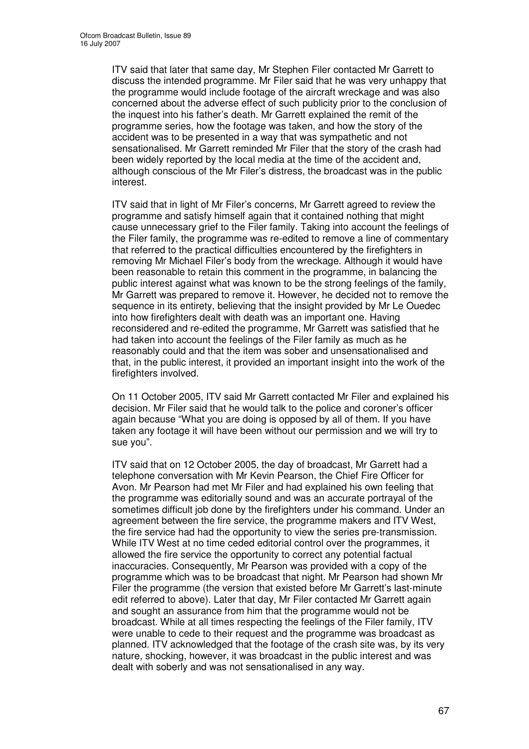ITV said that later that same day, Mr Stephen Filer contacted Mr Garrett to discuss the intended programme. Mr Filer said that he was very unhappy that the programme would include footage of the aircraft wreckage and was also concerned about the adverse effect of such publicity prior to the conclusion of the inquest into his father's death. Mr Garrett explained the remit of the programme series, how the footage was taken, and how the story of the accident was to be presented in a way that was sympathetic and not sensationalised. Mr Garrett reminded Mr Filer that the story of the crash had been widely reported by the local media at the time of the accident and, although conscious of the Mr Filer's distress, the broadcast was in the public interest.

ITV said that in light of Mr Filer's concerns, Mr Garrett agreed to review the programme and satisfy himself again that it contained nothing that might cause unnecessary grief to the Filer family. Taking into account the feelings of the Filer family, the programme was re-edited to remove a line of commentary that referred to the practical difficulties encountered by the firefighters in removing Mr Michael Filer's body from the wreckage. Although it would have been reasonable to retain this comment in the programme, in balancing the public interest against what was known to be the strong feelings of the family, Mr Garrett was prepared to remove it. However, he decided not to remove the sequence in its entirety, believing that the insight provided by Mr Le Ouedec into how firefighters dealt with death was an important one. Having reconsidered and re-edited the programme, Mr Garrett was satisfied that he had taken into account the feelings of the Filer family as much as he reasonably could and that the item was sober and unsensationalised and that, in the public interest, it provided an important insight into the work of the firefighters involved.

On 11 October 2005, ITV said Mr Garrett contacted Mr Filer and explained his decision. Mr Filer said that he would talk to the police and coroner's officer again because "What you are doing is opposed by all of them. If you have taken any footage it will have been without our permission and we will try to sue you".

ITV said that on 12 October 2005, the day of broadcast, Mr Garrett had a telephone conversation with Mr Kevin Pearson, the Chief Fire Officer for Avon. Mr Pearson had met Mr Filer and had explained his own feeling that the programme was editorially sound and was an accurate portrayal of the sometimes difficult job done by the firefighters under his command. Under an agreement between the fire service, the programme makers and ITV West, the fire service had had the opportunity to view the series pre-transmission. While ITV West at no time ceded editorial control over the programmes, it allowed the fire service the opportunity to correct any potential factual inaccuracies. Consequently, Mr Pearson was provided with a copy of the programme which was to be broadcast that night. Mr Pearson had shown Mr Filer the programme (the version that existed before Mr Garrett's last-minute edit referred to above). Later that day, Mr Filer contacted Mr Garrett again and sought an assurance from him that the programme would not be broadcast. While at all times respecting the feelings of the Filer family, ITV were unable to cede to their request and the programme was broadcast as planned. ITV acknowledged that the footage of the crash site was, by its very nature, shocking, however, it was broadcast in the public interest and was dealt with soberly and was not sensationalised in any way.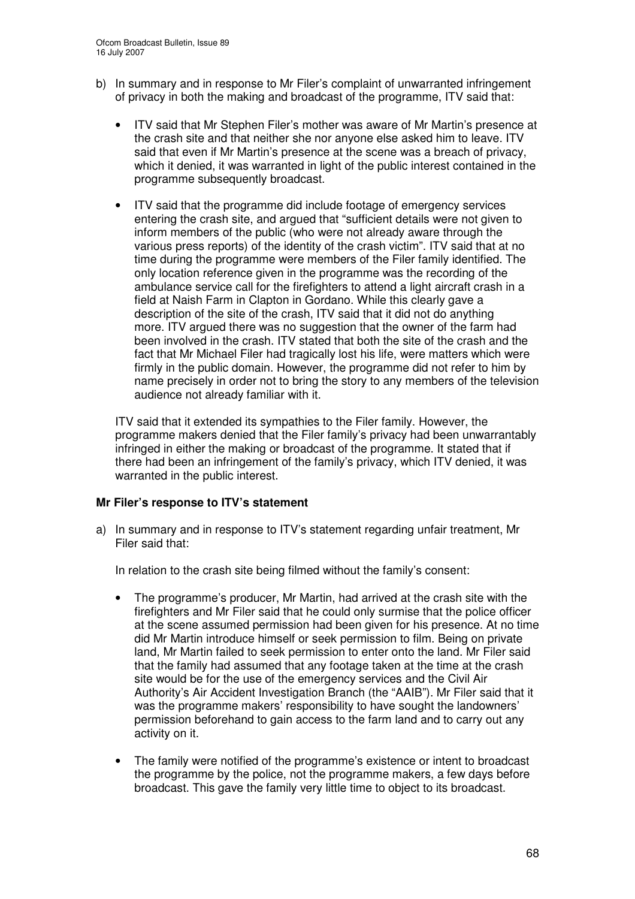b) In summary and in response to Mr Filer's complaint of unwarranted infringement of privacy in both the making and broadcast of the programme, ITV said that:

   - ITV said that Mr Stephen Filer's mother was aware of Mr Martin's presence at the crash site and that neither she nor anyone else asked him to leave. ITV said that even if Mr Martin's presence at the scene was a breach of privacy, which it denied, it was warranted in light of the public interest contained in the programme subsequently broadcast.

   - ITV said that the programme did include footage of emergency services entering the crash site, and argued that "sufficient details were not given to inform members of the public (who were not already aware through the various press reports) of the identity of the crash victim". ITV said that at no time during the programme were members of the Filer family identified. The only location reference given in the programme was the recording of the ambulance service call for the firefighters to attend a light aircraft crash in a field at Naish Farm in Clapton in Gordano. While this clearly gave a description of the site of the crash, ITV said that it did not do anything more. ITV argued there was no suggestion that the owner of the farm had been involved in the crash. ITV stated that both the site of the crash and the fact that Mr Michael Filer had tragically lost his life, were matters which were firmly in the public domain. However, the programme did not refer to him by name precisely in order not to bring the story to any members of the television audience not already familiar with it.

   ITV said that it extended its sympathies to the Filer family. However, the programme makers denied that the Filer family's privacy had been unwarrantably infringed in either the making or broadcast of the programme. It stated that if there had been an infringement of the family's privacy, which ITV denied, it was warranted in the public interest.

**Mr Filer's response to ITV's statement**

a) In summary and in response to ITV's statement regarding unfair treatment, Mr Filer said that:

   In relation to the crash site being filmed without the family's consent:

   - The programme's producer, Mr Martin, had arrived at the crash site with the firefighters and Mr Filer said that he could only surmise that the police officer at the scene assumed permission had been given for his presence. At no time did Mr Martin introduce himself or seek permission to film. Being on private land, Mr Martin failed to seek permission to enter onto the land. Mr Filer said that the family had assumed that any footage taken at the time at the crash site would be for the use of the emergency services and the Civil Air Authority's Air Accident Investigation Branch (the "AAIB"). Mr Filer said that it was the programme makers' responsibility to have sought the landowners' permission beforehand to gain access to the farm land and to carry out any activity on it.

   - The family were notified of the programme's existence or intent to broadcast the programme by the police, not the programme makers, a few days before broadcast. This gave the family very little time to object to its broadcast.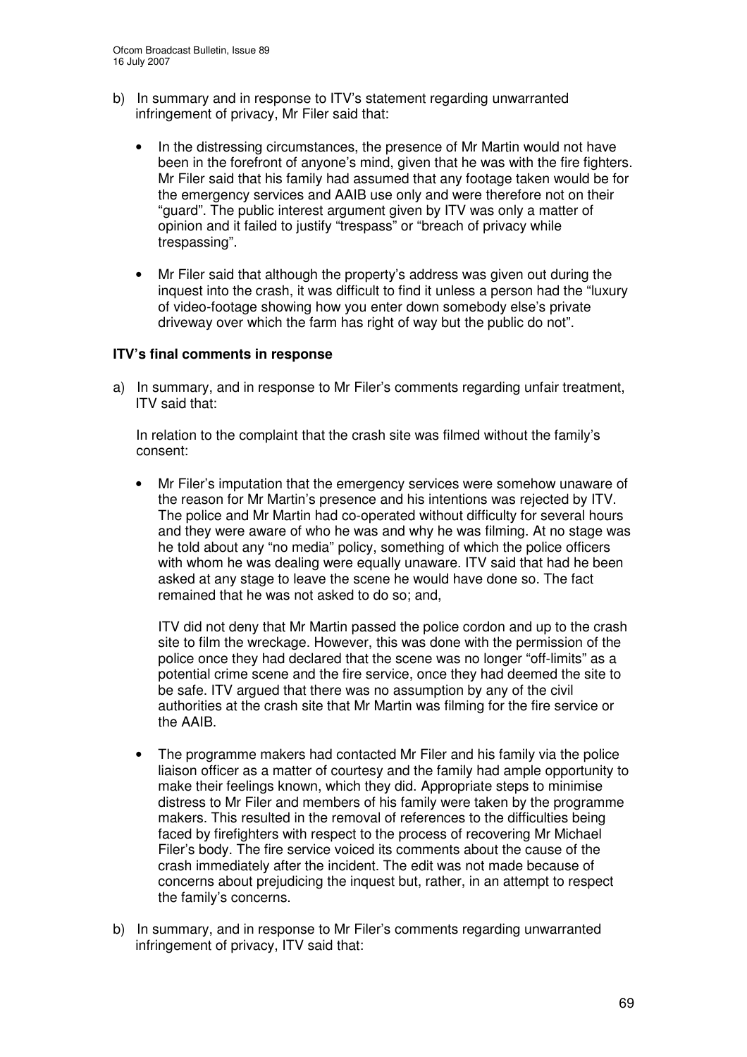b) In summary and in response to ITV's statement regarding unwarranted infringement of privacy, Mr Filer said that:

- In the distressing circumstances, the presence of Mr Martin would not have been in the forefront of anyone's mind, given that he was with the fire fighters. Mr Filer said that his family had assumed that any footage taken would be for the emergency services and AAIB use only and were therefore not on their "guard". The public interest argument given by ITV was only a matter of opinion and it failed to justify "trespass" or "breach of privacy while trespassing".

- Mr Filer said that although the property's address was given out during the inquest into the crash, it was difficult to find it unless a person had the "luxury of video-footage showing how you enter down somebody else's private driveway over which the farm has right of way but the public do not".

**ITV's final comments in response**

a) In summary, and in response to Mr Filer's comments regarding unfair treatment, ITV said that:

In relation to the complaint that the crash site was filmed without the family's consent:

- Mr Filer's imputation that the emergency services were somehow unaware of the reason for Mr Martin's presence and his intentions was rejected by ITV. The police and Mr Martin had co-operated without difficulty for several hours and they were aware of who he was and why he was filming. At no stage was he told about any "no media" policy, something of which the police officers with whom he was dealing were equally unaware. ITV said that had he been asked at any stage to leave the scene he would have done so. The fact remained that he was not asked to do so; and,

  ITV did not deny that Mr Martin passed the police cordon and up to the crash site to film the wreckage. However, this was done with the permission of the police once they had declared that the scene was no longer "off-limits" as a potential crime scene and the fire service, once they had deemed the site to be safe. ITV argued that there was no assumption by any of the civil authorities at the crash site that Mr Martin was filming for the fire service or the AAIB.

- The programme makers had contacted Mr Filer and his family via the police liaison officer as a matter of courtesy and the family had ample opportunity to make their feelings known, which they did. Appropriate steps to minimise distress to Mr Filer and members of his family were taken by the programme makers. This resulted in the removal of references to the difficulties being faced by firefighters with respect to the process of recovering Mr Michael Filer's body. The fire service voiced its comments about the cause of the crash immediately after the incident. The edit was not made because of concerns about prejudicing the inquest but, rather, in an attempt to respect the family's concerns.

b) In summary, and in response to Mr Filer's comments regarding unwarranted infringement of privacy, ITV said that: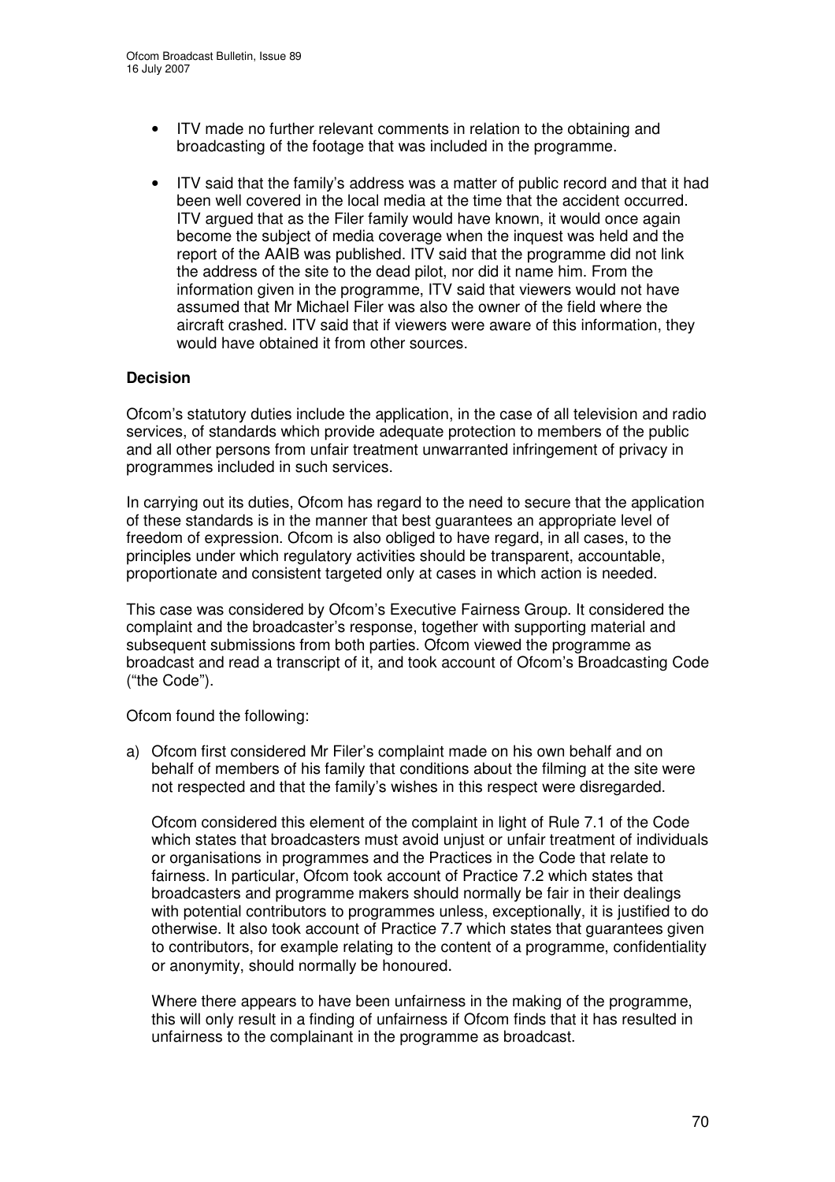- ITV made no further relevant comments in relation to the obtaining and broadcasting of the footage that was included in the programme.

- ITV said that the family's address was a matter of public record and that it had been well covered in the local media at the time that the accident occurred. ITV argued that as the Filer family would have known, it would once again become the subject of media coverage when the inquest was held and the report of the AAIB was published. ITV said that the programme did not link the address of the site to the dead pilot, nor did it name him. From the information given in the programme, ITV said that viewers would not have assumed that Mr Michael Filer was also the owner of the field where the aircraft crashed. ITV said that if viewers were aware of this information, they would have obtained it from other sources.

**Decision**

Ofcom's statutory duties include the application, in the case of all television and radio services, of standards which provide adequate protection to members of the public and all other persons from unfair treatment unwarranted infringement of privacy in programmes included in such services.

In carrying out its duties, Ofcom has regard to the need to secure that the application of these standards is in the manner that best guarantees an appropriate level of freedom of expression. Ofcom is also obliged to have regard, in all cases, to the principles under which regulatory activities should be transparent, accountable, proportionate and consistent targeted only at cases in which action is needed.

This case was considered by Ofcom's Executive Fairness Group. It considered the complaint and the broadcaster's response, together with supporting material and subsequent submissions from both parties. Ofcom viewed the programme as broadcast and read a transcript of it, and took account of Ofcom's Broadcasting Code ("the Code").

Ofcom found the following:

a) Ofcom first considered Mr Filer's complaint made on his own behalf and on behalf of members of his family that conditions about the filming at the site were not respected and that the family's wishes in this respect were disregarded.

   Ofcom considered this element of the complaint in light of Rule 7.1 of the Code which states that broadcasters must avoid unjust or unfair treatment of individuals or organisations in programmes and the Practices in the Code that relate to fairness. In particular, Ofcom took account of Practice 7.2 which states that broadcasters and programme makers should normally be fair in their dealings with potential contributors to programmes unless, exceptionally, it is justified to do otherwise. It also took account of Practice 7.7 which states that guarantees given to contributors, for example relating to the content of a programme, confidentiality or anonymity, should normally be honoured.

   Where there appears to have been unfairness in the making of the programme, this will only result in a finding of unfairness if Ofcom finds that it has resulted in unfairness to the complainant in the programme as broadcast.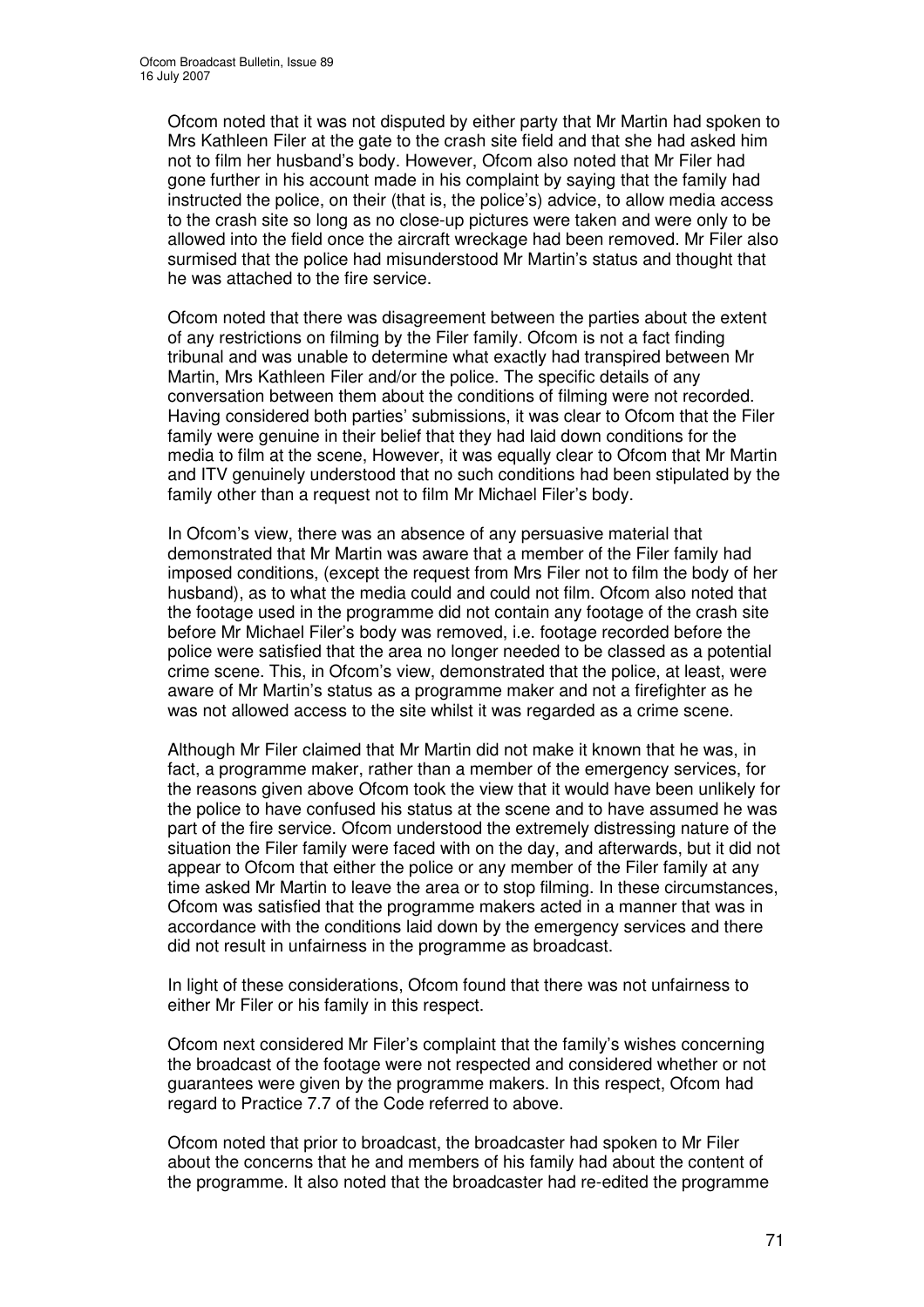Ofcom noted that it was not disputed by either party that Mr Martin had spoken to Mrs Kathleen Filer at the gate to the crash site field and that she had asked him not to film her husband's body. However, Ofcom also noted that Mr Filer had gone further in his account made in his complaint by saying that the family had instructed the police, on their (that is, the police's) advice, to allow media access to the crash site so long as no close-up pictures were taken and were only to be allowed into the field once the aircraft wreckage had been removed. Mr Filer also surmised that the police had misunderstood Mr Martin's status and thought that he was attached to the fire service.

Ofcom noted that there was disagreement between the parties about the extent of any restrictions on filming by the Filer family. Ofcom is not a fact finding tribunal and was unable to determine what exactly had transpired between Mr Martin, Mrs Kathleen Filer and/or the police. The specific details of any conversation between them about the conditions of filming were not recorded. Having considered both parties' submissions, it was clear to Ofcom that the Filer family were genuine in their belief that they had laid down conditions for the media to film at the scene, However, it was equally clear to Ofcom that Mr Martin and ITV genuinely understood that no such conditions had been stipulated by the family other than a request not to film Mr Michael Filer's body.

In Ofcom's view, there was an absence of any persuasive material that demonstrated that Mr Martin was aware that a member of the Filer family had imposed conditions, (except the request from Mrs Filer not to film the body of her husband), as to what the media could and could not film. Ofcom also noted that the footage used in the programme did not contain any footage of the crash site before Mr Michael Filer's body was removed, i.e. footage recorded before the police were satisfied that the area no longer needed to be classed as a potential crime scene. This, in Ofcom's view, demonstrated that the police, at least, were aware of Mr Martin's status as a programme maker and not a firefighter as he was not allowed access to the site whilst it was regarded as a crime scene.

Although Mr Filer claimed that Mr Martin did not make it known that he was, in fact, a programme maker, rather than a member of the emergency services, for the reasons given above Ofcom took the view that it would have been unlikely for the police to have confused his status at the scene and to have assumed he was part of the fire service. Ofcom understood the extremely distressing nature of the situation the Filer family were faced with on the day, and afterwards, but it did not appear to Ofcom that either the police or any member of the Filer family at any time asked Mr Martin to leave the area or to stop filming. In these circumstances, Ofcom was satisfied that the programme makers acted in a manner that was in accordance with the conditions laid down by the emergency services and there did not result in unfairness in the programme as broadcast.

In light of these considerations, Ofcom found that there was not unfairness to either Mr Filer or his family in this respect.

Ofcom next considered Mr Filer's complaint that the family's wishes concerning the broadcast of the footage were not respected and considered whether or not guarantees were given by the programme makers. In this respect, Ofcom had regard to Practice 7.7 of the Code referred to above.

Ofcom noted that prior to broadcast, the broadcaster had spoken to Mr Filer about the concerns that he and members of his family had about the content of the programme. It also noted that the broadcaster had re-edited the programme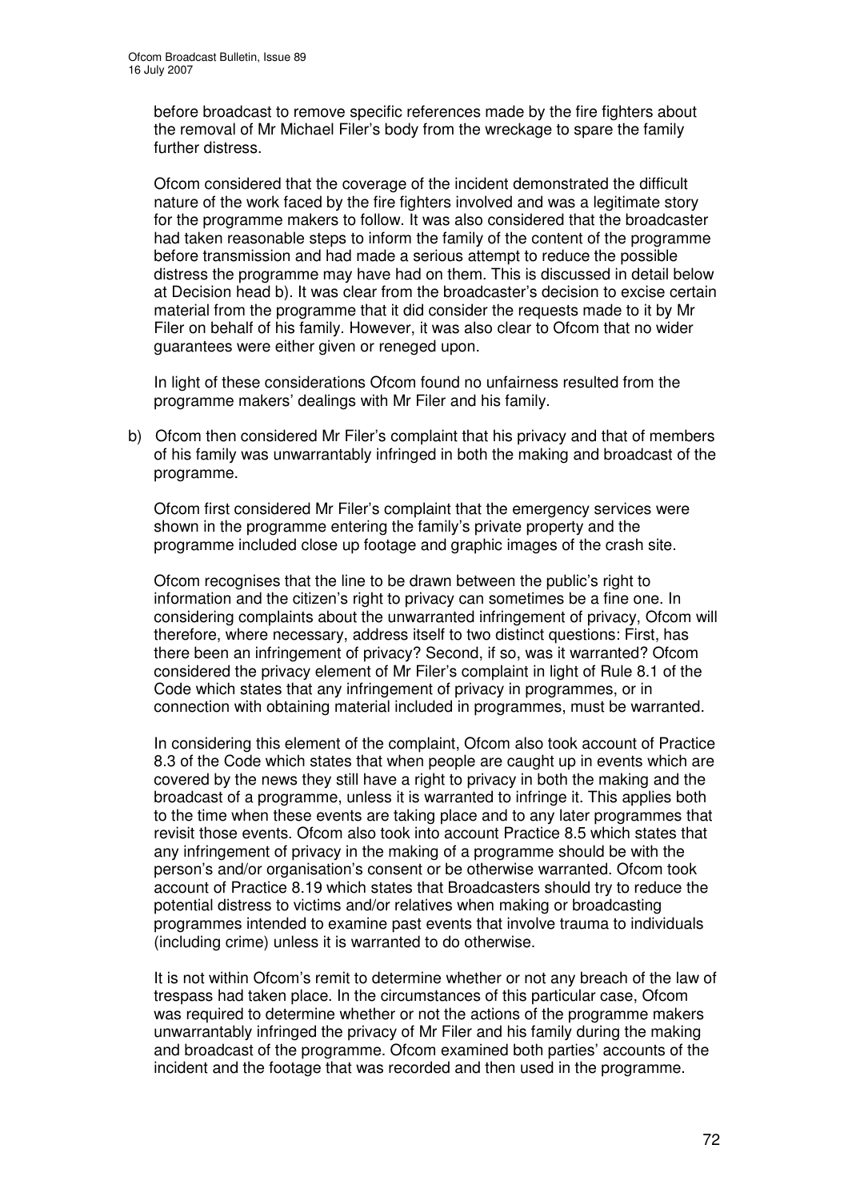before broadcast to remove specific references made by the fire fighters about the removal of Mr Michael Filer's body from the wreckage to spare the family further distress.

Ofcom considered that the coverage of the incident demonstrated the difficult nature of the work faced by the fire fighters involved and was a legitimate story for the programme makers to follow. It was also considered that the broadcaster had taken reasonable steps to inform the family of the content of the programme before transmission and had made a serious attempt to reduce the possible distress the programme may have had on them. This is discussed in detail below at Decision head b). It was clear from the broadcaster's decision to excise certain material from the programme that it did consider the requests made to it by Mr Filer on behalf of his family. However, it was also clear to Ofcom that no wider guarantees were either given or reneged upon.

In light of these considerations Ofcom found no unfairness resulted from the programme makers' dealings with Mr Filer and his family.

b) Ofcom then considered Mr Filer's complaint that his privacy and that of members of his family was unwarrantably infringed in both the making and broadcast of the programme.

Ofcom first considered Mr Filer's complaint that the emergency services were shown in the programme entering the family's private property and the programme included close up footage and graphic images of the crash site.

Ofcom recognises that the line to be drawn between the public's right to information and the citizen's right to privacy can sometimes be a fine one. In considering complaints about the unwarranted infringement of privacy, Ofcom will therefore, where necessary, address itself to two distinct questions: First, has there been an infringement of privacy? Second, if so, was it warranted? Ofcom considered the privacy element of Mr Filer's complaint in light of Rule 8.1 of the Code which states that any infringement of privacy in programmes, or in connection with obtaining material included in programmes, must be warranted.

In considering this element of the complaint, Ofcom also took account of Practice 8.3 of the Code which states that when people are caught up in events which are covered by the news they still have a right to privacy in both the making and the broadcast of a programme, unless it is warranted to infringe it. This applies both to the time when these events are taking place and to any later programmes that revisit those events. Ofcom also took into account Practice 8.5 which states that any infringement of privacy in the making of a programme should be with the person's and/or organisation's consent or be otherwise warranted. Ofcom took account of Practice 8.19 which states that Broadcasters should try to reduce the potential distress to victims and/or relatives when making or broadcasting programmes intended to examine past events that involve trauma to individuals (including crime) unless it is warranted to do otherwise.

It is not within Ofcom's remit to determine whether or not any breach of the law of trespass had taken place. In the circumstances of this particular case, Ofcom was required to determine whether or not the actions of the programme makers unwarrantably infringed the privacy of Mr Filer and his family during the making and broadcast of the programme. Ofcom examined both parties' accounts of the incident and the footage that was recorded and then used in the programme.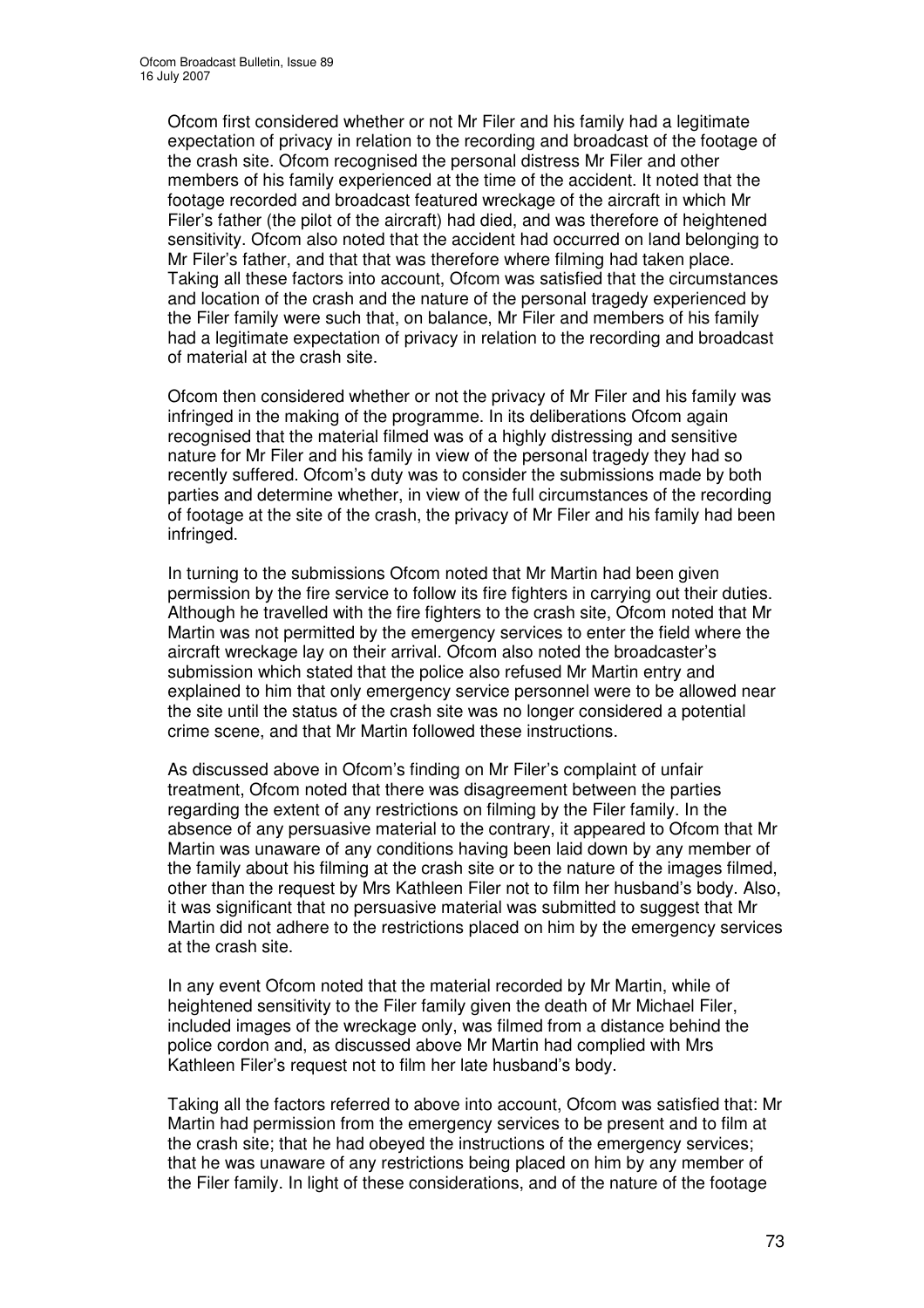Ofcom first considered whether or not Mr Filer and his family had a legitimate expectation of privacy in relation to the recording and broadcast of the footage of the crash site. Ofcom recognised the personal distress Mr Filer and other members of his family experienced at the time of the accident. It noted that the footage recorded and broadcast featured wreckage of the aircraft in which Mr Filer's father (the pilot of the aircraft) had died, and was therefore of heightened sensitivity. Ofcom also noted that the accident had occurred on land belonging to Mr Filer's father, and that that was therefore where filming had taken place. Taking all these factors into account, Ofcom was satisfied that the circumstances and location of the crash and the nature of the personal tragedy experienced by the Filer family were such that, on balance, Mr Filer and members of his family had a legitimate expectation of privacy in relation to the recording and broadcast of material at the crash site.

Ofcom then considered whether or not the privacy of Mr Filer and his family was infringed in the making of the programme. In its deliberations Ofcom again recognised that the material filmed was of a highly distressing and sensitive nature for Mr Filer and his family in view of the personal tragedy they had so recently suffered. Ofcom's duty was to consider the submissions made by both parties and determine whether, in view of the full circumstances of the recording of footage at the site of the crash, the privacy of Mr Filer and his family had been infringed.

In turning to the submissions Ofcom noted that Mr Martin had been given permission by the fire service to follow its fire fighters in carrying out their duties. Although he travelled with the fire fighters to the crash site, Ofcom noted that Mr Martin was not permitted by the emergency services to enter the field where the aircraft wreckage lay on their arrival. Ofcom also noted the broadcaster's submission which stated that the police also refused Mr Martin entry and explained to him that only emergency service personnel were to be allowed near the site until the status of the crash site was no longer considered a potential crime scene, and that Mr Martin followed these instructions.

As discussed above in Ofcom's finding on Mr Filer's complaint of unfair treatment, Ofcom noted that there was disagreement between the parties regarding the extent of any restrictions on filming by the Filer family. In the absence of any persuasive material to the contrary, it appeared to Ofcom that Mr Martin was unaware of any conditions having been laid down by any member of the family about his filming at the crash site or to the nature of the images filmed, other than the request by Mrs Kathleen Filer not to film her husband's body. Also, it was significant that no persuasive material was submitted to suggest that Mr Martin did not adhere to the restrictions placed on him by the emergency services at the crash site.

In any event Ofcom noted that the material recorded by Mr Martin, while of heightened sensitivity to the Filer family given the death of Mr Michael Filer, included images of the wreckage only, was filmed from a distance behind the police cordon and, as discussed above Mr Martin had complied with Mrs Kathleen Filer's request not to film her late husband's body.

Taking all the factors referred to above into account, Ofcom was satisfied that: Mr Martin had permission from the emergency services to be present and to film at the crash site; that he had obeyed the instructions of the emergency services; that he was unaware of any restrictions being placed on him by any member of the Filer family. In light of these considerations, and of the nature of the footage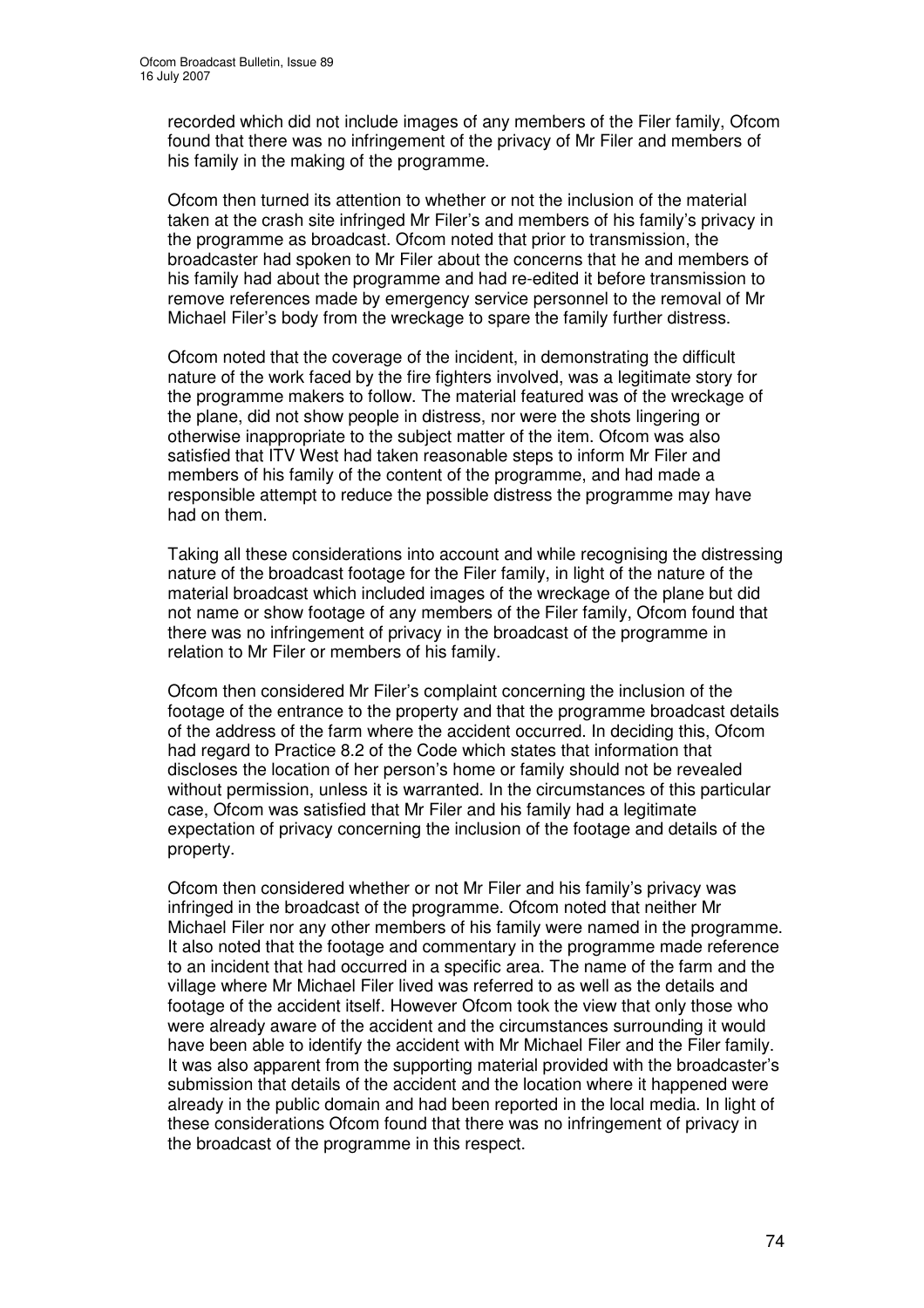recorded which did not include images of any members of the Filer family, Ofcom found that there was no infringement of the privacy of Mr Filer and members of his family in the making of the programme.

Ofcom then turned its attention to whether or not the inclusion of the material taken at the crash site infringed Mr Filer's and members of his family's privacy in the programme as broadcast. Ofcom noted that prior to transmission, the broadcaster had spoken to Mr Filer about the concerns that he and members of his family had about the programme and had re-edited it before transmission to remove references made by emergency service personnel to the removal of Mr Michael Filer's body from the wreckage to spare the family further distress.

Ofcom noted that the coverage of the incident, in demonstrating the difficult nature of the work faced by the fire fighters involved, was a legitimate story for the programme makers to follow. The material featured was of the wreckage of the plane, did not show people in distress, nor were the shots lingering or otherwise inappropriate to the subject matter of the item. Ofcom was also satisfied that ITV West had taken reasonable steps to inform Mr Filer and members of his family of the content of the programme, and had made a responsible attempt to reduce the possible distress the programme may have had on them.

Taking all these considerations into account and while recognising the distressing nature of the broadcast footage for the Filer family, in light of the nature of the material broadcast which included images of the wreckage of the plane but did not name or show footage of any members of the Filer family, Ofcom found that there was no infringement of privacy in the broadcast of the programme in relation to Mr Filer or members of his family.

Ofcom then considered Mr Filer's complaint concerning the inclusion of the footage of the entrance to the property and that the programme broadcast details of the address of the farm where the accident occurred. In deciding this, Ofcom had regard to Practice 8.2 of the Code which states that information that discloses the location of her person's home or family should not be revealed without permission, unless it is warranted. In the circumstances of this particular case, Ofcom was satisfied that Mr Filer and his family had a legitimate expectation of privacy concerning the inclusion of the footage and details of the property.

Ofcom then considered whether or not Mr Filer and his family's privacy was infringed in the broadcast of the programme. Ofcom noted that neither Mr Michael Filer nor any other members of his family were named in the programme. It also noted that the footage and commentary in the programme made reference to an incident that had occurred in a specific area. The name of the farm and the village where Mr Michael Filer lived was referred to as well as the details and footage of the accident itself. However Ofcom took the view that only those who were already aware of the accident and the circumstances surrounding it would have been able to identify the accident with Mr Michael Filer and the Filer family. It was also apparent from the supporting material provided with the broadcaster's submission that details of the accident and the location where it happened were already in the public domain and had been reported in the local media. In light of these considerations Ofcom found that there was no infringement of privacy in the broadcast of the programme in this respect.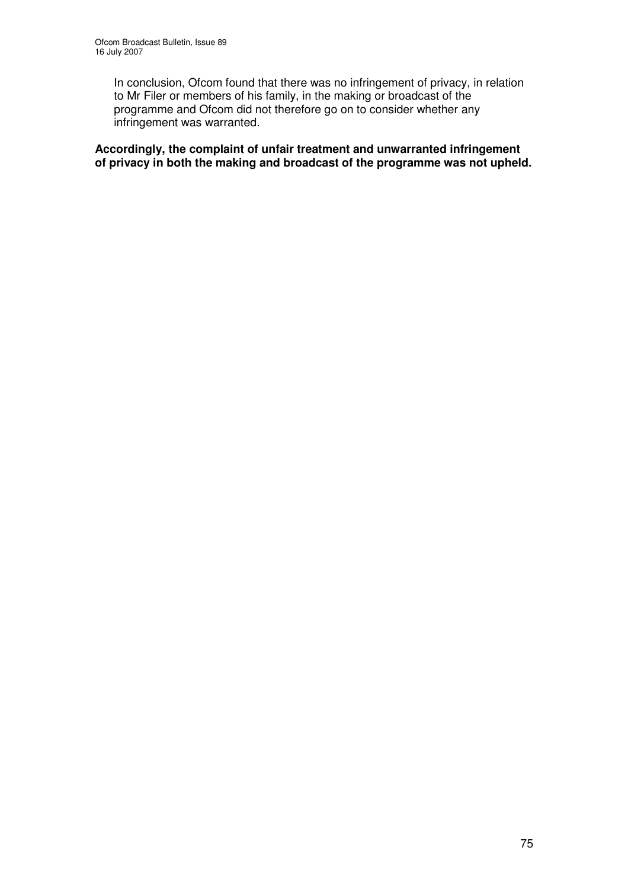In conclusion, Ofcom found that there was no infringement of privacy, in relation to Mr Filer or members of his family, in the making or broadcast of the programme and Ofcom did not therefore go on to consider whether any infringement was warranted.

**Accordingly, the complaint of unfair treatment and unwarranted infringement of privacy in both the making and broadcast of the programme was not upheld.**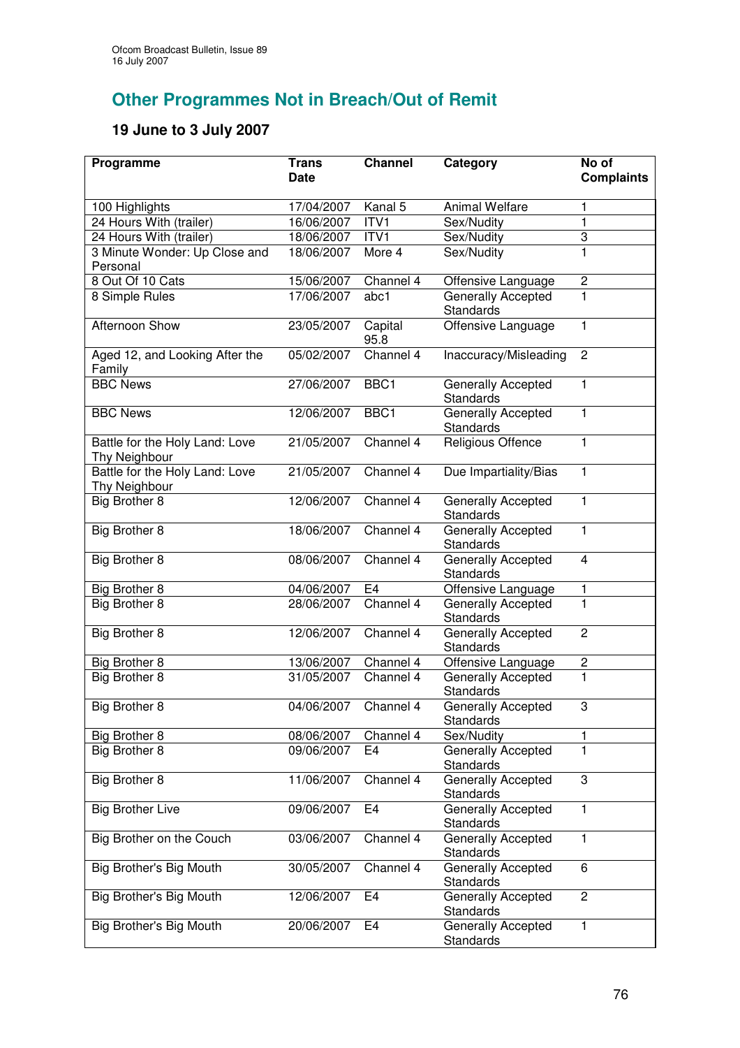## Other Programmes Not in Breach/Out of Remit

### 19 June to 3 July 2007

| Programme | Trans Date | Channel | Category | No of Complaints |
|---|---|---|---|---|
| 100 Highlights | 17/04/2007 | Kanal 5 | Animal Welfare | 1 |
| 24 Hours With (trailer) | 16/06/2007 | ITV1 | Sex/Nudity | 1 |
| 24 Hours With (trailer) | 18/06/2007 | ITV1 | Sex/Nudity | 3 |
| 3 Minute Wonder: Up Close and Personal | 18/06/2007 | More 4 | Sex/Nudity | 1 |
| 8 Out Of 10 Cats | 15/06/2007 | Channel 4 | Offensive Language | 2 |
| 8 Simple Rules | 17/06/2007 | abc1 | Generally Accepted Standards | 1 |
| Afternoon Show | 23/05/2007 | Capital 95.8 | Offensive Language | 1 |
| Aged 12, and Looking After the Family | 05/02/2007 | Channel 4 | Inaccuracy/Misleading | 2 |
| BBC News | 27/06/2007 | BBC1 | Generally Accepted Standards | 1 |
| BBC News | 12/06/2007 | BBC1 | Generally Accepted Standards | 1 |
| Battle for the Holy Land: Love Thy Neighbour | 21/05/2007 | Channel 4 | Religious Offence | 1 |
| Battle for the Holy Land: Love Thy Neighbour | 21/05/2007 | Channel 4 | Due Impartiality/Bias | 1 |
| Big Brother 8 | 12/06/2007 | Channel 4 | Generally Accepted Standards | 1 |
| Big Brother 8 | 18/06/2007 | Channel 4 | Generally Accepted Standards | 1 |
| Big Brother 8 | 08/06/2007 | Channel 4 | Generally Accepted Standards | 4 |
| Big Brother 8 | 04/06/2007 | E4 | Offensive Language | 1 |
| Big Brother 8 | 28/06/2007 | Channel 4 | Generally Accepted Standards | 1 |
| Big Brother 8 | 12/06/2007 | Channel 4 | Generally Accepted Standards | 2 |
| Big Brother 8 | 13/06/2007 | Channel 4 | Offensive Language | 2 |
| Big Brother 8 | 31/05/2007 | Channel 4 | Generally Accepted Standards | 1 |
| Big Brother 8 | 04/06/2007 | Channel 4 | Generally Accepted Standards | 3 |
| Big Brother 8 | 08/06/2007 | Channel 4 | Sex/Nudity | 1 |
| Big Brother 8 | 09/06/2007 | E4 | Generally Accepted Standards | 1 |
| Big Brother 8 | 11/06/2007 | Channel 4 | Generally Accepted Standards | 3 |
| Big Brother Live | 09/06/2007 | E4 | Generally Accepted Standards | 1 |
| Big Brother on the Couch | 03/06/2007 | Channel 4 | Generally Accepted Standards | 1 |
| Big Brother's Big Mouth | 30/05/2007 | Channel 4 | Generally Accepted Standards | 6 |
| Big Brother's Big Mouth | 12/06/2007 | E4 | Generally Accepted Standards | 2 |
| Big Brother's Big Mouth | 20/06/2007 | E4 | Generally Accepted Standards | 1 |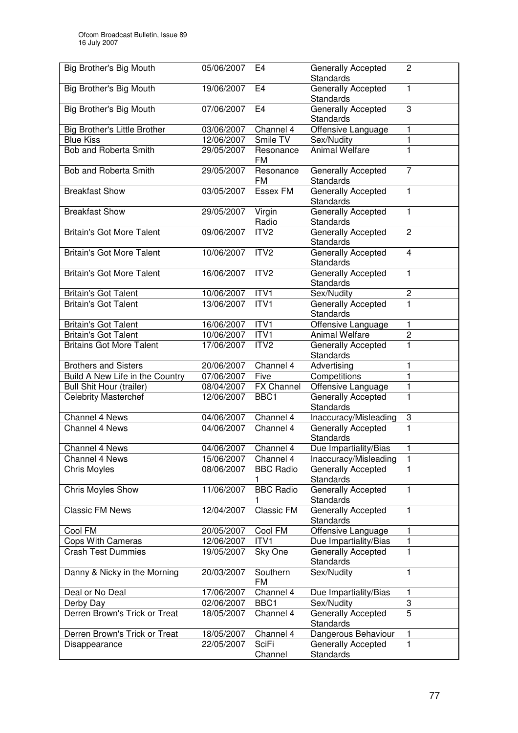| Big Brother's Big Mouth | 05/06/2007 | E4 | Generally Accepted Standards | 2 |
|---|---|---|---|---|
| Big Brother's Big Mouth | 19/06/2007 | E4 | Generally Accepted Standards | 1 |
| Big Brother's Big Mouth | 07/06/2007 | E4 | Generally Accepted Standards | 3 |
| Big Brother's Little Brother | 03/06/2007 | Channel 4 | Offensive Language | 1 |
| Blue Kiss | 12/06/2007 | Smile TV | Sex/Nudity | 1 |
| Bob and Roberta Smith | 29/05/2007 | Resonance FM | Animal Welfare | 1 |
| Bob and Roberta Smith | 29/05/2007 | Resonance FM | Generally Accepted Standards | 7 |
| Breakfast Show | 03/05/2007 | Essex FM | Generally Accepted Standards | 1 |
| Breakfast Show | 29/05/2007 | Virgin Radio | Generally Accepted Standards | 1 |
| Britain's Got More Talent | 09/06/2007 | ITV2 | Generally Accepted Standards | 2 |
| Britain's Got More Talent | 10/06/2007 | ITV2 | Generally Accepted Standards | 4 |
| Britain's Got More Talent | 16/06/2007 | ITV2 | Generally Accepted Standards | 1 |
| Britain's Got Talent | 10/06/2007 | ITV1 | Sex/Nudity | 2 |
| Britain's Got Talent | 13/06/2007 | ITV1 | Generally Accepted Standards | 1 |
| Britain's Got Talent | 16/06/2007 | ITV1 | Offensive Language | 1 |
| Britain's Got Talent | 10/06/2007 | ITV1 | Animal Welfare | 2 |
| Britains Got More Talent | 17/06/2007 | ITV2 | Generally Accepted Standards | 1 |
| Brothers and Sisters | 20/06/2007 | Channel 4 | Advertising | 1 |
| Build A New Life in the Country | 07/06/2007 | Five | Competitions | 1 |
| Bull Shit Hour (trailer) | 08/04/2007 | FX Channel | Offensive Language | 1 |
| Celebrity Masterchef | 12/06/2007 | BBC1 | Generally Accepted Standards | 1 |
| Channel 4 News | 04/06/2007 | Channel 4 | Inaccuracy/Misleading | 3 |
| Channel 4 News | 04/06/2007 | Channel 4 | Generally Accepted Standards | 1 |
| Channel 4 News | 04/06/2007 | Channel 4 | Due Impartiality/Bias | 1 |
| Channel 4 News | 15/06/2007 | Channel 4 | Inaccuracy/Misleading | 1 |
| Chris Moyles | 08/06/2007 | BBC Radio 1 | Generally Accepted Standards | 1 |
| Chris Moyles Show | 11/06/2007 | BBC Radio 1 | Generally Accepted Standards | 1 |
| Classic FM News | 12/04/2007 | Classic FM | Generally Accepted Standards | 1 |
| Cool FM | 20/05/2007 | Cool FM | Offensive Language | 1 |
| Cops With Cameras | 12/06/2007 | ITV1 | Due Impartiality/Bias | 1 |
| Crash Test Dummies | 19/05/2007 | Sky One | Generally Accepted Standards | 1 |
| Danny & Nicky in the Morning | 20/03/2007 | Southern FM | Sex/Nudity | 1 |
| Deal or No Deal | 17/06/2007 | Channel 4 | Due Impartiality/Bias | 1 |
| Derby Day | 02/06/2007 | BBC1 | Sex/Nudity | 3 |
| Derren Brown's Trick or Treat | 18/05/2007 | Channel 4 | Generally Accepted Standards | 5 |
| Derren Brown's Trick or Treat | 18/05/2007 | Channel 4 | Dangerous Behaviour | 1 |
| Disappearance | 22/05/2007 | SciFi Channel | Generally Accepted Standards | 1 |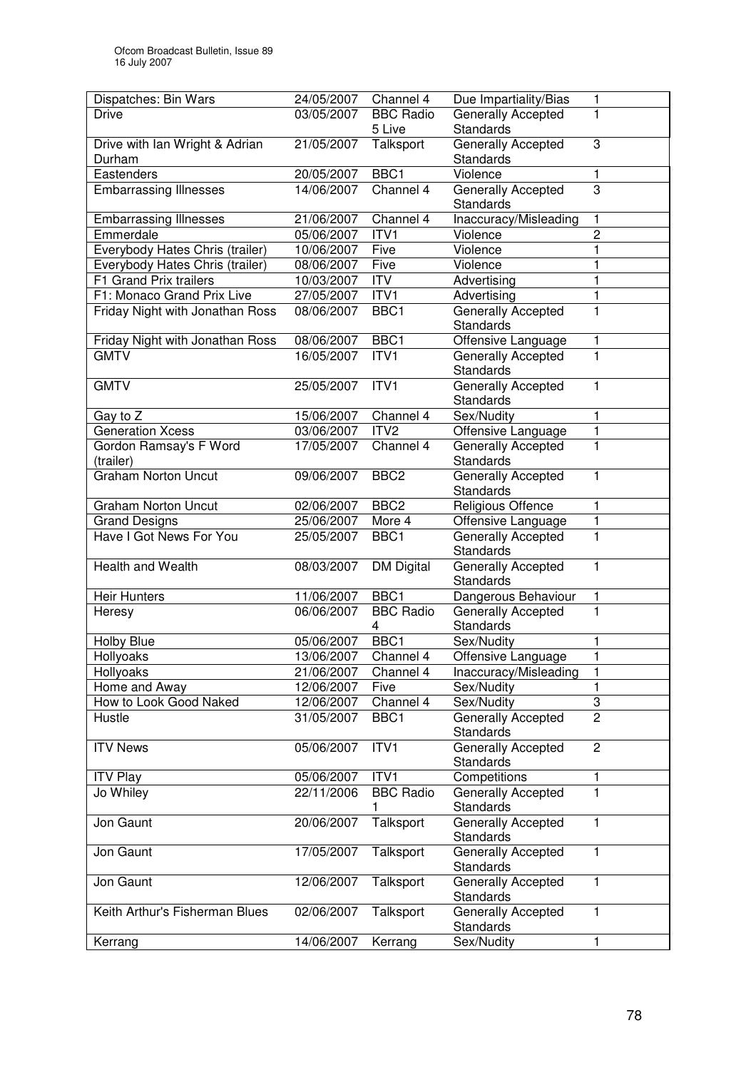| Dispatches: Bin Wars | 24/05/2007 | Channel 4 | Due Impartiality/Bias | 1 |
|---|---|---|---|---|
| Drive | 03/05/2007 | BBC Radio 5 Live | Generally Accepted Standards | 1 |
| Drive with Ian Wright & Adrian Durham | 21/05/2007 | Talksport | Generally Accepted Standards | 3 |
| Eastenders | 20/05/2007 | BBC1 | Violence | 1 |
| Embarrassing Illnesses | 14/06/2007 | Channel 4 | Generally Accepted Standards | 3 |
| Embarrassing Illnesses | 21/06/2007 | Channel 4 | Inaccuracy/Misleading | 1 |
| Emmerdale | 05/06/2007 | ITV1 | Violence | 2 |
| Everybody Hates Chris (trailer) | 10/06/2007 | Five | Violence | 1 |
| Everybody Hates Chris (trailer) | 08/06/2007 | Five | Violence | 1 |
| F1 Grand Prix trailers | 10/03/2007 | ITV | Advertising | 1 |
| F1: Monaco Grand Prix Live | 27/05/2007 | ITV1 | Advertising | 1 |
| Friday Night with Jonathan Ross | 08/06/2007 | BBC1 | Generally Accepted Standards | 1 |
| Friday Night with Jonathan Ross | 08/06/2007 | BBC1 | Offensive Language | 1 |
| GMTV | 16/05/2007 | ITV1 | Generally Accepted Standards | 1 |
| GMTV | 25/05/2007 | ITV1 | Generally Accepted Standards | 1 |
| Gay to Z | 15/06/2007 | Channel 4 | Sex/Nudity | 1 |
| Generation Xcess | 03/06/2007 | ITV2 | Offensive Language | 1 |
| Gordon Ramsay's F Word (trailer) | 17/05/2007 | Channel 4 | Generally Accepted Standards | 1 |
| Graham Norton Uncut | 09/06/2007 | BBC2 | Generally Accepted Standards | 1 |
| Graham Norton Uncut | 02/06/2007 | BBC2 | Religious Offence | 1 |
| Grand Designs | 25/06/2007 | More 4 | Offensive Language | 1 |
| Have I Got News For You | 25/05/2007 | BBC1 | Generally Accepted Standards | 1 |
| Health and Wealth | 08/03/2007 | DM Digital | Generally Accepted Standards | 1 |
| Heir Hunters | 11/06/2007 | BBC1 | Dangerous Behaviour | 1 |
| Heresy | 06/06/2007 | BBC Radio 4 | Generally Accepted Standards | 1 |
| Holby Blue | 05/06/2007 | BBC1 | Sex/Nudity | 1 |
| Hollyoaks | 13/06/2007 | Channel 4 | Offensive Language | 1 |
| Hollyoaks | 21/06/2007 | Channel 4 | Inaccuracy/Misleading | 1 |
| Home and Away | 12/06/2007 | Five | Sex/Nudity | 1 |
| How to Look Good Naked | 12/06/2007 | Channel 4 | Sex/Nudity | 3 |
| Hustle | 31/05/2007 | BBC1 | Generally Accepted Standards | 2 |
| ITV News | 05/06/2007 | ITV1 | Generally Accepted Standards | 2 |
| ITV Play | 05/06/2007 | ITV1 | Competitions | 1 |
| Jo Whiley | 22/11/2006 | BBC Radio 1 | Generally Accepted Standards | 1 |
| Jon Gaunt | 20/06/2007 | Talksport | Generally Accepted Standards | 1 |
| Jon Gaunt | 17/05/2007 | Talksport | Generally Accepted Standards | 1 |
| Jon Gaunt | 12/06/2007 | Talksport | Generally Accepted Standards | 1 |
| Keith Arthur's Fisherman Blues | 02/06/2007 | Talksport | Generally Accepted Standards | 1 |
| Kerrang | 14/06/2007 | Kerrang | Sex/Nudity | 1 |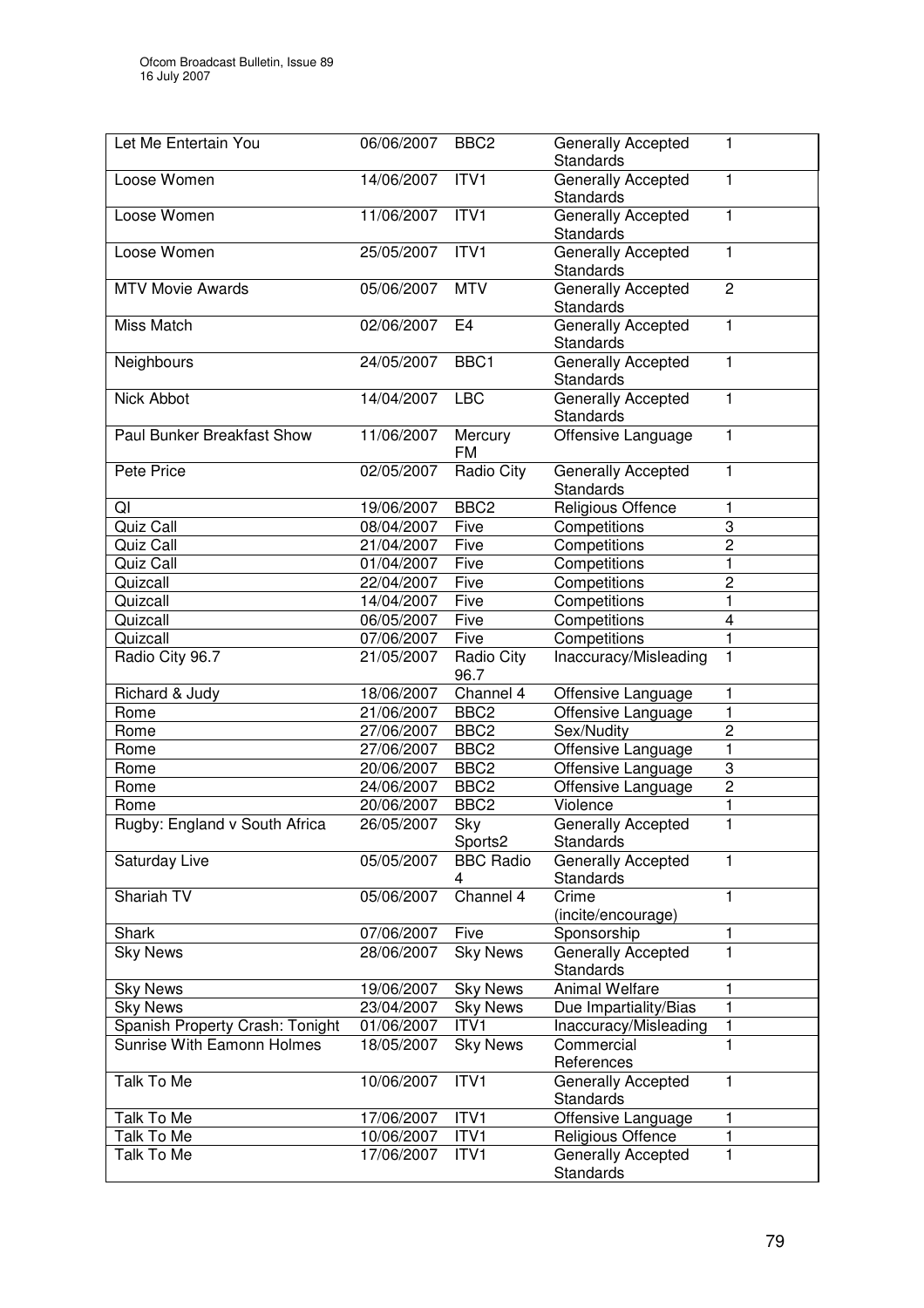| Let Me Entertain You | 06/06/2007 | BBC2 | Generally Accepted Standards | 1 |
|---|---|---|---|---|
| Loose Women | 14/06/2007 | ITV1 | Generally Accepted Standards | 1 |
| Loose Women | 11/06/2007 | ITV1 | Generally Accepted Standards | 1 |
| Loose Women | 25/05/2007 | ITV1 | Generally Accepted Standards | 1 |
| MTV Movie Awards | 05/06/2007 | MTV | Generally Accepted Standards | 2 |
| Miss Match | 02/06/2007 | E4 | Generally Accepted Standards | 1 |
| Neighbours | 24/05/2007 | BBC1 | Generally Accepted Standards | 1 |
| Nick Abbot | 14/04/2007 | LBC | Generally Accepted Standards | 1 |
| Paul Bunker Breakfast Show | 11/06/2007 | Mercury FM | Offensive Language | 1 |
| Pete Price | 02/05/2007 | Radio City | Generally Accepted Standards | 1 |
| QI | 19/06/2007 | BBC2 | Religious Offence | 1 |
| Quiz Call | 08/04/2007 | Five | Competitions | 3 |
| Quiz Call | 21/04/2007 | Five | Competitions | 2 |
| Quiz Call | 01/04/2007 | Five | Competitions | 1 |
| Quizcall | 22/04/2007 | Five | Competitions | 2 |
| Quizcall | 14/04/2007 | Five | Competitions | 1 |
| Quizcall | 06/05/2007 | Five | Competitions | 4 |
| Quizcall | 07/06/2007 | Five | Competitions | 1 |
| Radio City 96.7 | 21/05/2007 | Radio City 96.7 | Inaccuracy/Misleading | 1 |
| Richard & Judy | 18/06/2007 | Channel 4 | Offensive Language | 1 |
| Rome | 21/06/2007 | BBC2 | Offensive Language | 1 |
| Rome | 27/06/2007 | BBC2 | Sex/Nudity | 2 |
| Rome | 27/06/2007 | BBC2 | Offensive Language | 1 |
| Rome | 20/06/2007 | BBC2 | Offensive Language | 3 |
| Rome | 24/06/2007 | BBC2 | Offensive Language | 2 |
| Rome | 20/06/2007 | BBC2 | Violence | 1 |
| Rugby: England v South Africa | 26/05/2007 | Sky Sports2 | Generally Accepted Standards | 1 |
| Saturday Live | 05/05/2007 | BBC Radio 4 | Generally Accepted Standards | 1 |
| Shariah TV | 05/06/2007 | Channel 4 | Crime (incite/encourage) | 1 |
| Shark | 07/06/2007 | Five | Sponsorship | 1 |
| Sky News | 28/06/2007 | Sky News | Generally Accepted Standards | 1 |
| Sky News | 19/06/2007 | Sky News | Animal Welfare | 1 |
| Sky News | 23/04/2007 | Sky News | Due Impartiality/Bias | 1 |
| Spanish Property Crash: Tonight | 01/06/2007 | ITV1 | Inaccuracy/Misleading | 1 |
| Sunrise With Eamonn Holmes | 18/05/2007 | Sky News | Commercial References | 1 |
| Talk To Me | 10/06/2007 | ITV1 | Generally Accepted Standards | 1 |
| Talk To Me | 17/06/2007 | ITV1 | Offensive Language | 1 |
| Talk To Me | 10/06/2007 | ITV1 | Religious Offence | 1 |
| Talk To Me | 17/06/2007 | ITV1 | Generally Accepted Standards | 1 |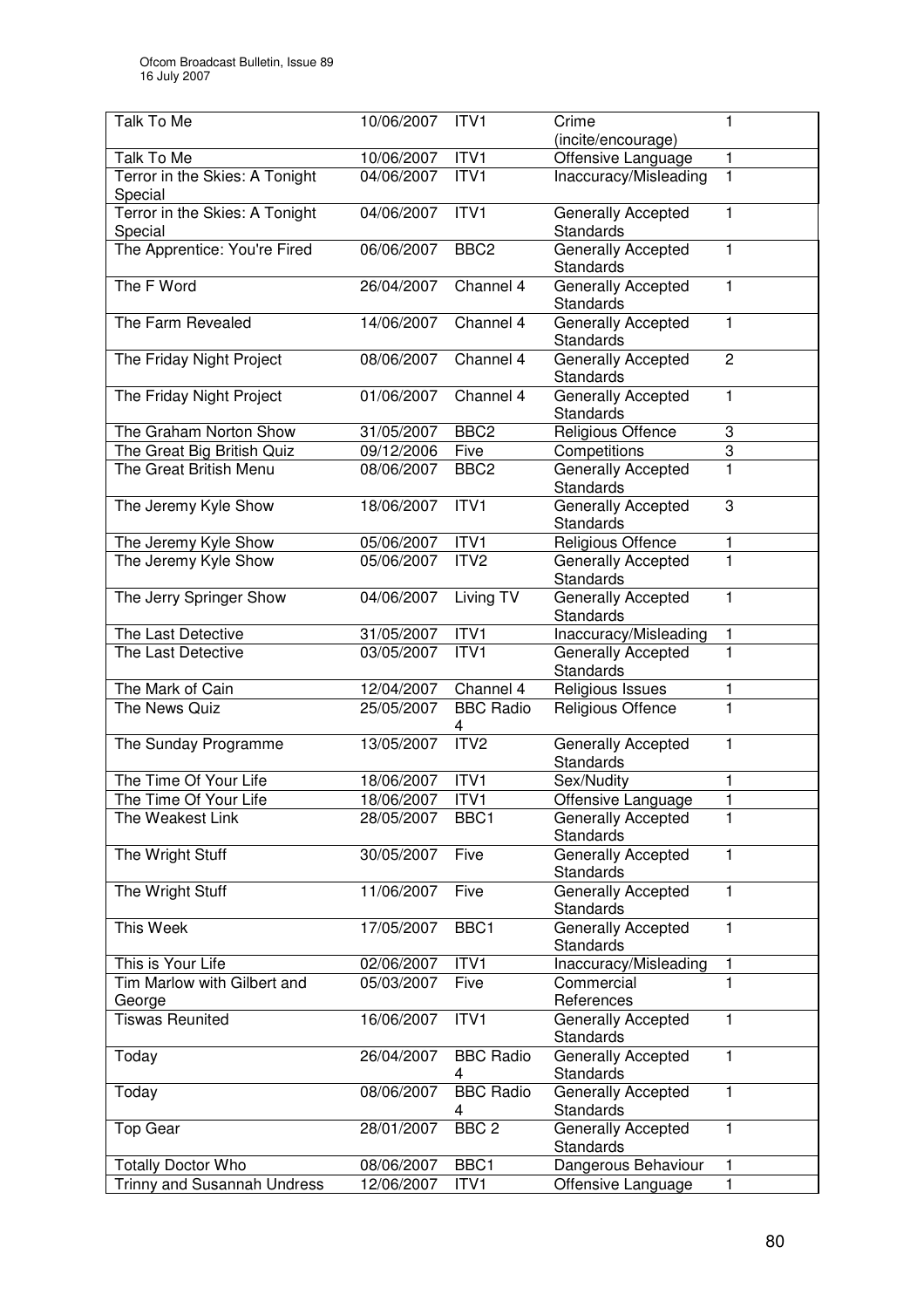| Talk To Me | 10/06/2007 | ITV1 | Crime (incite/encourage) | 1 |
|---|---|---|---|---|
| Talk To Me | 10/06/2007 | ITV1 | Offensive Language | 1 |
| Terror in the Skies: A Tonight Special | 04/06/2007 | ITV1 | Inaccuracy/Misleading | 1 |
| Terror in the Skies: A Tonight Special | 04/06/2007 | ITV1 | Generally Accepted Standards | 1 |
| The Apprentice: You're Fired | 06/06/2007 | BBC2 | Generally Accepted Standards | 1 |
| The F Word | 26/04/2007 | Channel 4 | Generally Accepted Standards | 1 |
| The Farm Revealed | 14/06/2007 | Channel 4 | Generally Accepted Standards | 1 |
| The Friday Night Project | 08/06/2007 | Channel 4 | Generally Accepted Standards | 2 |
| The Friday Night Project | 01/06/2007 | Channel 4 | Generally Accepted Standards | 1 |
| The Graham Norton Show | 31/05/2007 | BBC2 | Religious Offence | 3 |
| The Great Big British Quiz | 09/12/2006 | Five | Competitions | 3 |
| The Great British Menu | 08/06/2007 | BBC2 | Generally Accepted Standards | 1 |
| The Jeremy Kyle Show | 18/06/2007 | ITV1 | Generally Accepted Standards | 3 |
| The Jeremy Kyle Show | 05/06/2007 | ITV1 | Religious Offence | 1 |
| The Jeremy Kyle Show | 05/06/2007 | ITV2 | Generally Accepted Standards | 1 |
| The Jerry Springer Show | 04/06/2007 | Living TV | Generally Accepted Standards | 1 |
| The Last Detective | 31/05/2007 | ITV1 | Inaccuracy/Misleading | 1 |
| The Last Detective | 03/05/2007 | ITV1 | Generally Accepted Standards | 1 |
| The Mark of Cain | 12/04/2007 | Channel 4 | Religious Issues | 1 |
| The News Quiz | 25/05/2007 | BBC Radio 4 | Religious Offence | 1 |
| The Sunday Programme | 13/05/2007 | ITV2 | Generally Accepted Standards | 1 |
| The Time Of Your Life | 18/06/2007 | ITV1 | Sex/Nudity | 1 |
| The Time Of Your Life | 18/06/2007 | ITV1 | Offensive Language | 1 |
| The Weakest Link | 28/05/2007 | BBC1 | Generally Accepted Standards | 1 |
| The Wright Stuff | 30/05/2007 | Five | Generally Accepted Standards | 1 |
| The Wright Stuff | 11/06/2007 | Five | Generally Accepted Standards | 1 |
| This Week | 17/05/2007 | BBC1 | Generally Accepted Standards | 1 |
| This is Your Life | 02/06/2007 | ITV1 | Inaccuracy/Misleading | 1 |
| Tim Marlow with Gilbert and George | 05/03/2007 | Five | Commercial References | 1 |
| Tiswas Reunited | 16/06/2007 | ITV1 | Generally Accepted Standards | 1 |
| Today | 26/04/2007 | BBC Radio 4 | Generally Accepted Standards | 1 |
| Today | 08/06/2007 | BBC Radio 4 | Generally Accepted Standards | 1 |
| Top Gear | 28/01/2007 | BBC 2 | Generally Accepted Standards | 1 |
| Totally Doctor Who | 08/06/2007 | BBC1 | Dangerous Behaviour | 1 |
| Trinny and Susannah Undress | 12/06/2007 | ITV1 | Offensive Language | 1 |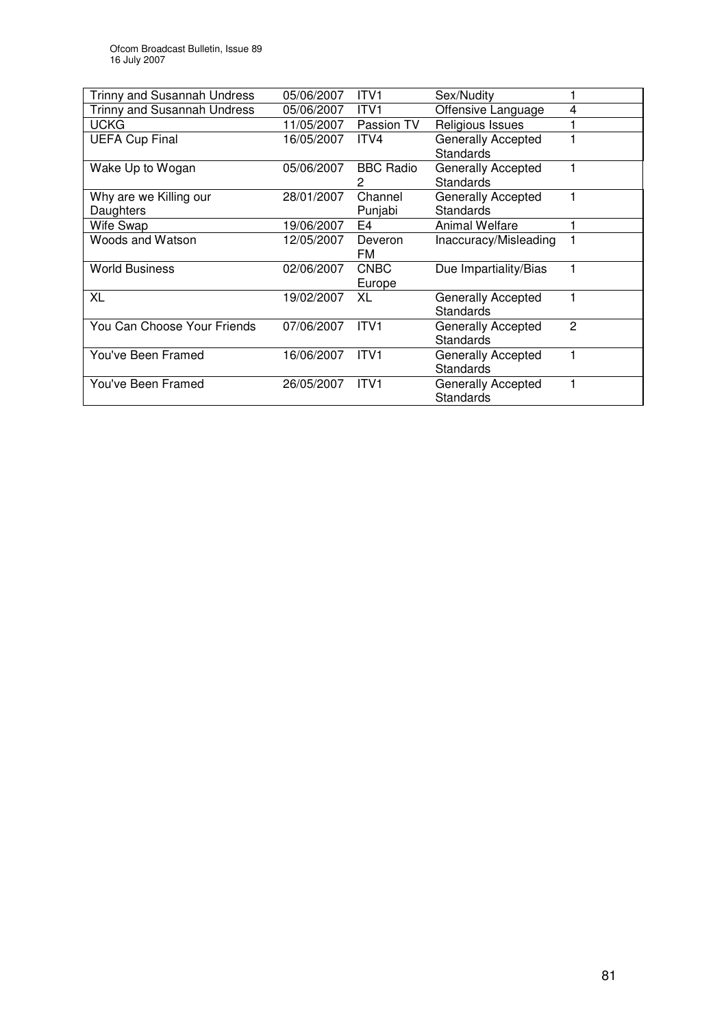| | | | | |
|---|---|---|---|---|
| Trinny and Susannah Undress | 05/06/2007 | ITV1 | Sex/Nudity | 1 |
| Trinny and Susannah Undress | 05/06/2007 | ITV1 | Offensive Language | 4 |
| UCKG | 11/05/2007 | Passion TV | Religious Issues | 1 |
| UEFA Cup Final | 16/05/2007 | ITV4 | Generally Accepted Standards | 1 |
| Wake Up to Wogan | 05/06/2007 | BBC Radio 2 | Generally Accepted Standards | 1 |
| Why are we Killing our Daughters | 28/01/2007 | Channel Punjabi | Generally Accepted Standards | 1 |
| Wife Swap | 19/06/2007 | E4 | Animal Welfare | 1 |
| Woods and Watson | 12/05/2007 | Deveron FM | Inaccuracy/Misleading | 1 |
| World Business | 02/06/2007 | CNBC Europe | Due Impartiality/Bias | 1 |
| XL | 19/02/2007 | XL | Generally Accepted Standards | 1 |
| You Can Choose Your Friends | 07/06/2007 | ITV1 | Generally Accepted Standards | 2 |
| You've Been Framed | 16/06/2007 | ITV1 | Generally Accepted Standards | 1 |
| You've Been Framed | 26/05/2007 | ITV1 | Generally Accepted Standards | 1 |